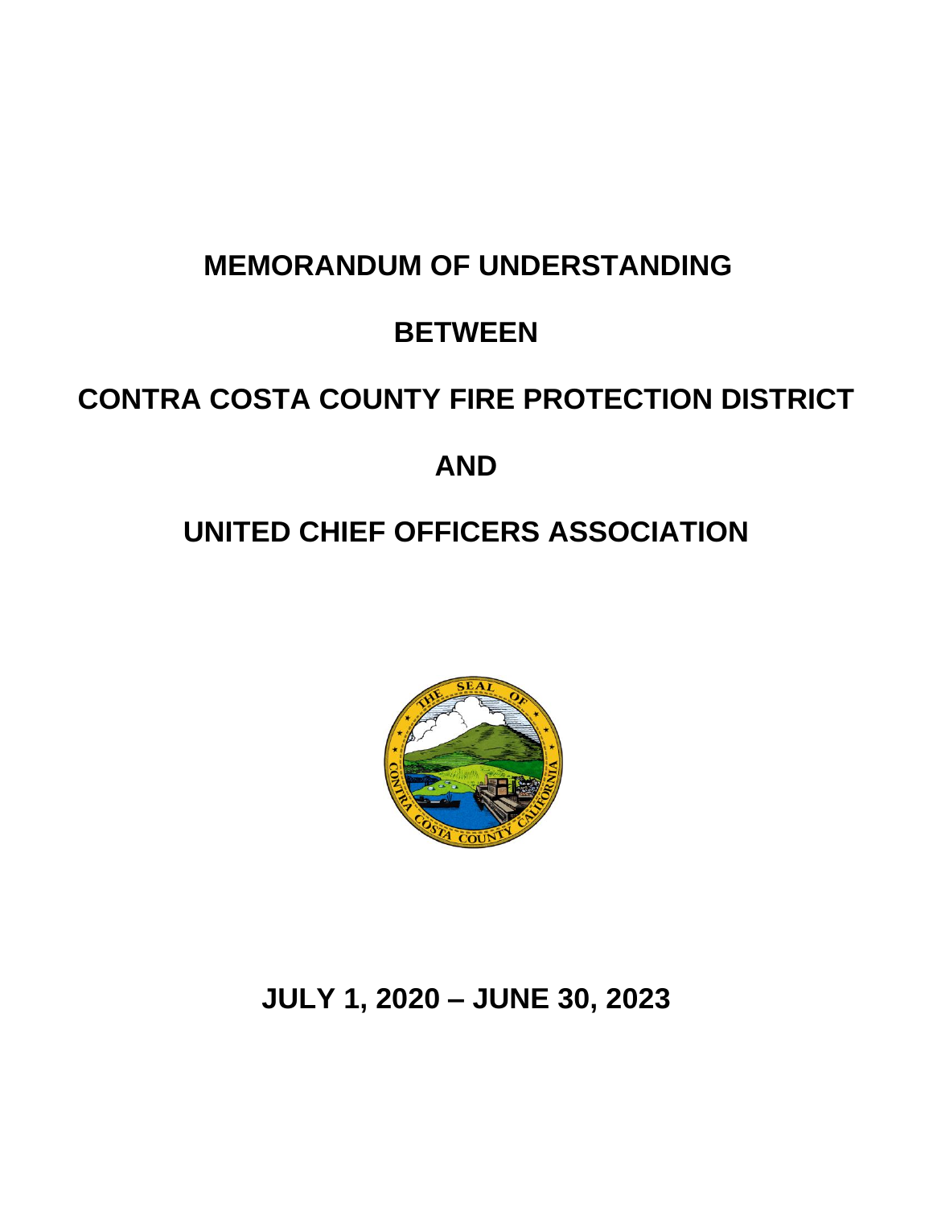# MEMORANDUM OF UNDERSTANDING

# BETWEEN

# CONTRA COSTA COUNTY FIRE PROTECTION DISTRICT

# AND

# UNITED CHIEF OFFICERS ASSOCIATION

**JULY 1, 2020 – JUNE 30, 2023**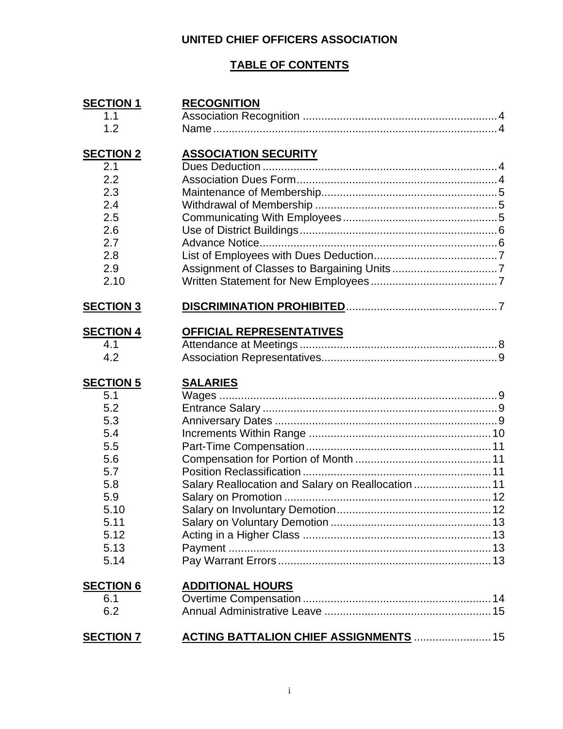# UNITED CHIEF OFFICERS ASSOCIATION

## TABLE OF CONTENTS

| | | |
|---|---|---|
| **SECTION 1** | **RECOGNITION** | |
| 1.1 | Association Recognition | 4 |
| 1.2 | Name | 4 |
| **SECTION 2** | **ASSOCIATION SECURITY** | |
| 2.1 | Dues Deduction | 4 |
| 2.2 | Association Dues Form | 4 |
| 2.3 | Maintenance of Membership | 5 |
| 2.4 | Withdrawal of Membership | 5 |
| 2.5 | Communicating With Employees | 5 |
| 2.6 | Use of District Buildings | 6 |
| 2.7 | Advance Notice | 6 |
| 2.8 | List of Employees with Dues Deduction | 7 |
| 2.9 | Assignment of Classes to Bargaining Units | 7 |
| 2.10 | Written Statement for New Employees | 7 |
| **SECTION 3** | **DISCRIMINATION PROHIBITED** | 7 |
| **SECTION 4** | **OFFICIAL REPRESENTATIVES** | |
| 4.1 | Attendance at Meetings | 8 |
| 4.2 | Association Representatives | 9 |
| **SECTION 5** | **SALARIES** | |
| 5.1 | Wages | 9 |
| 5.2 | Entrance Salary | 9 |
| 5.3 | Anniversary Dates | 9 |
| 5.4 | Increments Within Range | 10 |
| 5.5 | Part-Time Compensation | 11 |
| 5.6 | Compensation for Portion of Month | 11 |
| 5.7 | Position Reclassification | 11 |
| 5.8 | Salary Reallocation and Salary on Reallocation | 11 |
| 5.9 | Salary on Promotion | 12 |
| 5.10 | Salary on Involuntary Demotion | 12 |
| 5.11 | Salary on Voluntary Demotion | 13 |
| 5.12 | Acting in a Higher Class | 13 |
| 5.13 | Payment | 13 |
| 5.14 | Pay Warrant Errors | 13 |
| **SECTION 6** | **ADDITIONAL HOURS** | |
| 6.1 | Overtime Compensation | 14 |
| 6.2 | Annual Administrative Leave | 15 |
| **SECTION 7** | **ACTING BATTALION CHIEF ASSIGNMENTS** | 15 |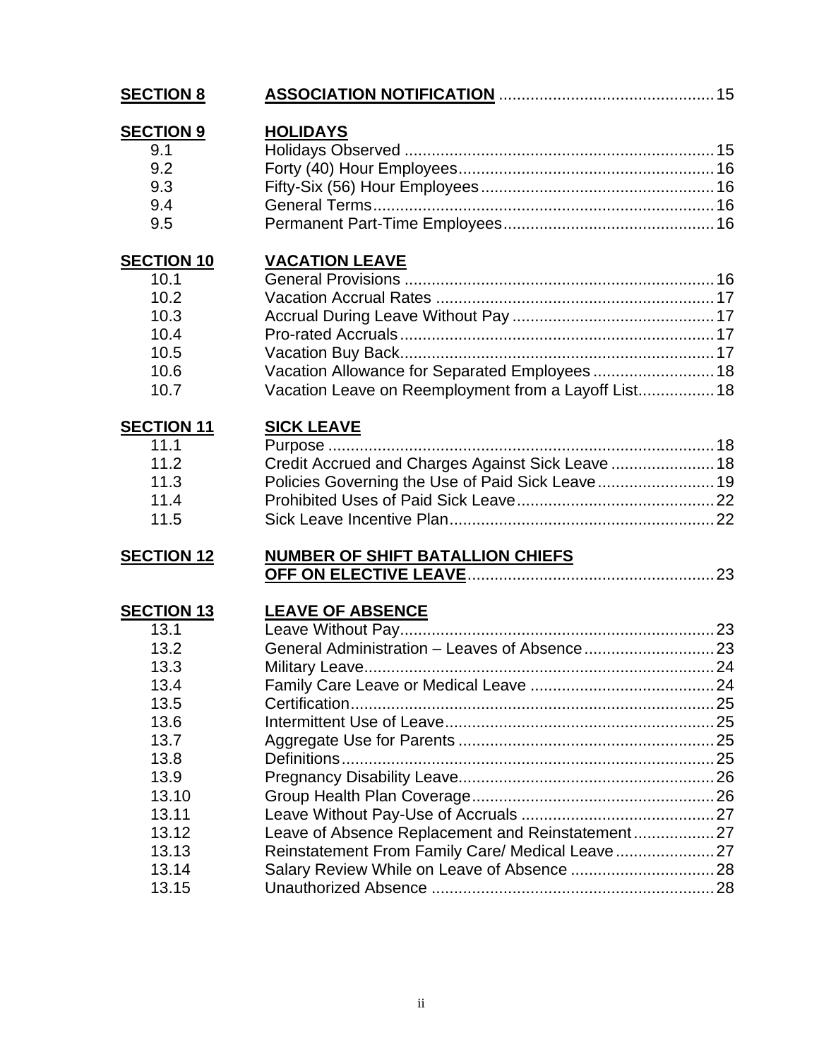| | | |
|---|---|---|
| **SECTION 8** | **ASSOCIATION NOTIFICATION** | 15 |
| **SECTION 9** | **HOLIDAYS** | |
| 9.1 | Holidays Observed | 15 |
| 9.2 | Forty (40) Hour Employees | 16 |
| 9.3 | Fifty-Six (56) Hour Employees | 16 |
| 9.4 | General Terms | 16 |
| 9.5 | Permanent Part-Time Employees | 16 |
| **SECTION 10** | **VACATION LEAVE** | |
| 10.1 | General Provisions | 16 |
| 10.2 | Vacation Accrual Rates | 17 |
| 10.3 | Accrual During Leave Without Pay | 17 |
| 10.4 | Pro-rated Accruals | 17 |
| 10.5 | Vacation Buy Back | 17 |
| 10.6 | Vacation Allowance for Separated Employees | 18 |
| 10.7 | Vacation Leave on Reemployment from a Layoff List | 18 |
| **SECTION 11** | **SICK LEAVE** | |
| 11.1 | Purpose | 18 |
| 11.2 | Credit Accrued and Charges Against Sick Leave | 18 |
| 11.3 | Policies Governing the Use of Paid Sick Leave | 19 |
| 11.4 | Prohibited Uses of Paid Sick Leave | 22 |
| 11.5 | Sick Leave Incentive Plan | 22 |
| **SECTION 12** | **NUMBER OF SHIFT BATALLION CHIEFS OFF ON ELECTIVE LEAVE** | 23 |
| **SECTION 13** | **LEAVE OF ABSENCE** | |
| 13.1 | Leave Without Pay | 23 |
| 13.2 | General Administration – Leaves of Absence | 23 |
| 13.3 | Military Leave | 24 |
| 13.4 | Family Care Leave or Medical Leave | 24 |
| 13.5 | Certification | 25 |
| 13.6 | Intermittent Use of Leave | 25 |
| 13.7 | Aggregate Use for Parents | 25 |
| 13.8 | Definitions | 25 |
| 13.9 | Pregnancy Disability Leave | 26 |
| 13.10 | Group Health Plan Coverage | 26 |
| 13.11 | Leave Without Pay-Use of Accruals | 27 |
| 13.12 | Leave of Absence Replacement and Reinstatement | 27 |
| 13.13 | Reinstatement From Family Care/ Medical Leave | 27 |
| 13.14 | Salary Review While on Leave of Absence | 28 |
| 13.15 | Unauthorized Absence | 28 |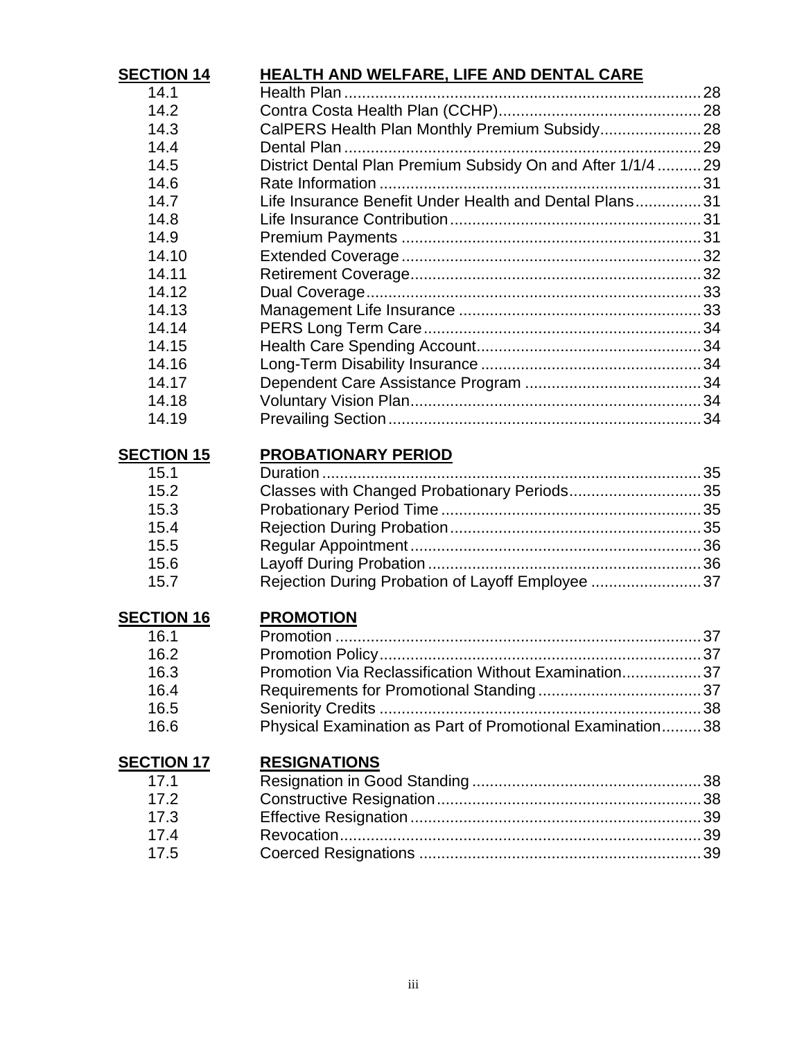| **SECTION 14** | **HEALTH AND WELFARE, LIFE AND DENTAL CARE** | |
|---|---|---|
| 14.1 | Health Plan | 28 |
| 14.2 | Contra Costa Health Plan (CCHP) | 28 |
| 14.3 | CalPERS Health Plan Monthly Premium Subsidy | 28 |
| 14.4 | Dental Plan | 29 |
| 14.5 | District Dental Plan Premium Subsidy On and After 1/1/4 | 29 |
| 14.6 | Rate Information | 31 |
| 14.7 | Life Insurance Benefit Under Health and Dental Plans | 31 |
| 14.8 | Life Insurance Contribution | 31 |
| 14.9 | Premium Payments | 31 |
| 14.10 | Extended Coverage | 32 |
| 14.11 | Retirement Coverage | 32 |
| 14.12 | Dual Coverage | 33 |
| 14.13 | Management Life Insurance | 33 |
| 14.14 | PERS Long Term Care | 34 |
| 14.15 | Health Care Spending Account | 34 |
| 14.16 | Long-Term Disability Insurance | 34 |
| 14.17 | Dependent Care Assistance Program | 34 |
| 14.18 | Voluntary Vision Plan | 34 |
| 14.19 | Prevailing Section | 34 |

| **SECTION 15** | **PROBATIONARY PERIOD** | |
|---|---|---|
| 15.1 | Duration | 35 |
| 15.2 | Classes with Changed Probationary Periods | 35 |
| 15.3 | Probationary Period Time | 35 |
| 15.4 | Rejection During Probation | 35 |
| 15.5 | Regular Appointment | 36 |
| 15.6 | Layoff During Probation | 36 |
| 15.7 | Rejection During Probation of Layoff Employee | 37 |

| **SECTION 16** | **PROMOTION** | |
|---|---|---|
| 16.1 | Promotion | 37 |
| 16.2 | Promotion Policy | 37 |
| 16.3 | Promotion Via Reclassification Without Examination | 37 |
| 16.4 | Requirements for Promotional Standing | 37 |
| 16.5 | Seniority Credits | 38 |
| 16.6 | Physical Examination as Part of Promotional Examination | 38 |

| **SECTION 17** | **RESIGNATIONS** | |
|---|---|---|
| 17.1 | Resignation in Good Standing | 38 |
| 17.2 | Constructive Resignation | 38 |
| 17.3 | Effective Resignation | 39 |
| 17.4 | Revocation | 39 |
| 17.5 | Coerced Resignations | 39 |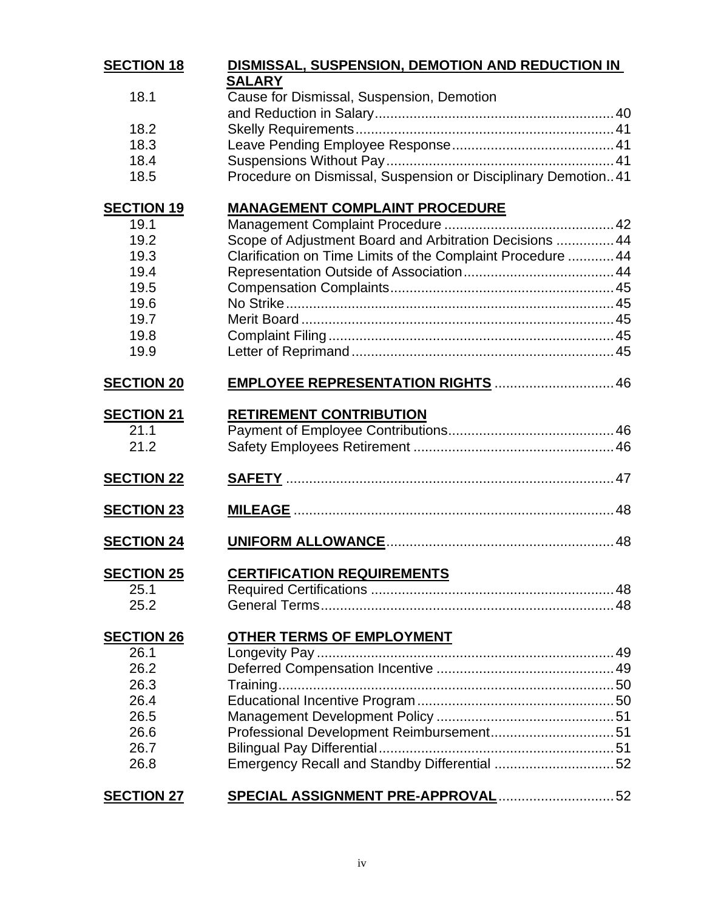| | | |
|---|---|---|
| **SECTION 18** | **DISMISSAL, SUSPENSION, DEMOTION AND REDUCTION IN SALARY** | |
| 18.1 | Cause for Dismissal, Suspension, Demotion and Reduction in Salary | 40 |
| 18.2 | Skelly Requirements | 41 |
| 18.3 | Leave Pending Employee Response | 41 |
| 18.4 | Suspensions Without Pay | 41 |
| 18.5 | Procedure on Dismissal, Suspension or Disciplinary Demotion | 41 |
| **SECTION 19** | **MANAGEMENT COMPLAINT PROCEDURE** | |
| 19.1 | Management Complaint Procedure | 42 |
| 19.2 | Scope of Adjustment Board and Arbitration Decisions | 44 |
| 19.3 | Clarification on Time Limits of the Complaint Procedure | 44 |
| 19.4 | Representation Outside of Association | 44 |
| 19.5 | Compensation Complaints | 45 |
| 19.6 | No Strike | 45 |
| 19.7 | Merit Board | 45 |
| 19.8 | Complaint Filing | 45 |
| 19.9 | Letter of Reprimand | 45 |
| **SECTION 20** | **EMPLOYEE REPRESENTATION RIGHTS** | 46 |
| **SECTION 21** | **RETIREMENT CONTRIBUTION** | |
| 21.1 | Payment of Employee Contributions | 46 |
| 21.2 | Safety Employees Retirement | 46 |
| **SECTION 22** | **SAFETY** | 47 |
| **SECTION 23** | **MILEAGE** | 48 |
| **SECTION 24** | **UNIFORM ALLOWANCE** | 48 |
| **SECTION 25** | **CERTIFICATION REQUIREMENTS** | |
| 25.1 | Required Certifications | 48 |
| 25.2 | General Terms | 48 |
| **SECTION 26** | **OTHER TERMS OF EMPLOYMENT** | |
| 26.1 | Longevity Pay | 49 |
| 26.2 | Deferred Compensation Incentive | 49 |
| 26.3 | Training | 50 |
| 26.4 | Educational Incentive Program | 50 |
| 26.5 | Management Development Policy | 51 |
| 26.6 | Professional Development Reimbursement | 51 |
| 26.7 | Bilingual Pay Differential | 51 |
| 26.8 | Emergency Recall and Standby Differential | 52 |
| **SECTION 27** | **SPECIAL ASSIGNMENT PRE-APPROVAL** | 52 |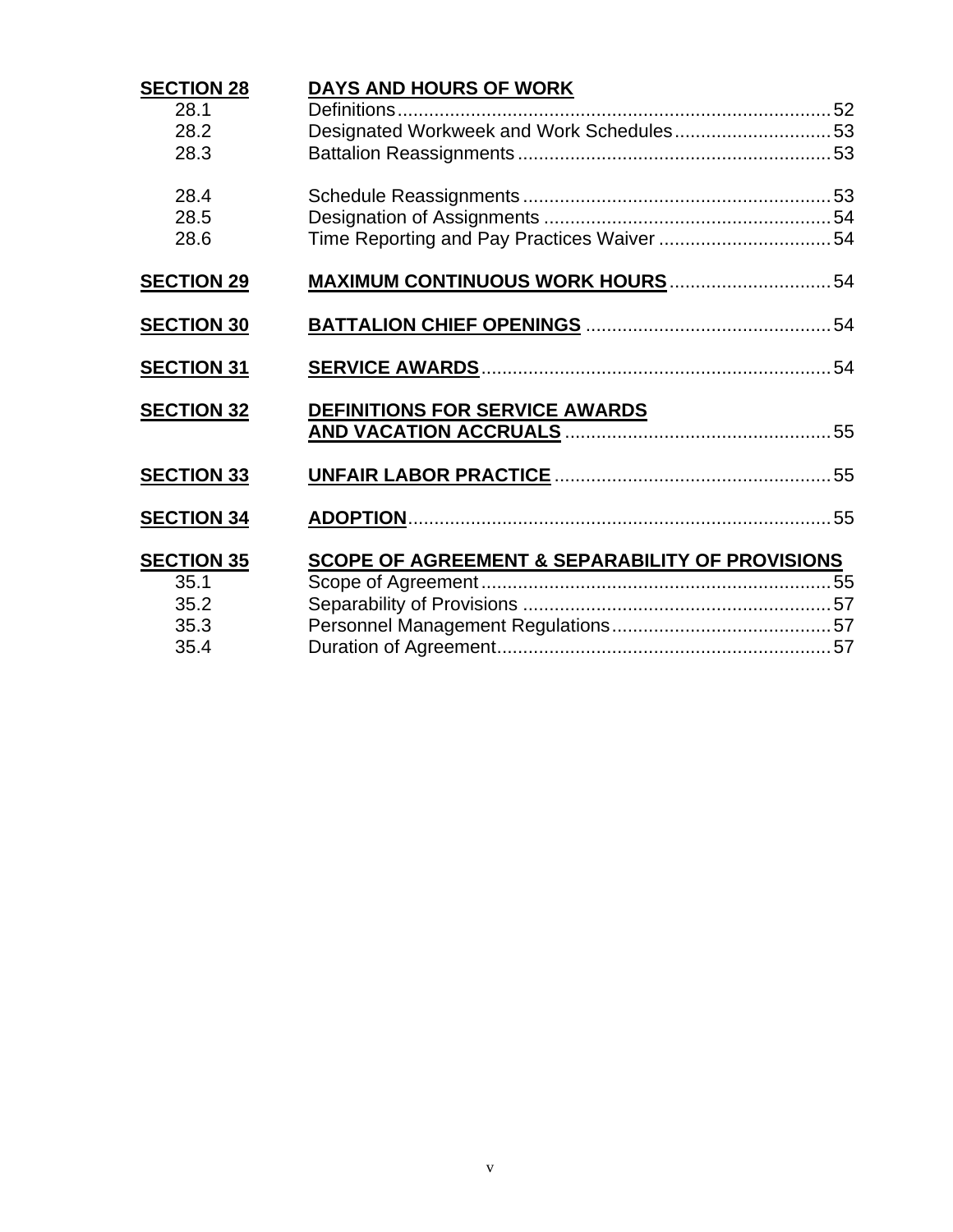| | | |
|---|---|---|
| **SECTION 28** | **DAYS AND HOURS OF WORK** | |
| 28.1 | Definitions | 52 |
| 28.2 | Designated Workweek and Work Schedules | 53 |
| 28.3 | Battalion Reassignments | 53 |
| 28.4 | Schedule Reassignments | 53 |
| 28.5 | Designation of Assignments | 54 |
| 28.6 | Time Reporting and Pay Practices Waiver | 54 |
| **SECTION 29** | **MAXIMUM CONTINUOUS WORK HOURS** | 54 |
| **SECTION 30** | **BATTALION CHIEF OPENINGS** | 54 |
| **SECTION 31** | **SERVICE AWARDS** | 54 |
| **SECTION 32** | **DEFINITIONS FOR SERVICE AWARDS AND VACATION ACCRUALS** | 55 |
| **SECTION 33** | **UNFAIR LABOR PRACTICE** | 55 |
| **SECTION 34** | **ADOPTION** | 55 |
| **SECTION 35** | **SCOPE OF AGREEMENT & SEPARABILITY OF PROVISIONS** | |
| 35.1 | Scope of Agreement | 55 |
| 35.2 | Separability of Provisions | 57 |
| 35.3 | Personnel Management Regulations | 57 |
| 35.4 | Duration of Agreement | 57 |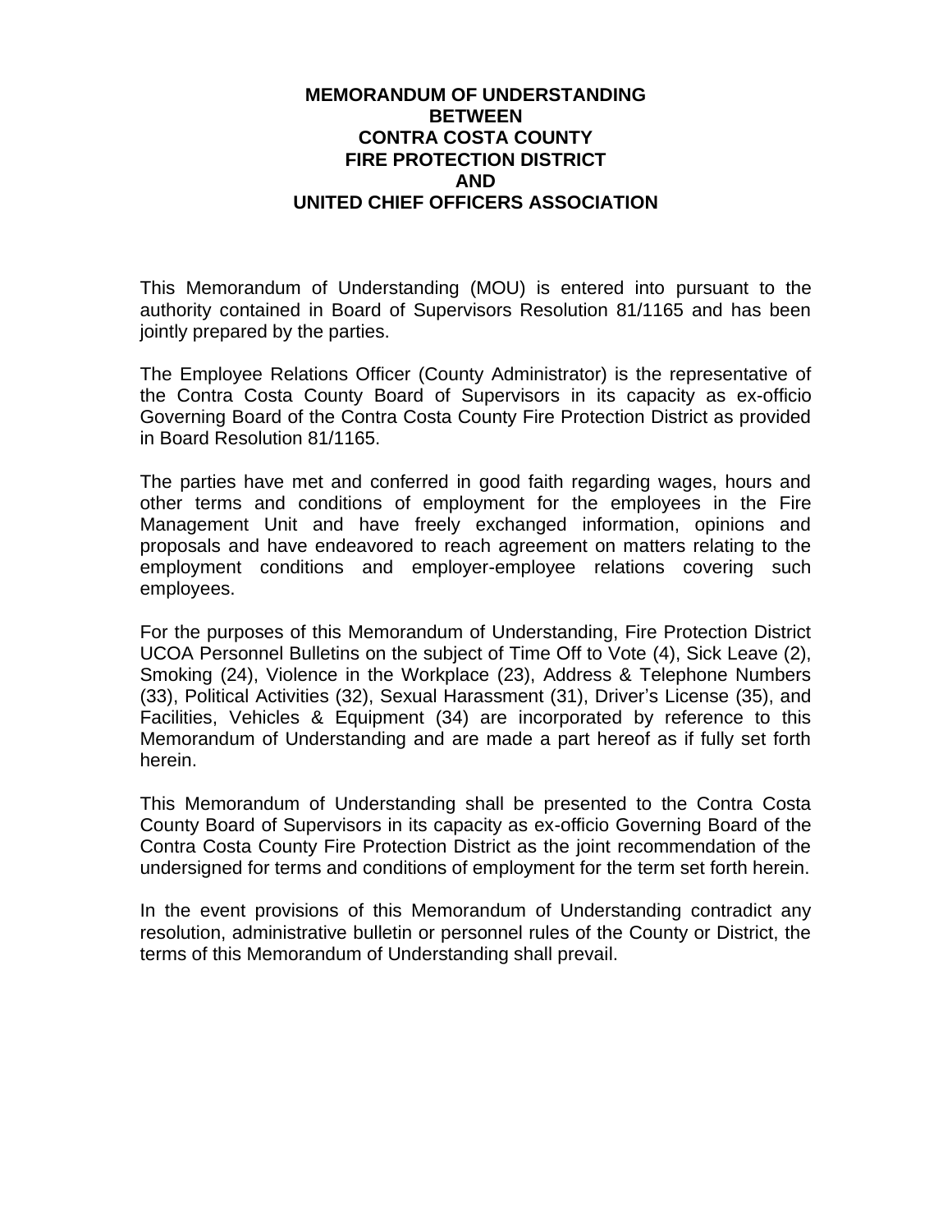# MEMORANDUM OF UNDERSTANDING BETWEEN CONTRA COSTA COUNTY FIRE PROTECTION DISTRICT AND UNITED CHIEF OFFICERS ASSOCIATION

This Memorandum of Understanding (MOU) is entered into pursuant to the authority contained in Board of Supervisors Resolution 81/1165 and has been jointly prepared by the parties.

The Employee Relations Officer (County Administrator) is the representative of the Contra Costa County Board of Supervisors in its capacity as ex-officio Governing Board of the Contra Costa County Fire Protection District as provided in Board Resolution 81/1165.

The parties have met and conferred in good faith regarding wages, hours and other terms and conditions of employment for the employees in the Fire Management Unit and have freely exchanged information, opinions and proposals and have endeavored to reach agreement on matters relating to the employment conditions and employer-employee relations covering such employees.

For the purposes of this Memorandum of Understanding, Fire Protection District UCOA Personnel Bulletins on the subject of Time Off to Vote (4), Sick Leave (2), Smoking (24), Violence in the Workplace (23), Address & Telephone Numbers (33), Political Activities (32), Sexual Harassment (31), Driver's License (35), and Facilities, Vehicles & Equipment (34) are incorporated by reference to this Memorandum of Understanding and are made a part hereof as if fully set forth herein.

This Memorandum of Understanding shall be presented to the Contra Costa County Board of Supervisors in its capacity as ex-officio Governing Board of the Contra Costa County Fire Protection District as the joint recommendation of the undersigned for terms and conditions of employment for the term set forth herein.

In the event provisions of this Memorandum of Understanding contradict any resolution, administrative bulletin or personnel rules of the County or District, the terms of this Memorandum of Understanding shall prevail.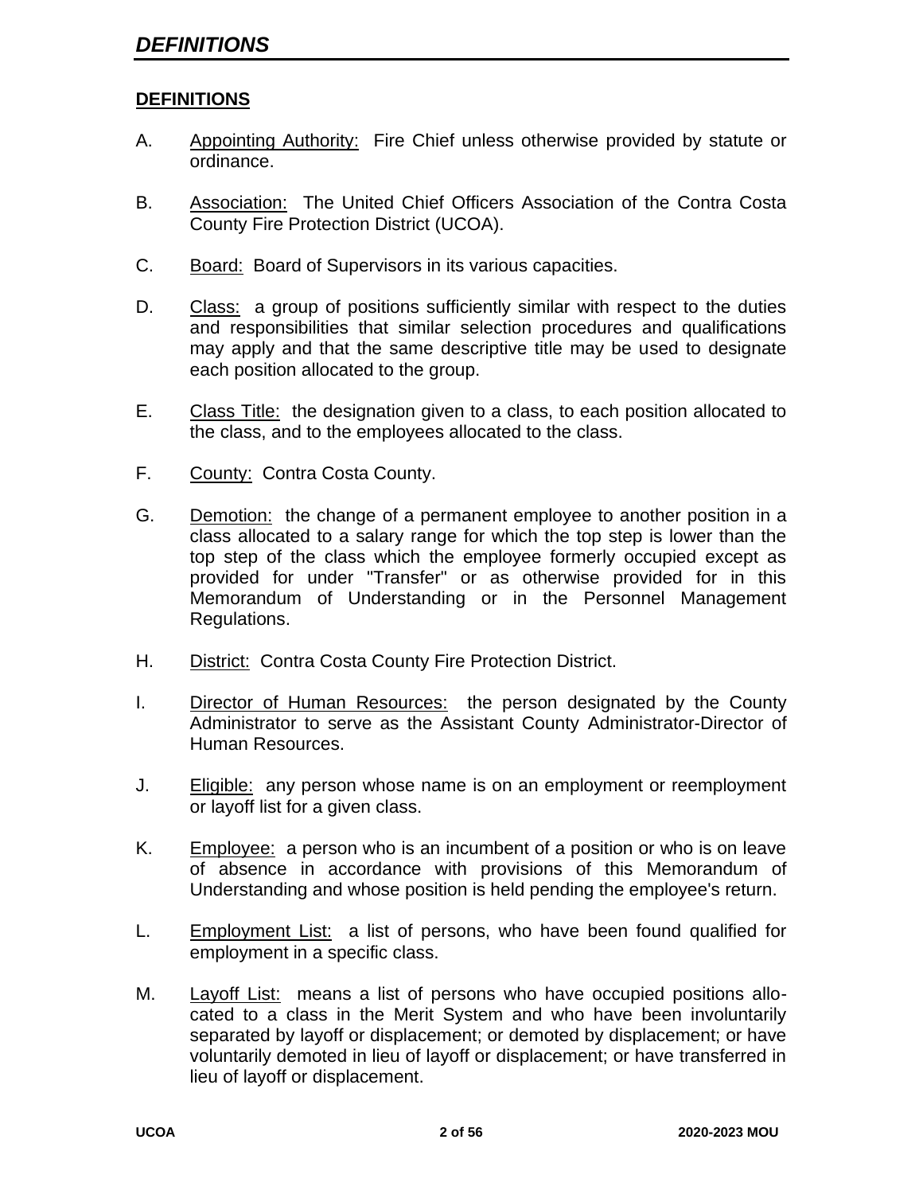# *DEFINITIONS*

## DEFINITIONS

A. Appointing Authority: Fire Chief unless otherwise provided by statute or ordinance.

B. Association: The United Chief Officers Association of the Contra Costa County Fire Protection District (UCOA).

C. Board: Board of Supervisors in its various capacities.

D. Class: a group of positions sufficiently similar with respect to the duties and responsibilities that similar selection procedures and qualifications may apply and that the same descriptive title may be used to designate each position allocated to the group.

E. Class Title: the designation given to a class, to each position allocated to the class, and to the employees allocated to the class.

F. County: Contra Costa County.

G. Demotion: the change of a permanent employee to another position in a class allocated to a salary range for which the top step is lower than the top step of the class which the employee formerly occupied except as provided for under "Transfer" or as otherwise provided for in this Memorandum of Understanding or in the Personnel Management Regulations.

H. District: Contra Costa County Fire Protection District.

I. Director of Human Resources: the person designated by the County Administrator to serve as the Assistant County Administrator-Director of Human Resources.

J. Eligible: any person whose name is on an employment or reemployment or layoff list for a given class.

K. Employee: a person who is an incumbent of a position or who is on leave of absence in accordance with provisions of this Memorandum of Understanding and whose position is held pending the employee's return.

L. Employment List: a list of persons, who have been found qualified for employment in a specific class.

M. Layoff List: means a list of persons who have occupied positions allocated to a class in the Merit System and who have been involuntarily separated by layoff or displacement; or demoted by displacement; or have voluntarily demoted in lieu of layoff or displacement; or have transferred in lieu of layoff or displacement.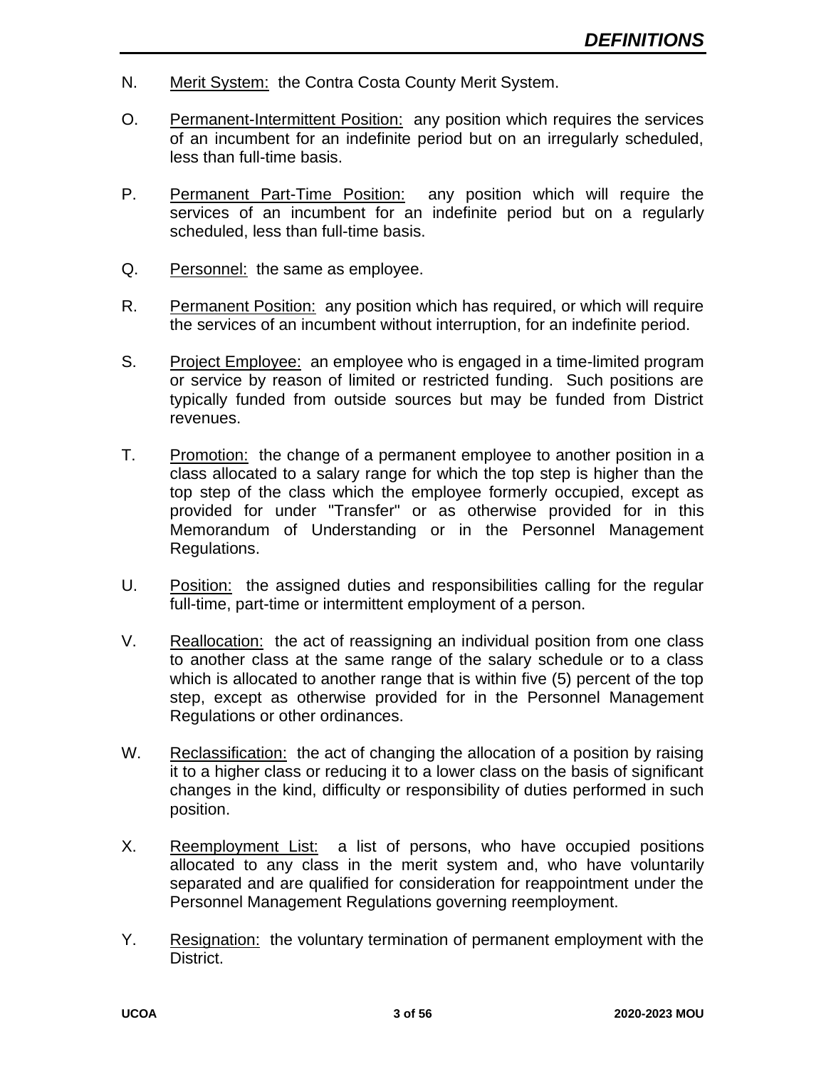N. Merit System: the Contra Costa County Merit System.

O. Permanent-Intermittent Position: any position which requires the services of an incumbent for an indefinite period but on an irregularly scheduled, less than full-time basis.

P. Permanent Part-Time Position: any position which will require the services of an incumbent for an indefinite period but on a regularly scheduled, less than full-time basis.

Q. Personnel: the same as employee.

R. Permanent Position: any position which has required, or which will require the services of an incumbent without interruption, for an indefinite period.

S. Project Employee: an employee who is engaged in a time-limited program or service by reason of limited or restricted funding. Such positions are typically funded from outside sources but may be funded from District revenues.

T. Promotion: the change of a permanent employee to another position in a class allocated to a salary range for which the top step is higher than the top step of the class which the employee formerly occupied, except as provided for under "Transfer" or as otherwise provided for in this Memorandum of Understanding or in the Personnel Management Regulations.

U. Position: the assigned duties and responsibilities calling for the regular full-time, part-time or intermittent employment of a person.

V. Reallocation: the act of reassigning an individual position from one class to another class at the same range of the salary schedule or to a class which is allocated to another range that is within five (5) percent of the top step, except as otherwise provided for in the Personnel Management Regulations or other ordinances.

W. Reclassification: the act of changing the allocation of a position by raising it to a higher class or reducing it to a lower class on the basis of significant changes in the kind, difficulty or responsibility of duties performed in such position.

X. Reemployment List: a list of persons, who have occupied positions allocated to any class in the merit system and, who have voluntarily separated and are qualified for consideration for reappointment under the Personnel Management Regulations governing reemployment.

Y. Resignation: the voluntary termination of permanent employment with the District.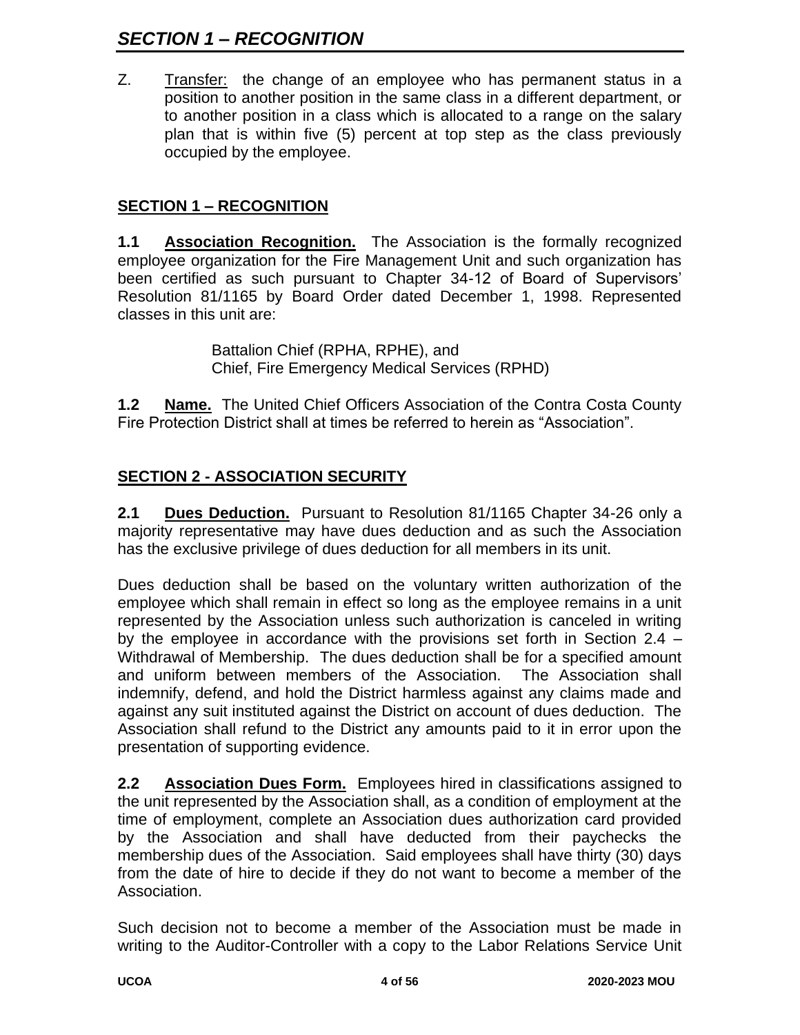Z. Transfer: the change of an employee who has permanent status in a position to another position in the same class in a different department, or to another position in a class which is allocated to a range on the salary plan that is within five (5) percent at top step as the class previously occupied by the employee.

## SECTION 1 – RECOGNITION

**1.1 Association Recognition.** The Association is the formally recognized employee organization for the Fire Management Unit and such organization has been certified as such pursuant to Chapter 34-12 of Board of Supervisors' Resolution 81/1165 by Board Order dated December 1, 1998. Represented classes in this unit are:

Battalion Chief (RPHA, RPHE), and
Chief, Fire Emergency Medical Services (RPHD)

**1.2 Name.** The United Chief Officers Association of the Contra Costa County Fire Protection District shall at times be referred to herein as "Association".

## SECTION 2 - ASSOCIATION SECURITY

**2.1 Dues Deduction.** Pursuant to Resolution 81/1165 Chapter 34-26 only a majority representative may have dues deduction and as such the Association has the exclusive privilege of dues deduction for all members in its unit.

Dues deduction shall be based on the voluntary written authorization of the employee which shall remain in effect so long as the employee remains in a unit represented by the Association unless such authorization is canceled in writing by the employee in accordance with the provisions set forth in Section 2.4 – Withdrawal of Membership. The dues deduction shall be for a specified amount and uniform between members of the Association. The Association shall indemnify, defend, and hold the District harmless against any claims made and against any suit instituted against the District on account of dues deduction. The Association shall refund to the District any amounts paid to it in error upon the presentation of supporting evidence.

**2.2 Association Dues Form.** Employees hired in classifications assigned to the unit represented by the Association shall, as a condition of employment at the time of employment, complete an Association dues authorization card provided by the Association and shall have deducted from their paychecks the membership dues of the Association. Said employees shall have thirty (30) days from the date of hire to decide if they do not want to become a member of the Association.

Such decision not to become a member of the Association must be made in writing to the Auditor-Controller with a copy to the Labor Relations Service Unit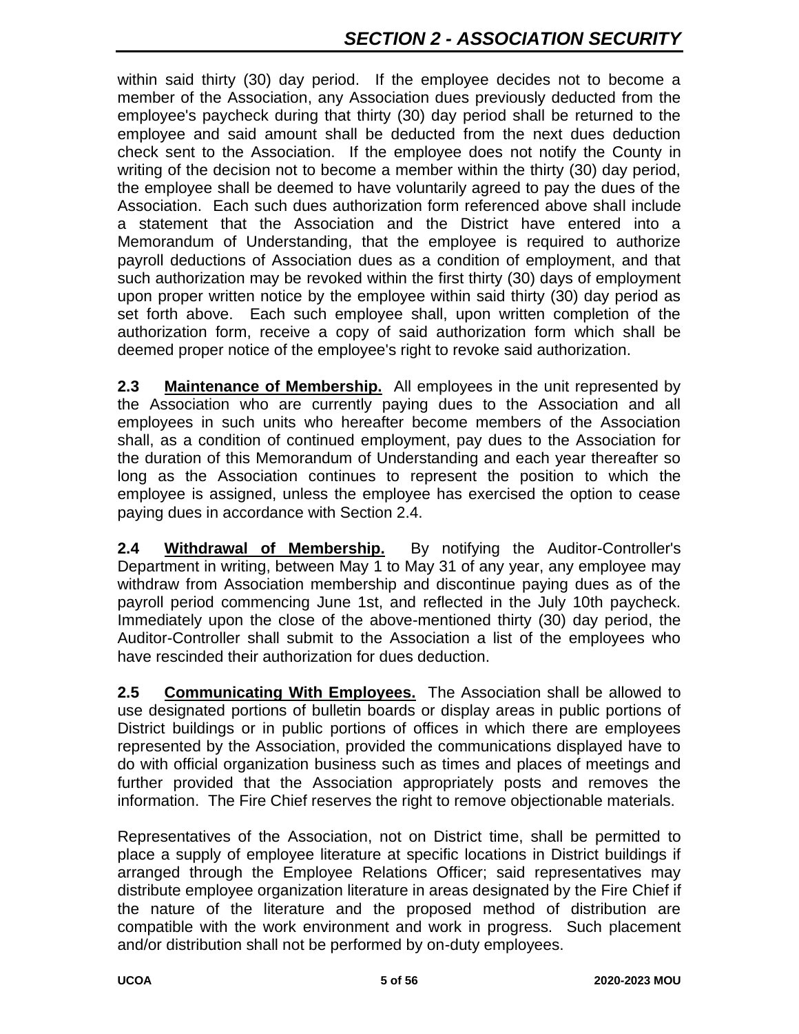within said thirty (30) day period. If the employee decides not to become a member of the Association, any Association dues previously deducted from the employee's paycheck during that thirty (30) day period shall be returned to the employee and said amount shall be deducted from the next dues deduction check sent to the Association. If the employee does not notify the County in writing of the decision not to become a member within the thirty (30) day period, the employee shall be deemed to have voluntarily agreed to pay the dues of the Association. Each such dues authorization form referenced above shall include a statement that the Association and the District have entered into a Memorandum of Understanding, that the employee is required to authorize payroll deductions of Association dues as a condition of employment, and that such authorization may be revoked within the first thirty (30) days of employment upon proper written notice by the employee within said thirty (30) day period as set forth above. Each such employee shall, upon written completion of the authorization form, receive a copy of said authorization form which shall be deemed proper notice of the employee's right to revoke said authorization.

**2.3 Maintenance of Membership.** All employees in the unit represented by the Association who are currently paying dues to the Association and all employees in such units who hereafter become members of the Association shall, as a condition of continued employment, pay dues to the Association for the duration of this Memorandum of Understanding and each year thereafter so long as the Association continues to represent the position to which the employee is assigned, unless the employee has exercised the option to cease paying dues in accordance with Section 2.4.

**2.4 Withdrawal of Membership.** By notifying the Auditor-Controller's Department in writing, between May 1 to May 31 of any year, any employee may withdraw from Association membership and discontinue paying dues as of the payroll period commencing June 1st, and reflected in the July 10th paycheck. Immediately upon the close of the above-mentioned thirty (30) day period, the Auditor-Controller shall submit to the Association a list of the employees who have rescinded their authorization for dues deduction.

**2.5 Communicating With Employees.** The Association shall be allowed to use designated portions of bulletin boards or display areas in public portions of District buildings or in public portions of offices in which there are employees represented by the Association, provided the communications displayed have to do with official organization business such as times and places of meetings and further provided that the Association appropriately posts and removes the information. The Fire Chief reserves the right to remove objectionable materials.

Representatives of the Association, not on District time, shall be permitted to place a supply of employee literature at specific locations in District buildings if arranged through the Employee Relations Officer; said representatives may distribute employee organization literature in areas designated by the Fire Chief if the nature of the literature and the proposed method of distribution are compatible with the work environment and work in progress. Such placement and/or distribution shall not be performed by on-duty employees.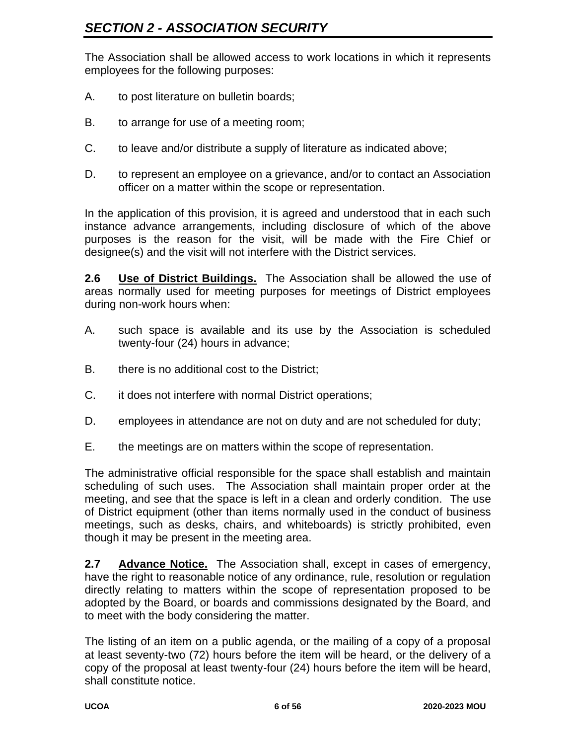## *SECTION 2 - ASSOCIATION SECURITY*

The Association shall be allowed access to work locations in which it represents employees for the following purposes:

A. to post literature on bulletin boards;

B. to arrange for use of a meeting room;

C. to leave and/or distribute a supply of literature as indicated above;

D. to represent an employee on a grievance, and/or to contact an Association officer on a matter within the scope or representation.

In the application of this provision, it is agreed and understood that in each such instance advance arrangements, including disclosure of which of the above purposes is the reason for the visit, will be made with the Fire Chief or designee(s) and the visit will not interfere with the District services.

**2.6 Use of District Buildings.** The Association shall be allowed the use of areas normally used for meeting purposes for meetings of District employees during non-work hours when:

A. such space is available and its use by the Association is scheduled twenty-four (24) hours in advance;

B. there is no additional cost to the District;

C. it does not interfere with normal District operations;

D. employees in attendance are not on duty and are not scheduled for duty;

E. the meetings are on matters within the scope of representation.

The administrative official responsible for the space shall establish and maintain scheduling of such uses. The Association shall maintain proper order at the meeting, and see that the space is left in a clean and orderly condition. The use of District equipment (other than items normally used in the conduct of business meetings, such as desks, chairs, and whiteboards) is strictly prohibited, even though it may be present in the meeting area.

**2.7 Advance Notice.** The Association shall, except in cases of emergency, have the right to reasonable notice of any ordinance, rule, resolution or regulation directly relating to matters within the scope of representation proposed to be adopted by the Board, or boards and commissions designated by the Board, and to meet with the body considering the matter.

The listing of an item on a public agenda, or the mailing of a copy of a proposal at least seventy-two (72) hours before the item will be heard, or the delivery of a copy of the proposal at least twenty-four (24) hours before the item will be heard, shall constitute notice.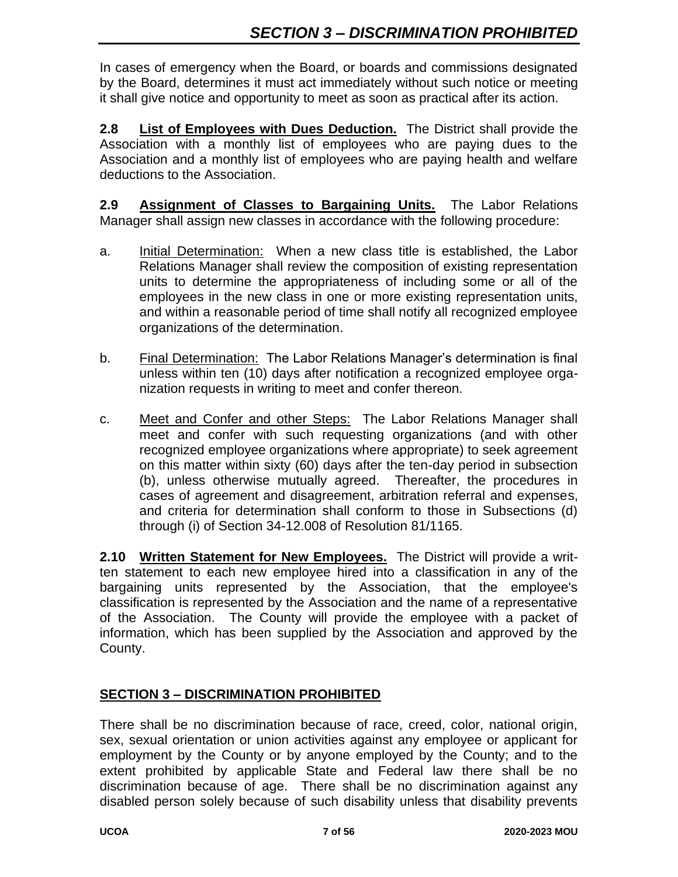In cases of emergency when the Board, or boards and commissions designated by the Board, determines it must act immediately without such notice or meeting it shall give notice and opportunity to meet as soon as practical after its action.

**2.8 List of Employees with Dues Deduction.** The District shall provide the Association with a monthly list of employees who are paying dues to the Association and a monthly list of employees who are paying health and welfare deductions to the Association.

**2.9 Assignment of Classes to Bargaining Units.** The Labor Relations Manager shall assign new classes in accordance with the following procedure:

a. Initial Determination: When a new class title is established, the Labor Relations Manager shall review the composition of existing representation units to determine the appropriateness of including some or all of the employees in the new class in one or more existing representation units, and within a reasonable period of time shall notify all recognized employee organizations of the determination.

b. Final Determination: The Labor Relations Manager's determination is final unless within ten (10) days after notification a recognized employee organization requests in writing to meet and confer thereon.

c. Meet and Confer and other Steps: The Labor Relations Manager shall meet and confer with such requesting organizations (and with other recognized employee organizations where appropriate) to seek agreement on this matter within sixty (60) days after the ten-day period in subsection (b), unless otherwise mutually agreed. Thereafter, the procedures in cases of agreement and disagreement, arbitration referral and expenses, and criteria for determination shall conform to those in Subsections (d) through (i) of Section 34-12.008 of Resolution 81/1165.

**2.10 Written Statement for New Employees.** The District will provide a written statement to each new employee hired into a classification in any of the bargaining units represented by the Association, that the employee's classification is represented by the Association and the name of a representative of the Association. The County will provide the employee with a packet of information, which has been supplied by the Association and approved by the County.

## SECTION 3 – DISCRIMINATION PROHIBITED

There shall be no discrimination because of race, creed, color, national origin, sex, sexual orientation or union activities against any employee or applicant for employment by the County or by anyone employed by the County; and to the extent prohibited by applicable State and Federal law there shall be no discrimination because of age. There shall be no discrimination against any disabled person solely because of such disability unless that disability prevents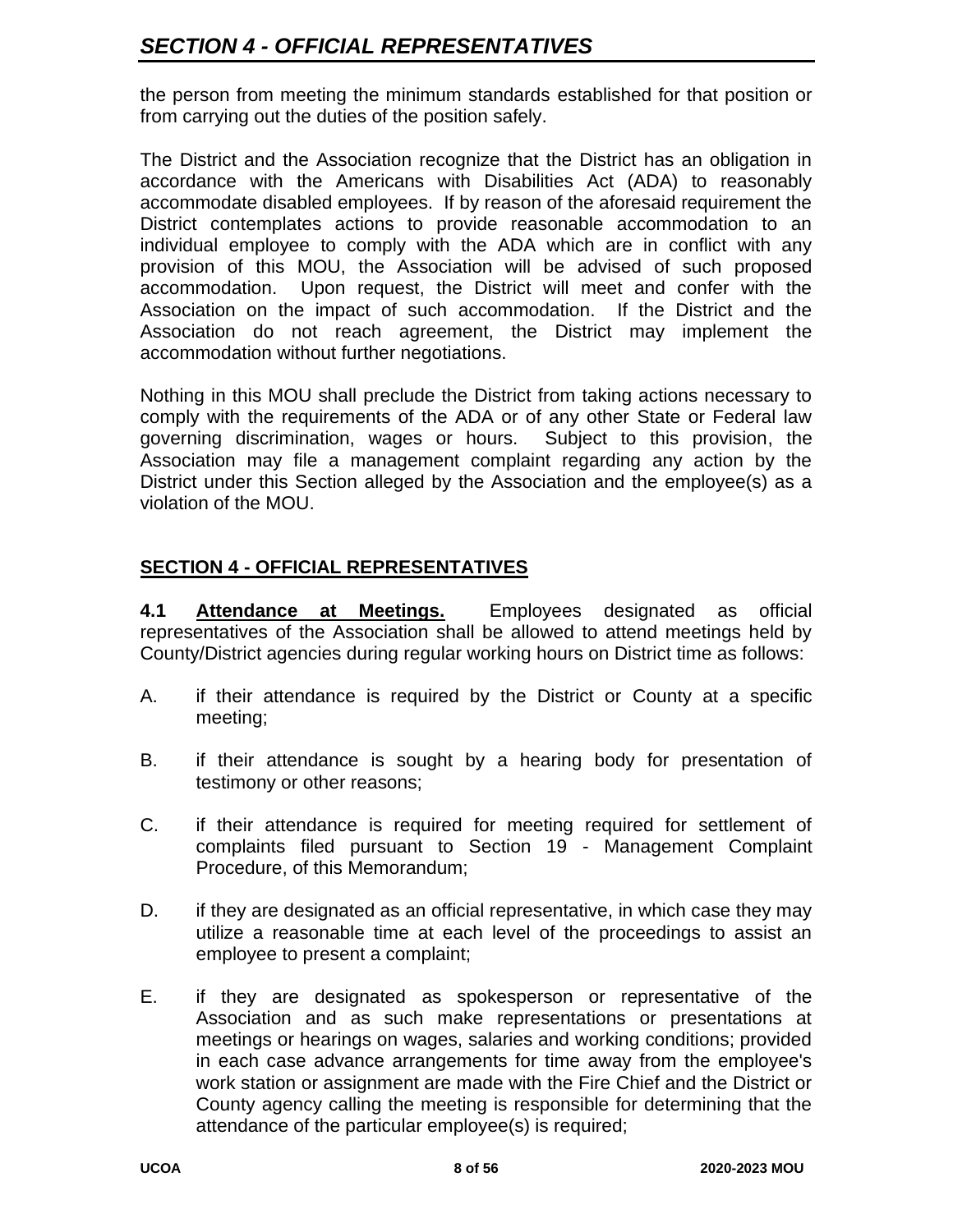the person from meeting the minimum standards established for that position or from carrying out the duties of the position safely.

The District and the Association recognize that the District has an obligation in accordance with the Americans with Disabilities Act (ADA) to reasonably accommodate disabled employees. If by reason of the aforesaid requirement the District contemplates actions to provide reasonable accommodation to an individual employee to comply with the ADA which are in conflict with any provision of this MOU, the Association will be advised of such proposed accommodation. Upon request, the District will meet and confer with the Association on the impact of such accommodation. If the District and the Association do not reach agreement, the District may implement the accommodation without further negotiations.

Nothing in this MOU shall preclude the District from taking actions necessary to comply with the requirements of the ADA or of any other State or Federal law governing discrimination, wages or hours. Subject to this provision, the Association may file a management complaint regarding any action by the District under this Section alleged by the Association and the employee(s) as a violation of the MOU.

## SECTION 4 - OFFICIAL REPRESENTATIVES

**4.1 Attendance at Meetings.** Employees designated as official representatives of the Association shall be allowed to attend meetings held by County/District agencies during regular working hours on District time as follows:

A. if their attendance is required by the District or County at a specific meeting;

B. if their attendance is sought by a hearing body for presentation of testimony or other reasons;

C. if their attendance is required for meeting required for settlement of complaints filed pursuant to Section 19 - Management Complaint Procedure, of this Memorandum;

D. if they are designated as an official representative, in which case they may utilize a reasonable time at each level of the proceedings to assist an employee to present a complaint;

E. if they are designated as spokesperson or representative of the Association and as such make representations or presentations at meetings or hearings on wages, salaries and working conditions; provided in each case advance arrangements for time away from the employee's work station or assignment are made with the Fire Chief and the District or County agency calling the meeting is responsible for determining that the attendance of the particular employee(s) is required;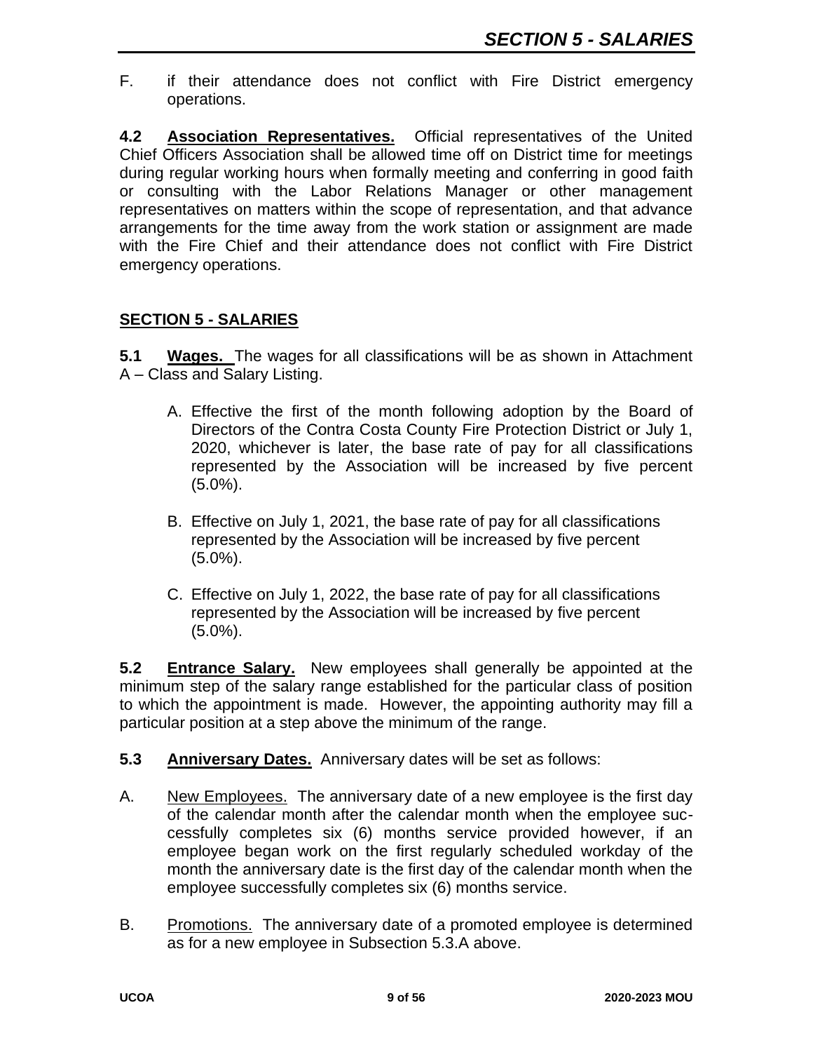F. if their attendance does not conflict with Fire District emergency operations.

**4.2 Association Representatives.** Official representatives of the United Chief Officers Association shall be allowed time off on District time for meetings during regular working hours when formally meeting and conferring in good faith or consulting with the Labor Relations Manager or other management representatives on matters within the scope of representation, and that advance arrangements for the time away from the work station or assignment are made with the Fire Chief and their attendance does not conflict with Fire District emergency operations.

## SECTION 5 - SALARIES

**5.1 Wages.** The wages for all classifications will be as shown in Attachment A – Class and Salary Listing.

A. Effective the first of the month following adoption by the Board of Directors of the Contra Costa County Fire Protection District or July 1, 2020, whichever is later, the base rate of pay for all classifications represented by the Association will be increased by five percent (5.0%).

B. Effective on July 1, 2021, the base rate of pay for all classifications represented by the Association will be increased by five percent (5.0%).

C. Effective on July 1, 2022, the base rate of pay for all classifications represented by the Association will be increased by five percent (5.0%).

**5.2 Entrance Salary.** New employees shall generally be appointed at the minimum step of the salary range established for the particular class of position to which the appointment is made. However, the appointing authority may fill a particular position at a step above the minimum of the range.

**5.3 Anniversary Dates.** Anniversary dates will be set as follows:

A. New Employees. The anniversary date of a new employee is the first day of the calendar month after the calendar month when the employee successfully completes six (6) months service provided however, if an employee began work on the first regularly scheduled workday of the month the anniversary date is the first day of the calendar month when the employee successfully completes six (6) months service.

B. Promotions. The anniversary date of a promoted employee is determined as for a new employee in Subsection 5.3.A above.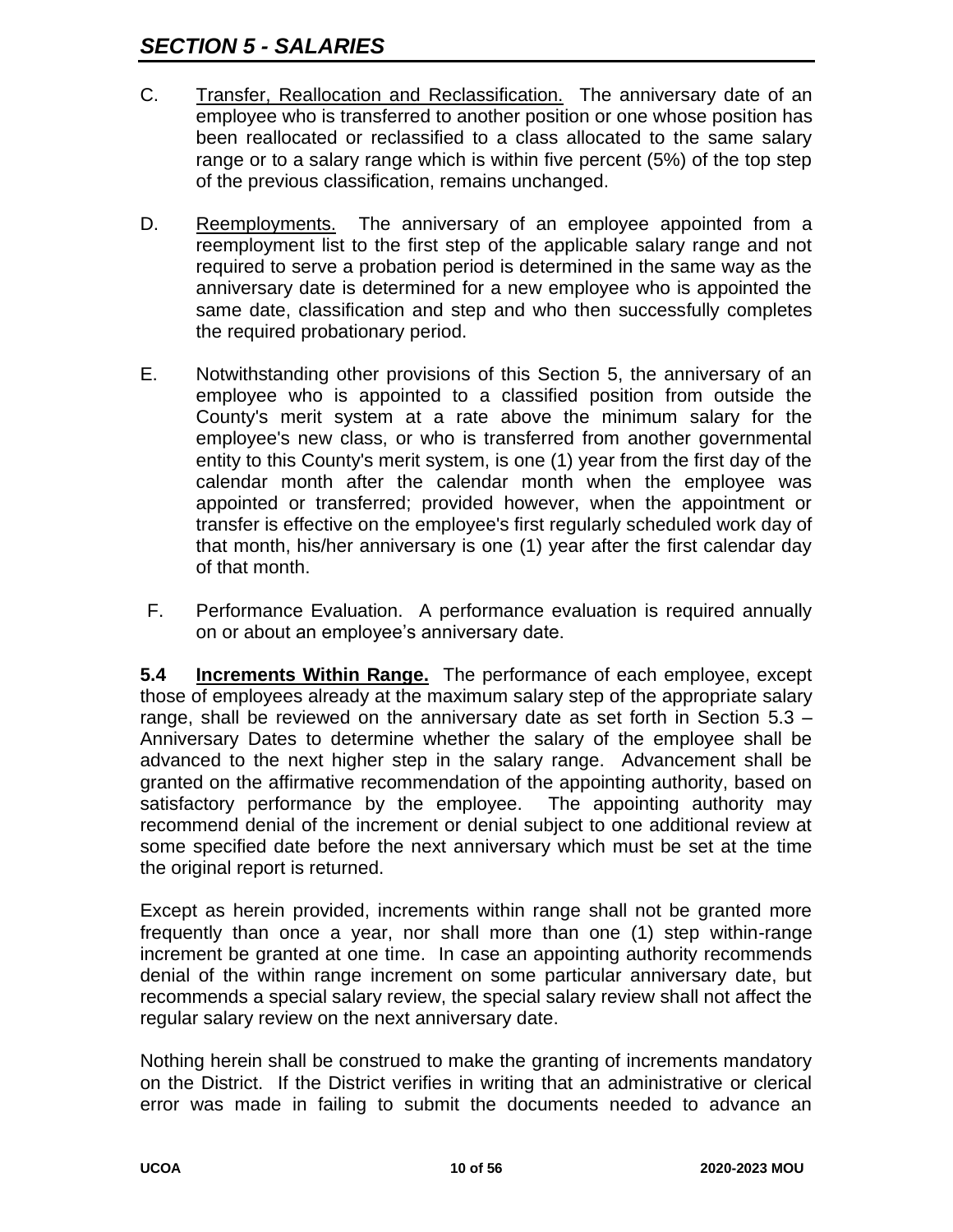C. Transfer, Reallocation and Reclassification. The anniversary date of an employee who is transferred to another position or one whose position has been reallocated or reclassified to a class allocated to the same salary range or to a salary range which is within five percent (5%) of the top step of the previous classification, remains unchanged.

D. Reemployments. The anniversary of an employee appointed from a reemployment list to the first step of the applicable salary range and not required to serve a probation period is determined in the same way as the anniversary date is determined for a new employee who is appointed the same date, classification and step and who then successfully completes the required probationary period.

E. Notwithstanding other provisions of this Section 5, the anniversary of an employee who is appointed to a classified position from outside the County's merit system at a rate above the minimum salary for the employee's new class, or who is transferred from another governmental entity to this County's merit system, is one (1) year from the first day of the calendar month after the calendar month when the employee was appointed or transferred; provided however, when the appointment or transfer is effective on the employee's first regularly scheduled work day of that month, his/her anniversary is one (1) year after the first calendar day of that month.

F. Performance Evaluation. A performance evaluation is required annually on or about an employee's anniversary date.

**5.4 Increments Within Range.** The performance of each employee, except those of employees already at the maximum salary step of the appropriate salary range, shall be reviewed on the anniversary date as set forth in Section 5.3 – Anniversary Dates to determine whether the salary of the employee shall be advanced to the next higher step in the salary range. Advancement shall be granted on the affirmative recommendation of the appointing authority, based on satisfactory performance by the employee. The appointing authority may recommend denial of the increment or denial subject to one additional review at some specified date before the next anniversary which must be set at the time the original report is returned.

Except as herein provided, increments within range shall not be granted more frequently than once a year, nor shall more than one (1) step within-range increment be granted at one time. In case an appointing authority recommends denial of the within range increment on some particular anniversary date, but recommends a special salary review, the special salary review shall not affect the regular salary review on the next anniversary date.

Nothing herein shall be construed to make the granting of increments mandatory on the District. If the District verifies in writing that an administrative or clerical error was made in failing to submit the documents needed to advance an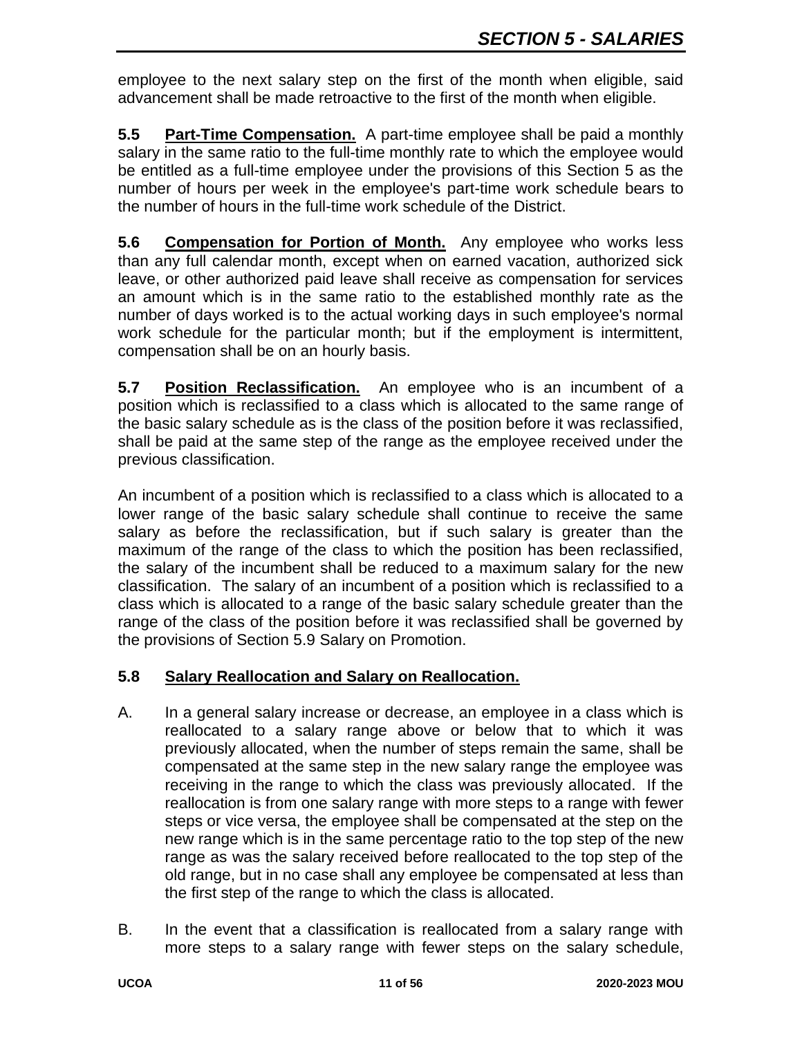employee to the next salary step on the first of the month when eligible, said advancement shall be made retroactive to the first of the month when eligible.

**5.5 Part-Time Compensation.** A part-time employee shall be paid a monthly salary in the same ratio to the full-time monthly rate to which the employee would be entitled as a full-time employee under the provisions of this Section 5 as the number of hours per week in the employee's part-time work schedule bears to the number of hours in the full-time work schedule of the District.

**5.6 Compensation for Portion of Month.** Any employee who works less than any full calendar month, except when on earned vacation, authorized sick leave, or other authorized paid leave shall receive as compensation for services an amount which is in the same ratio to the established monthly rate as the number of days worked is to the actual working days in such employee's normal work schedule for the particular month; but if the employment is intermittent, compensation shall be on an hourly basis.

**5.7 Position Reclassification.** An employee who is an incumbent of a position which is reclassified to a class which is allocated to the same range of the basic salary schedule as is the class of the position before it was reclassified, shall be paid at the same step of the range as the employee received under the previous classification.

An incumbent of a position which is reclassified to a class which is allocated to a lower range of the basic salary schedule shall continue to receive the same salary as before the reclassification, but if such salary is greater than the maximum of the range of the class to which the position has been reclassified, the salary of the incumbent shall be reduced to a maximum salary for the new classification. The salary of an incumbent of a position which is reclassified to a class which is allocated to a range of the basic salary schedule greater than the range of the class of the position before it was reclassified shall be governed by the provisions of Section 5.9 Salary on Promotion.

**5.8 Salary Reallocation and Salary on Reallocation.**

A. In a general salary increase or decrease, an employee in a class which is reallocated to a salary range above or below that to which it was previously allocated, when the number of steps remain the same, shall be compensated at the same step in the new salary range the employee was receiving in the range to which the class was previously allocated. If the reallocation is from one salary range with more steps to a range with fewer steps or vice versa, the employee shall be compensated at the step on the new range which is in the same percentage ratio to the top step of the new range as was the salary received before reallocated to the top step of the old range, but in no case shall any employee be compensated at less than the first step of the range to which the class is allocated.

B. In the event that a classification is reallocated from a salary range with more steps to a salary range with fewer steps on the salary schedule,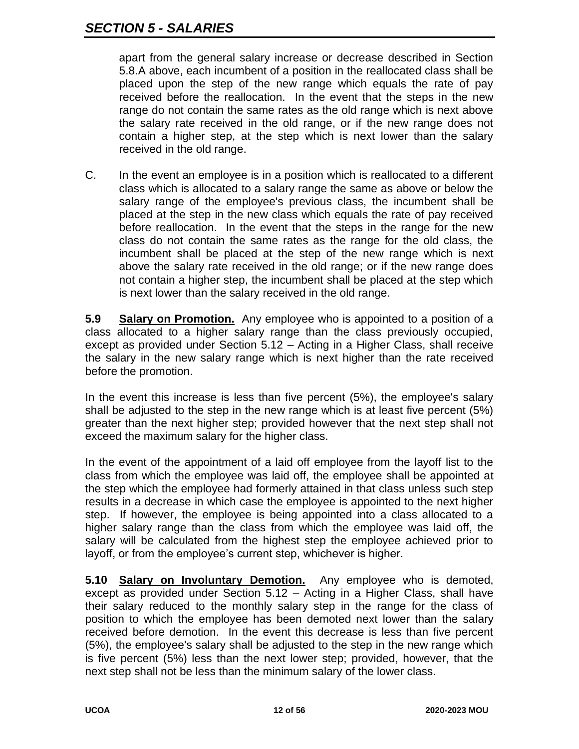apart from the general salary increase or decrease described in Section 5.8.A above, each incumbent of a position in the reallocated class shall be placed upon the step of the new range which equals the rate of pay received before the reallocation. In the event that the steps in the new range do not contain the same rates as the old range which is next above the salary rate received in the old range, or if the new range does not contain a higher step, at the step which is next lower than the salary received in the old range.

C. In the event an employee is in a position which is reallocated to a different class which is allocated to a salary range the same as above or below the salary range of the employee's previous class, the incumbent shall be placed at the step in the new class which equals the rate of pay received before reallocation. In the event that the steps in the range for the new class do not contain the same rates as the range for the old class, the incumbent shall be placed at the step of the new range which is next above the salary rate received in the old range; or if the new range does not contain a higher step, the incumbent shall be placed at the step which is next lower than the salary received in the old range.

**5.9 <u>Salary on Promotion.</u>** Any employee who is appointed to a position of a class allocated to a higher salary range than the class previously occupied, except as provided under Section 5.12 – Acting in a Higher Class, shall receive the salary in the new salary range which is next higher than the rate received before the promotion.

In the event this increase is less than five percent (5%), the employee's salary shall be adjusted to the step in the new range which is at least five percent (5%) greater than the next higher step; provided however that the next step shall not exceed the maximum salary for the higher class.

In the event of the appointment of a laid off employee from the layoff list to the class from which the employee was laid off, the employee shall be appointed at the step which the employee had formerly attained in that class unless such step results in a decrease in which case the employee is appointed to the next higher step. If however, the employee is being appointed into a class allocated to a higher salary range than the class from which the employee was laid off, the salary will be calculated from the highest step the employee achieved prior to layoff, or from the employee's current step, whichever is higher.

**5.10 <u>Salary on Involuntary Demotion.</u>** Any employee who is demoted, except as provided under Section 5.12 – Acting in a Higher Class, shall have their salary reduced to the monthly salary step in the range for the class of position to which the employee has been demoted next lower than the salary received before demotion. In the event this decrease is less than five percent (5%), the employee's salary shall be adjusted to the step in the new range which is five percent (5%) less than the next lower step; provided, however, that the next step shall not be less than the minimum salary of the lower class.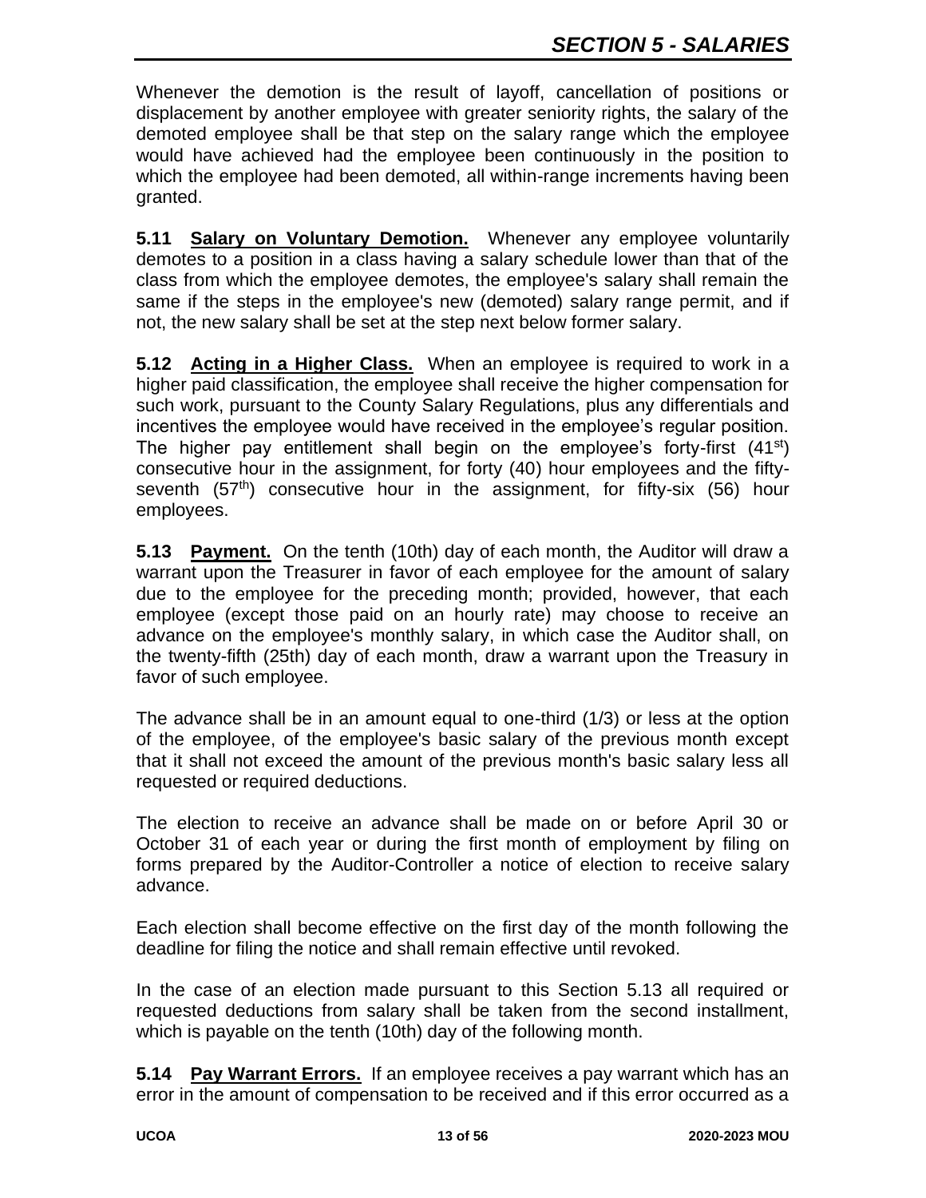Whenever the demotion is the result of layoff, cancellation of positions or displacement by another employee with greater seniority rights, the salary of the demoted employee shall be that step on the salary range which the employee would have achieved had the employee been continuously in the position to which the employee had been demoted, all within-range increments having been granted.

**5.11 Salary on Voluntary Demotion.** Whenever any employee voluntarily demotes to a position in a class having a salary schedule lower than that of the class from which the employee demotes, the employee's salary shall remain the same if the steps in the employee's new (demoted) salary range permit, and if not, the new salary shall be set at the step next below former salary.

**5.12 Acting in a Higher Class.** When an employee is required to work in a higher paid classification, the employee shall receive the higher compensation for such work, pursuant to the County Salary Regulations, plus any differentials and incentives the employee would have received in the employee's regular position. The higher pay entitlement shall begin on the employee's forty-first (41st) consecutive hour in the assignment, for forty (40) hour employees and the fifty-seventh (57th) consecutive hour in the assignment, for fifty-six (56) hour employees.

**5.13 Payment.** On the tenth (10th) day of each month, the Auditor will draw a warrant upon the Treasurer in favor of each employee for the amount of salary due to the employee for the preceding month; provided, however, that each employee (except those paid on an hourly rate) may choose to receive an advance on the employee's monthly salary, in which case the Auditor shall, on the twenty-fifth (25th) day of each month, draw a warrant upon the Treasury in favor of such employee.

The advance shall be in an amount equal to one-third (1/3) or less at the option of the employee, of the employee's basic salary of the previous month except that it shall not exceed the amount of the previous month's basic salary less all requested or required deductions.

The election to receive an advance shall be made on or before April 30 or October 31 of each year or during the first month of employment by filing on forms prepared by the Auditor-Controller a notice of election to receive salary advance.

Each election shall become effective on the first day of the month following the deadline for filing the notice and shall remain effective until revoked.

In the case of an election made pursuant to this Section 5.13 all required or requested deductions from salary shall be taken from the second installment, which is payable on the tenth (10th) day of the following month.

**5.14 Pay Warrant Errors.** If an employee receives a pay warrant which has an error in the amount of compensation to be received and if this error occurred as a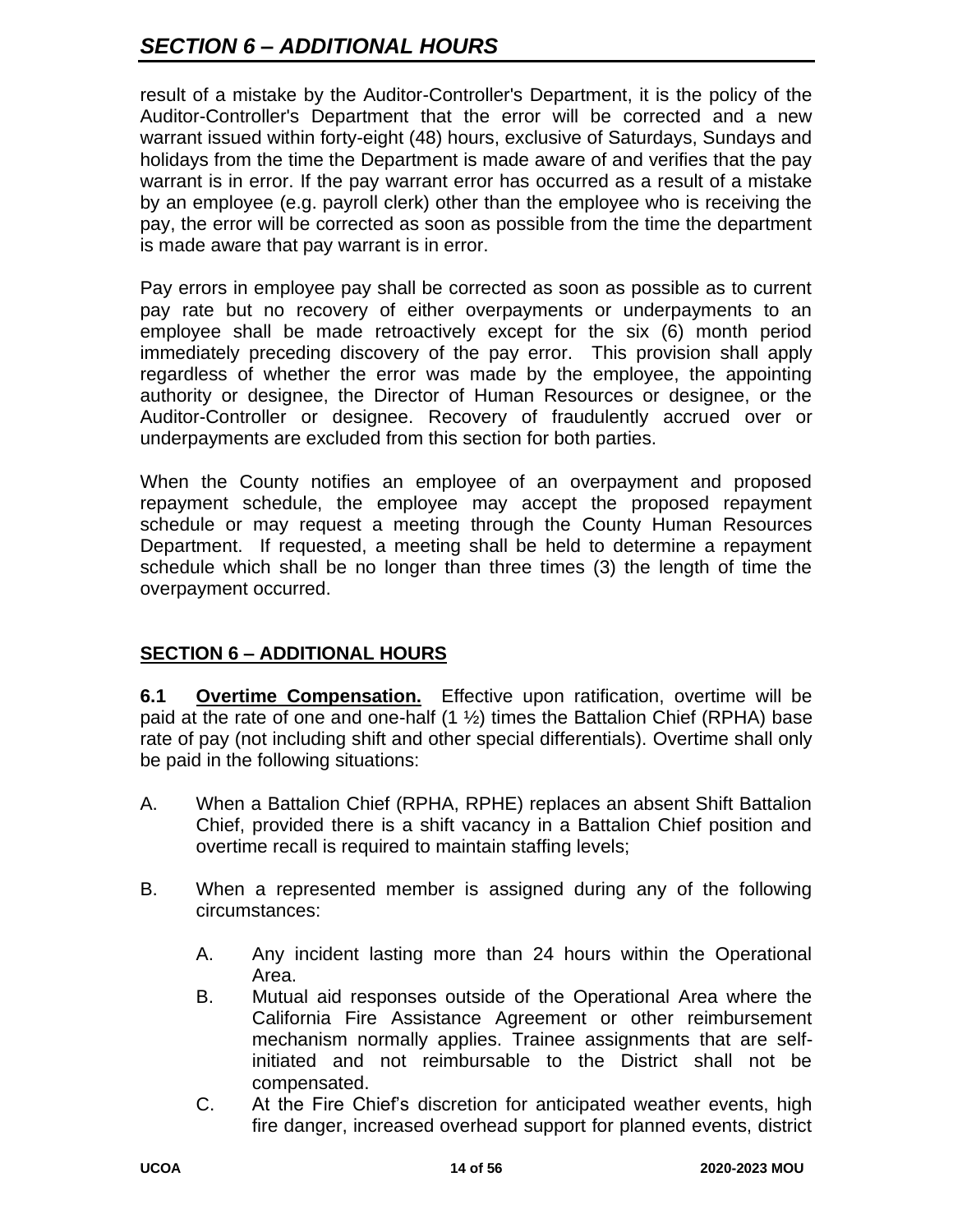result of a mistake by the Auditor-Controller's Department, it is the policy of the Auditor-Controller's Department that the error will be corrected and a new warrant issued within forty-eight (48) hours, exclusive of Saturdays, Sundays and holidays from the time the Department is made aware of and verifies that the pay warrant is in error. If the pay warrant error has occurred as a result of a mistake by an employee (e.g. payroll clerk) other than the employee who is receiving the pay, the error will be corrected as soon as possible from the time the department is made aware that pay warrant is in error.

Pay errors in employee pay shall be corrected as soon as possible as to current pay rate but no recovery of either overpayments or underpayments to an employee shall be made retroactively except for the six (6) month period immediately preceding discovery of the pay error. This provision shall apply regardless of whether the error was made by the employee, the appointing authority or designee, the Director of Human Resources or designee, or the Auditor-Controller or designee. Recovery of fraudulently accrued over or underpayments are excluded from this section for both parties.

When the County notifies an employee of an overpayment and proposed repayment schedule, the employee may accept the proposed repayment schedule or may request a meeting through the County Human Resources Department. If requested, a meeting shall be held to determine a repayment schedule which shall be no longer than three times (3) the length of time the overpayment occurred.

## SECTION 6 – ADDITIONAL HOURS

**6.1 Overtime Compensation.** Effective upon ratification, overtime will be paid at the rate of one and one-half (1 ½) times the Battalion Chief (RPHA) base rate of pay (not including shift and other special differentials). Overtime shall only be paid in the following situations:

A. When a Battalion Chief (RPHA, RPHE) replaces an absent Shift Battalion Chief, provided there is a shift vacancy in a Battalion Chief position and overtime recall is required to maintain staffing levels;

B. When a represented member is assigned during any of the following circumstances:

   A. Any incident lasting more than 24 hours within the Operational Area.

   B. Mutual aid responses outside of the Operational Area where the California Fire Assistance Agreement or other reimbursement mechanism normally applies. Trainee assignments that are self-initiated and not reimbursable to the District shall not be compensated.

   C. At the Fire Chief's discretion for anticipated weather events, high fire danger, increased overhead support for planned events, district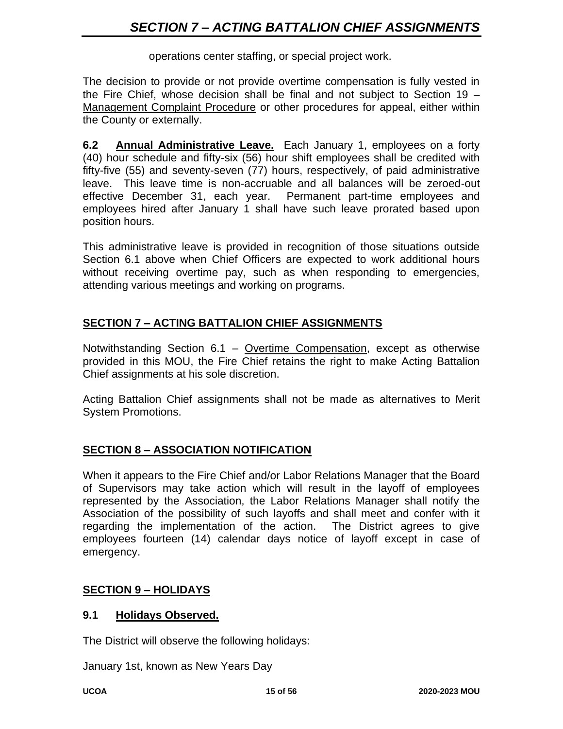operations center staffing, or special project work.

The decision to provide or not provide overtime compensation is fully vested in the Fire Chief, whose decision shall be final and not subject to Section 19 – Management Complaint Procedure or other procedures for appeal, either within the County or externally.

**6.2 Annual Administrative Leave.** Each January 1, employees on a forty (40) hour schedule and fifty-six (56) hour shift employees shall be credited with fifty-five (55) and seventy-seven (77) hours, respectively, of paid administrative leave. This leave time is non-accruable and all balances will be zeroed-out effective December 31, each year. Permanent part-time employees and employees hired after January 1 shall have such leave prorated based upon position hours.

This administrative leave is provided in recognition of those situations outside Section 6.1 above when Chief Officers are expected to work additional hours without receiving overtime pay, such as when responding to emergencies, attending various meetings and working on programs.

## SECTION 7 – ACTING BATTALION CHIEF ASSIGNMENTS

Notwithstanding Section 6.1 – Overtime Compensation, except as otherwise provided in this MOU, the Fire Chief retains the right to make Acting Battalion Chief assignments at his sole discretion.

Acting Battalion Chief assignments shall not be made as alternatives to Merit System Promotions.

## SECTION 8 – ASSOCIATION NOTIFICATION

When it appears to the Fire Chief and/or Labor Relations Manager that the Board of Supervisors may take action which will result in the layoff of employees represented by the Association, the Labor Relations Manager shall notify the Association of the possibility of such layoffs and shall meet and confer with it regarding the implementation of the action. The District agrees to give employees fourteen (14) calendar days notice of layoff except in case of emergency.

## SECTION 9 – HOLIDAYS

### 9.1 Holidays Observed.

The District will observe the following holidays:

January 1st, known as New Years Day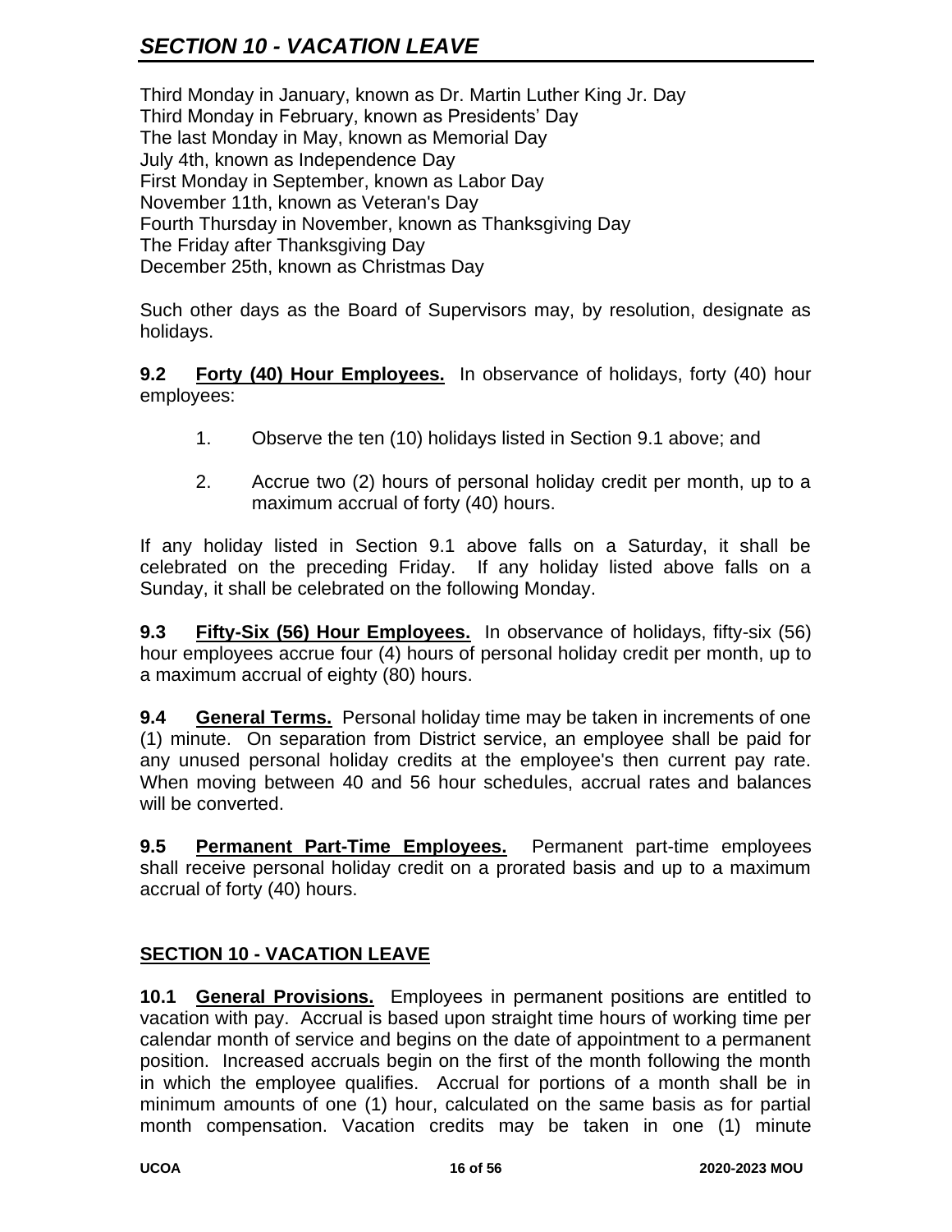Third Monday in January, known as Dr. Martin Luther King Jr. Day
Third Monday in February, known as Presidents' Day
The last Monday in May, known as Memorial Day
July 4th, known as Independence Day
First Monday in September, known as Labor Day
November 11th, known as Veteran's Day
Fourth Thursday in November, known as Thanksgiving Day
The Friday after Thanksgiving Day
December 25th, known as Christmas Day

Such other days as the Board of Supervisors may, by resolution, designate as holidays.

**9.2 Forty (40) Hour Employees.** In observance of holidays, forty (40) hour employees:

1. Observe the ten (10) holidays listed in Section 9.1 above; and
2. Accrue two (2) hours of personal holiday credit per month, up to a maximum accrual of forty (40) hours.

If any holiday listed in Section 9.1 above falls on a Saturday, it shall be celebrated on the preceding Friday. If any holiday listed above falls on a Sunday, it shall be celebrated on the following Monday.

**9.3 Fifty-Six (56) Hour Employees.** In observance of holidays, fifty-six (56) hour employees accrue four (4) hours of personal holiday credit per month, up to a maximum accrual of eighty (80) hours.

**9.4 General Terms.** Personal holiday time may be taken in increments of one (1) minute. On separation from District service, an employee shall be paid for any unused personal holiday credits at the employee's then current pay rate. When moving between 40 and 56 hour schedules, accrual rates and balances will be converted.

**9.5 Permanent Part-Time Employees.** Permanent part-time employees shall receive personal holiday credit on a prorated basis and up to a maximum accrual of forty (40) hours.

## SECTION 10 - VACATION LEAVE

**10.1 General Provisions.** Employees in permanent positions are entitled to vacation with pay. Accrual is based upon straight time hours of working time per calendar month of service and begins on the date of appointment to a permanent position. Increased accruals begin on the first of the month following the month in which the employee qualifies. Accrual for portions of a month shall be in minimum amounts of one (1) hour, calculated on the same basis as for partial month compensation. Vacation credits may be taken in one (1) minute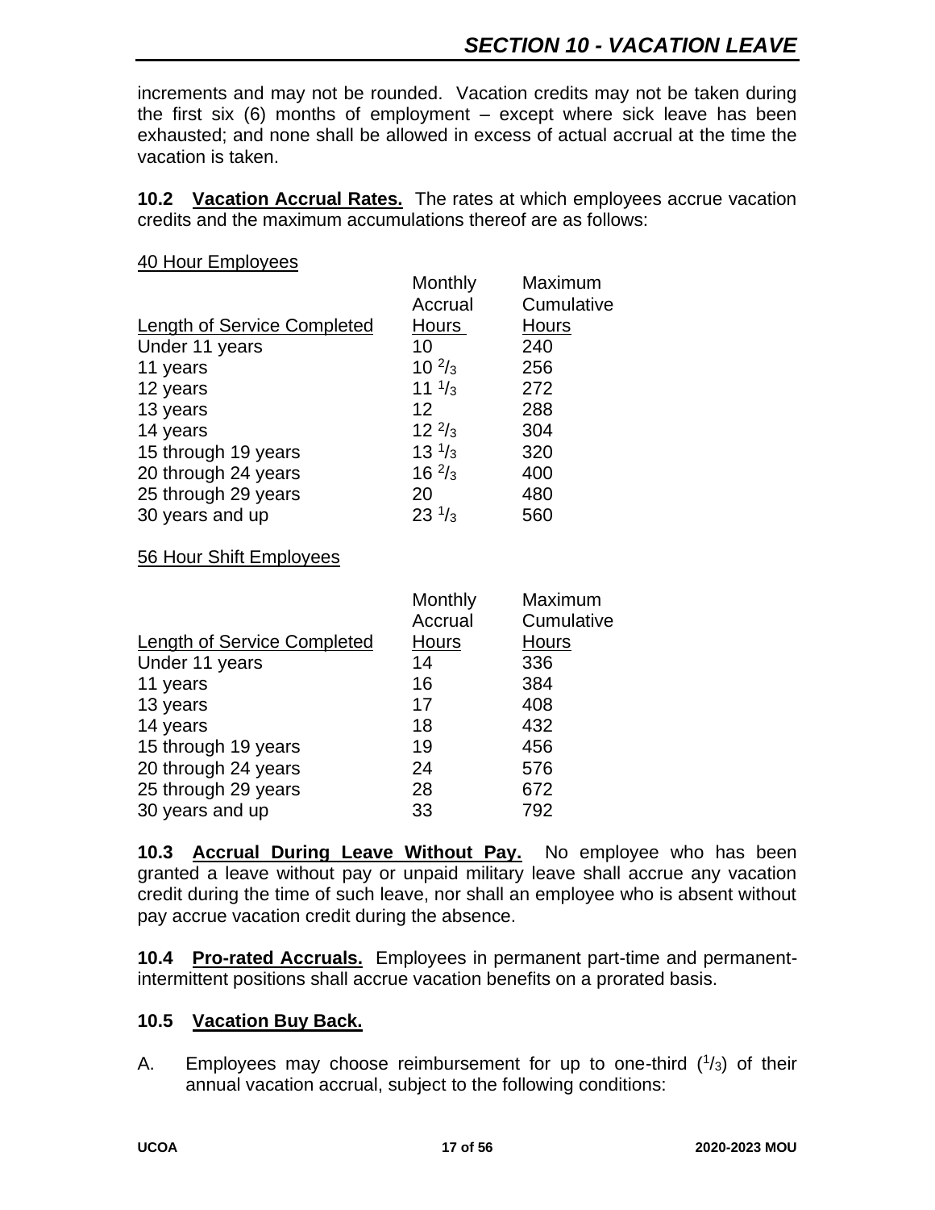increments and may not be rounded. Vacation credits may not be taken during the first six (6) months of employment – except where sick leave has been exhausted; and none shall be allowed in excess of actual accrual at the time the vacation is taken.

**10.2 Vacation Accrual Rates.** The rates at which employees accrue vacation credits and the maximum accumulations thereof are as follows:

40 Hour Employees

| Length of Service Completed | Monthly Accrual Hours | Maximum Cumulative Hours |
|---|---|---|
| Under 11 years | 10 | 240 |
| 11 years | 10 $^{2}/_{3}$ | 256 |
| 12 years | 11 $^{1}/_{3}$ | 272 |
| 13 years | 12 | 288 |
| 14 years | 12 $^{2}/_{3}$ | 304 |
| 15 through 19 years | 13 $^{1}/_{3}$ | 320 |
| 20 through 24 years | 16 $^{2}/_{3}$ | 400 |
| 25 through 29 years | 20 | 480 |
| 30 years and up | 23 $^{1}/_{3}$ | 560 |

56 Hour Shift Employees

| Length of Service Completed | Monthly Accrual Hours | Maximum Cumulative Hours |
|---|---|---|
| Under 11 years | 14 | 336 |
| 11 years | 16 | 384 |
| 13 years | 17 | 408 |
| 14 years | 18 | 432 |
| 15 through 19 years | 19 | 456 |
| 20 through 24 years | 24 | 576 |
| 25 through 29 years | 28 | 672 |
| 30 years and up | 33 | 792 |

**10.3 Accrual During Leave Without Pay.** No employee who has been granted a leave without pay or unpaid military leave shall accrue any vacation credit during the time of such leave, nor shall an employee who is absent without pay accrue vacation credit during the absence.

**10.4 Pro-rated Accruals.** Employees in permanent part-time and permanent-intermittent positions shall accrue vacation benefits on a prorated basis.

**10.5 Vacation Buy Back.**

A. Employees may choose reimbursement for up to one-third ($^{1}/_{3}$) of their annual vacation accrual, subject to the following conditions: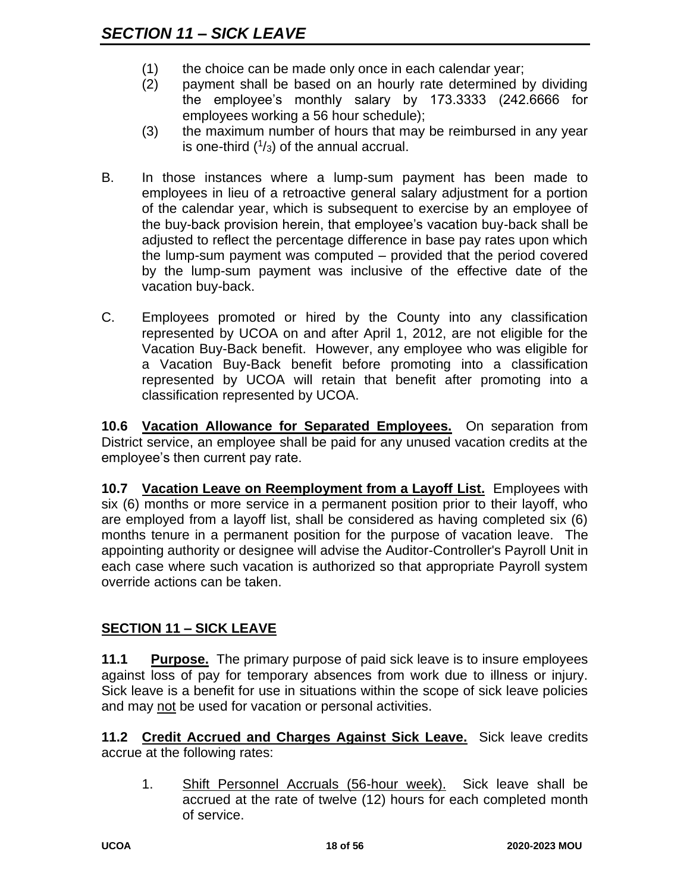(1) the choice can be made only once in each calendar year;

(2) payment shall be based on an hourly rate determined by dividing the employee's monthly salary by 173.3333 (242.6666 for employees working a 56 hour schedule);

(3) the maximum number of hours that may be reimbursed in any year is one-third ($^1/_3$) of the annual accrual.

B. In those instances where a lump-sum payment has been made to employees in lieu of a retroactive general salary adjustment for a portion of the calendar year, which is subsequent to exercise by an employee of the buy-back provision herein, that employee's vacation buy-back shall be adjusted to reflect the percentage difference in base pay rates upon which the lump-sum payment was computed – provided that the period covered by the lump-sum payment was inclusive of the effective date of the vacation buy-back.

C. Employees promoted or hired by the County into any classification represented by UCOA on and after April 1, 2012, are not eligible for the Vacation Buy-Back benefit. However, any employee who was eligible for a Vacation Buy-Back benefit before promoting into a classification represented by UCOA will retain that benefit after promoting into a classification represented by UCOA.

**10.6 <u>Vacation Allowance for Separated Employees.</u>** On separation from District service, an employee shall be paid for any unused vacation credits at the employee's then current pay rate.

**10.7 <u>Vacation Leave on Reemployment from a Layoff List.</u>** Employees with six (6) months or more service in a permanent position prior to their layoff, who are employed from a layoff list, shall be considered as having completed six (6) months tenure in a permanent position for the purpose of vacation leave. The appointing authority or designee will advise the Auditor-Controller's Payroll Unit in each case where such vacation is authorized so that appropriate Payroll system override actions can be taken.

## SECTION 11 – SICK LEAVE

**11.1 <u>Purpose.</u>** The primary purpose of paid sick leave is to insure employees against loss of pay for temporary absences from work due to illness or injury. Sick leave is a benefit for use in situations within the scope of sick leave policies and may <u>not</u> be used for vacation or personal activities.

**11.2 <u>Credit Accrued and Charges Against Sick Leave.</u>** Sick leave credits accrue at the following rates:

1. <u>Shift Personnel Accruals (56-hour week).</u> Sick leave shall be accrued at the rate of twelve (12) hours for each completed month of service.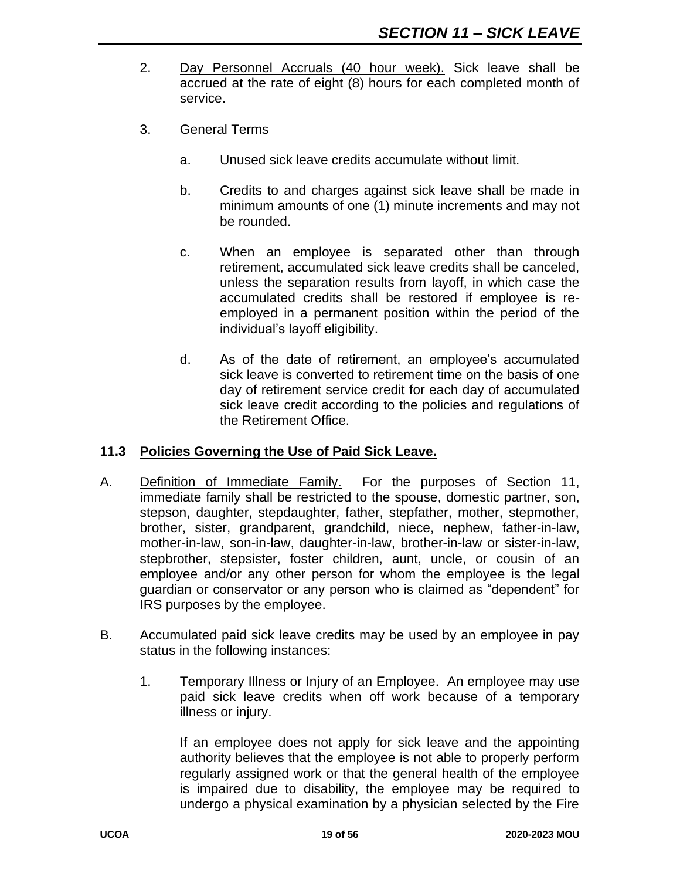2. Day Personnel Accruals (40 hour week). Sick leave shall be accrued at the rate of eight (8) hours for each completed month of service.

3. General Terms

   a. Unused sick leave credits accumulate without limit.

   b. Credits to and charges against sick leave shall be made in minimum amounts of one (1) minute increments and may not be rounded.

   c. When an employee is separated other than through retirement, accumulated sick leave credits shall be canceled, unless the separation results from layoff, in which case the accumulated credits shall be restored if employee is re-employed in a permanent position within the period of the individual's layoff eligibility.

   d. As of the date of retirement, an employee's accumulated sick leave is converted to retirement time on the basis of one day of retirement service credit for each day of accumulated sick leave credit according to the policies and regulations of the Retirement Office.

### 11.3 Policies Governing the Use of Paid Sick Leave.

A. Definition of Immediate Family. For the purposes of Section 11, immediate family shall be restricted to the spouse, domestic partner, son, stepson, daughter, stepdaughter, father, stepfather, mother, stepmother, brother, sister, grandparent, grandchild, niece, nephew, father-in-law, mother-in-law, son-in-law, daughter-in-law, brother-in-law or sister-in-law, stepbrother, stepsister, foster children, aunt, uncle, or cousin of an employee and/or any other person for whom the employee is the legal guardian or conservator or any person who is claimed as "dependent" for IRS purposes by the employee.

B. Accumulated paid sick leave credits may be used by an employee in pay status in the following instances:

   1. Temporary Illness or Injury of an Employee. An employee may use paid sick leave credits when off work because of a temporary illness or injury.

      If an employee does not apply for sick leave and the appointing authority believes that the employee is not able to properly perform regularly assigned work or that the general health of the employee is impaired due to disability, the employee may be required to undergo a physical examination by a physician selected by the Fire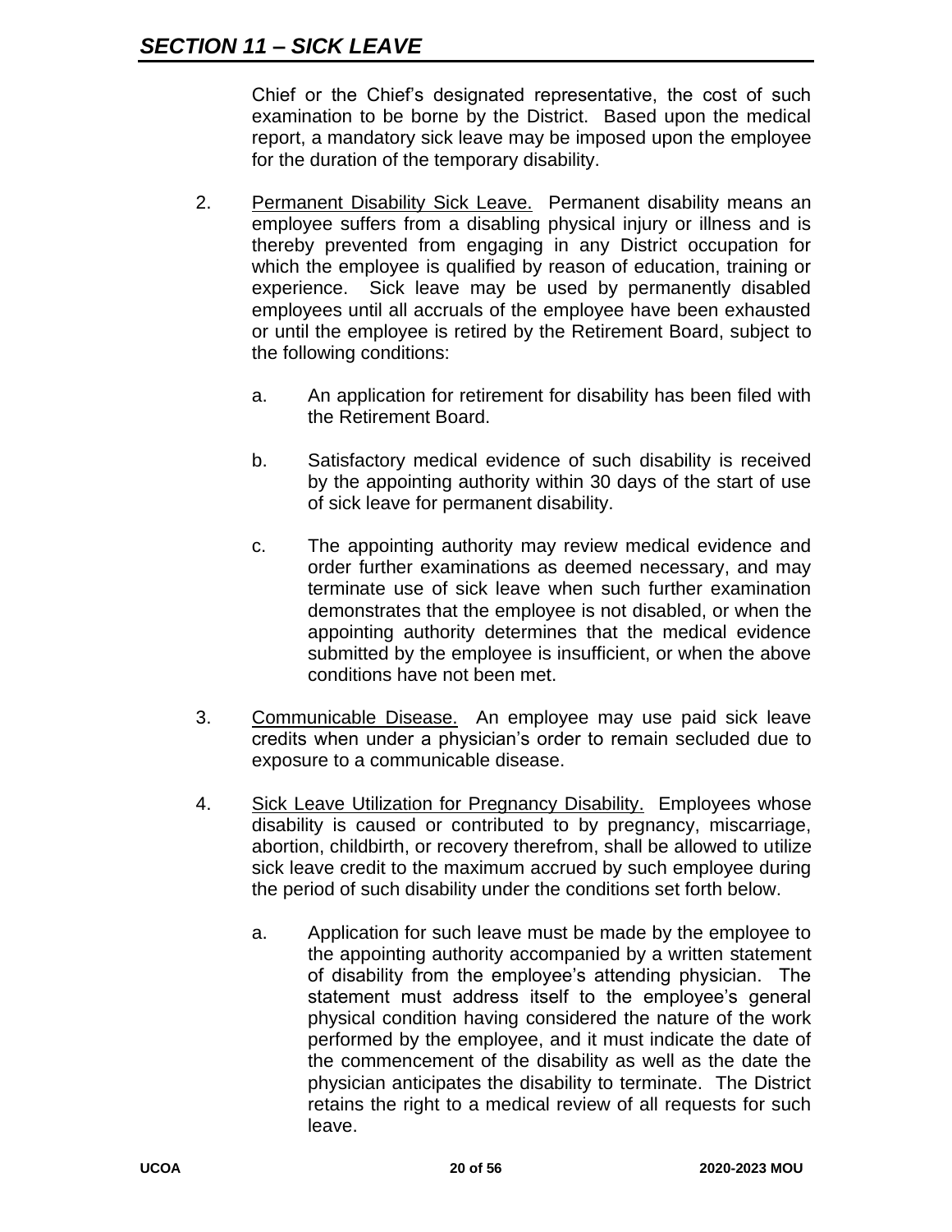Chief or the Chief's designated representative, the cost of such examination to be borne by the District. Based upon the medical report, a mandatory sick leave may be imposed upon the employee for the duration of the temporary disability.

2. Permanent Disability Sick Leave. Permanent disability means an employee suffers from a disabling physical injury or illness and is thereby prevented from engaging in any District occupation for which the employee is qualified by reason of education, training or experience. Sick leave may be used by permanently disabled employees until all accruals of the employee have been exhausted or until the employee is retired by the Retirement Board, subject to the following conditions:

   a. An application for retirement for disability has been filed with the Retirement Board.

   b. Satisfactory medical evidence of such disability is received by the appointing authority within 30 days of the start of use of sick leave for permanent disability.

   c. The appointing authority may review medical evidence and order further examinations as deemed necessary, and may terminate use of sick leave when such further examination demonstrates that the employee is not disabled, or when the appointing authority determines that the medical evidence submitted by the employee is insufficient, or when the above conditions have not been met.

3. Communicable Disease. An employee may use paid sick leave credits when under a physician's order to remain secluded due to exposure to a communicable disease.

4. Sick Leave Utilization for Pregnancy Disability. Employees whose disability is caused or contributed to by pregnancy, miscarriage, abortion, childbirth, or recovery therefrom, shall be allowed to utilize sick leave credit to the maximum accrued by such employee during the period of such disability under the conditions set forth below.

   a. Application for such leave must be made by the employee to the appointing authority accompanied by a written statement of disability from the employee's attending physician. The statement must address itself to the employee's general physical condition having considered the nature of the work performed by the employee, and it must indicate the date of the commencement of the disability as well as the date the physician anticipates the disability to terminate. The District retains the right to a medical review of all requests for such leave.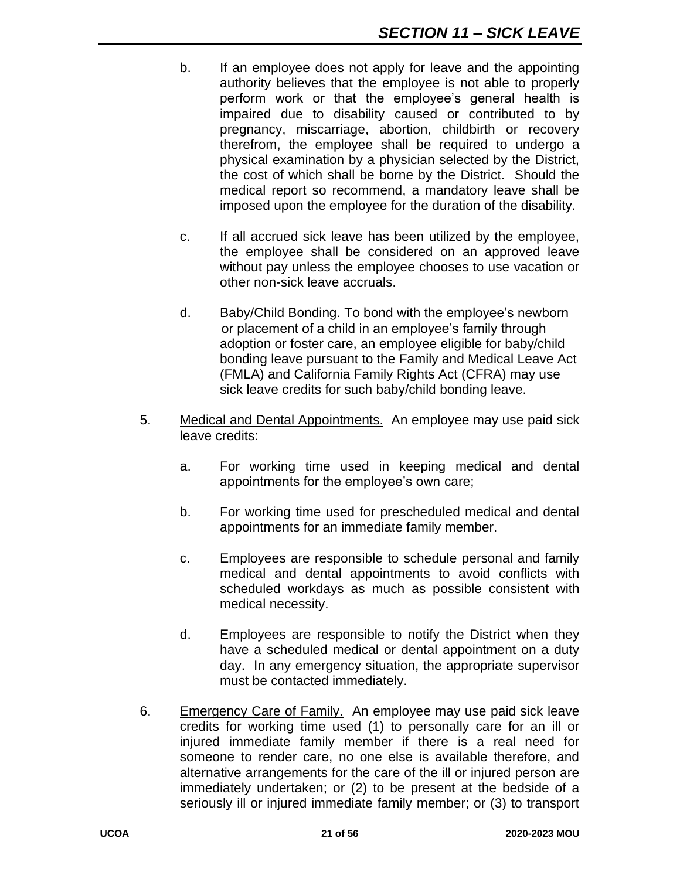b. If an employee does not apply for leave and the appointing authority believes that the employee is not able to properly perform work or that the employee's general health is impaired due to disability caused or contributed to by pregnancy, miscarriage, abortion, childbirth or recovery therefrom, the employee shall be required to undergo a physical examination by a physician selected by the District, the cost of which shall be borne by the District. Should the medical report so recommend, a mandatory leave shall be imposed upon the employee for the duration of the disability.

c. If all accrued sick leave has been utilized by the employee, the employee shall be considered on an approved leave without pay unless the employee chooses to use vacation or other non-sick leave accruals.

d. Baby/Child Bonding. To bond with the employee's newborn or placement of a child in an employee's family through adoption or foster care, an employee eligible for baby/child bonding leave pursuant to the Family and Medical Leave Act (FMLA) and California Family Rights Act (CFRA) may use sick leave credits for such baby/child bonding leave.

5. Medical and Dental Appointments. An employee may use paid sick leave credits:

   a. For working time used in keeping medical and dental appointments for the employee's own care;

   b. For working time used for prescheduled medical and dental appointments for an immediate family member.

   c. Employees are responsible to schedule personal and family medical and dental appointments to avoid conflicts with scheduled workdays as much as possible consistent with medical necessity.

   d. Employees are responsible to notify the District when they have a scheduled medical or dental appointment on a duty day. In any emergency situation, the appropriate supervisor must be contacted immediately.

6. Emergency Care of Family. An employee may use paid sick leave credits for working time used (1) to personally care for an ill or injured immediate family member if there is a real need for someone to render care, no one else is available therefore, and alternative arrangements for the care of the ill or injured person are immediately undertaken; or (2) to be present at the bedside of a seriously ill or injured immediate family member; or (3) to transport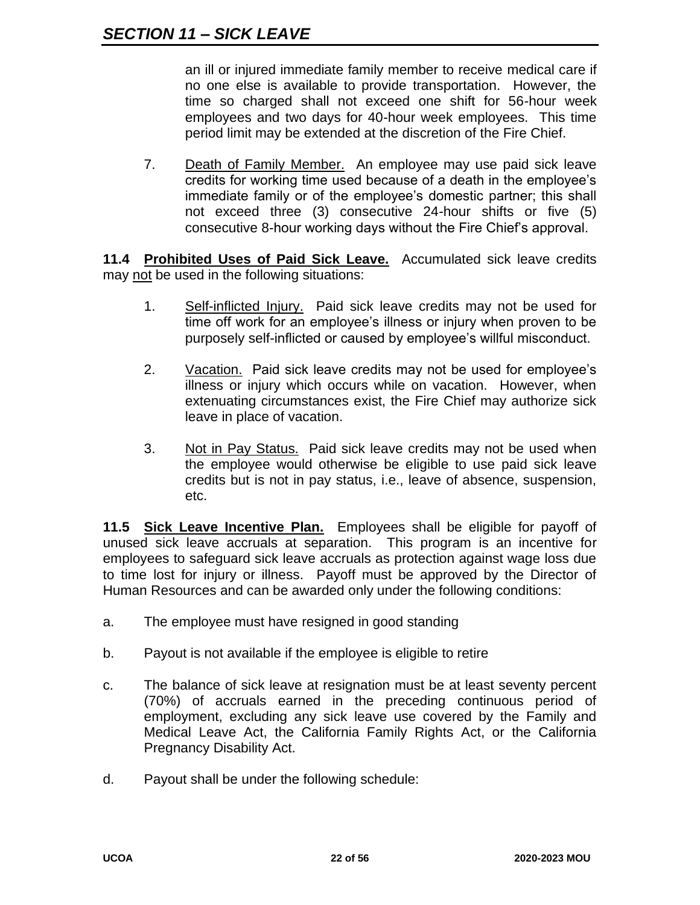an ill or injured immediate family member to receive medical care if no one else is available to provide transportation. However, the time so charged shall not exceed one shift for 56-hour week employees and two days for 40-hour week employees. This time period limit may be extended at the discretion of the Fire Chief.

7. Death of Family Member. An employee may use paid sick leave credits for working time used because of a death in the employee's immediate family or of the employee's domestic partner; this shall not exceed three (3) consecutive 24-hour shifts or five (5) consecutive 8-hour working days without the Fire Chief's approval.

**11.4 Prohibited Uses of Paid Sick Leave.** Accumulated sick leave credits may not be used in the following situations:

1. Self-inflicted Injury. Paid sick leave credits may not be used for time off work for an employee's illness or injury when proven to be purposely self-inflicted or caused by employee's willful misconduct.

2. Vacation. Paid sick leave credits may not be used for employee's illness or injury which occurs while on vacation. However, when extenuating circumstances exist, the Fire Chief may authorize sick leave in place of vacation.

3. Not in Pay Status. Paid sick leave credits may not be used when the employee would otherwise be eligible to use paid sick leave credits but is not in pay status, i.e., leave of absence, suspension, etc.

**11.5 Sick Leave Incentive Plan.** Employees shall be eligible for payoff of unused sick leave accruals at separation. This program is an incentive for employees to safeguard sick leave accruals as protection against wage loss due to time lost for injury or illness. Payoff must be approved by the Director of Human Resources and can be awarded only under the following conditions:

a. The employee must have resigned in good standing

b. Payout is not available if the employee is eligible to retire

c. The balance of sick leave at resignation must be at least seventy percent (70%) of accruals earned in the preceding continuous period of employment, excluding any sick leave use covered by the Family and Medical Leave Act, the California Family Rights Act, or the California Pregnancy Disability Act.

d. Payout shall be under the following schedule: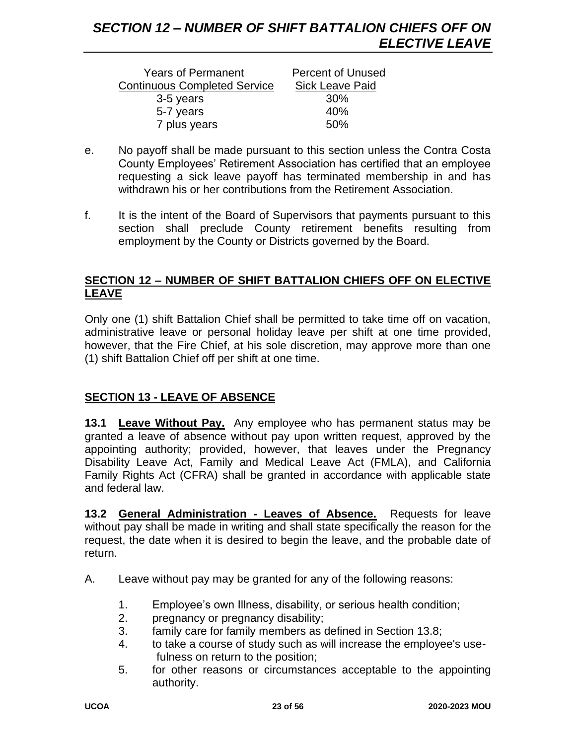| Years of Permanent Continuous Completed Service | Percent of Unused Sick Leave Paid |
|---|---|
| 3-5 years | 30% |
| 5-7 years | 40% |
| 7 plus years | 50% |

e. No payoff shall be made pursuant to this section unless the Contra Costa County Employees' Retirement Association has certified that an employee requesting a sick leave payoff has terminated membership in and has withdrawn his or her contributions from the Retirement Association.

f. It is the intent of the Board of Supervisors that payments pursuant to this section shall preclude County retirement benefits resulting from employment by the County or Districts governed by the Board.

## SECTION 12 – NUMBER OF SHIFT BATTALION CHIEFS OFF ON ELECTIVE LEAVE

Only one (1) shift Battalion Chief shall be permitted to take time off on vacation, administrative leave or personal holiday leave per shift at one time provided, however, that the Fire Chief, at his sole discretion, may approve more than one (1) shift Battalion Chief off per shift at one time.

## SECTION 13 - LEAVE OF ABSENCE

**13.1 Leave Without Pay.** Any employee who has permanent status may be granted a leave of absence without pay upon written request, approved by the appointing authority; provided, however, that leaves under the Pregnancy Disability Leave Act, Family and Medical Leave Act (FMLA), and California Family Rights Act (CFRA) shall be granted in accordance with applicable state and federal law.

**13.2 General Administration - Leaves of Absence.** Requests for leave without pay shall be made in writing and shall state specifically the reason for the request, the date when it is desired to begin the leave, and the probable date of return.

A. Leave without pay may be granted for any of the following reasons:

1. Employee's own Illness, disability, or serious health condition;
2. pregnancy or pregnancy disability;
3. family care for family members as defined in Section 13.8;
4. to take a course of study such as will increase the employee's usefulness on return to the position;
5. for other reasons or circumstances acceptable to the appointing authority.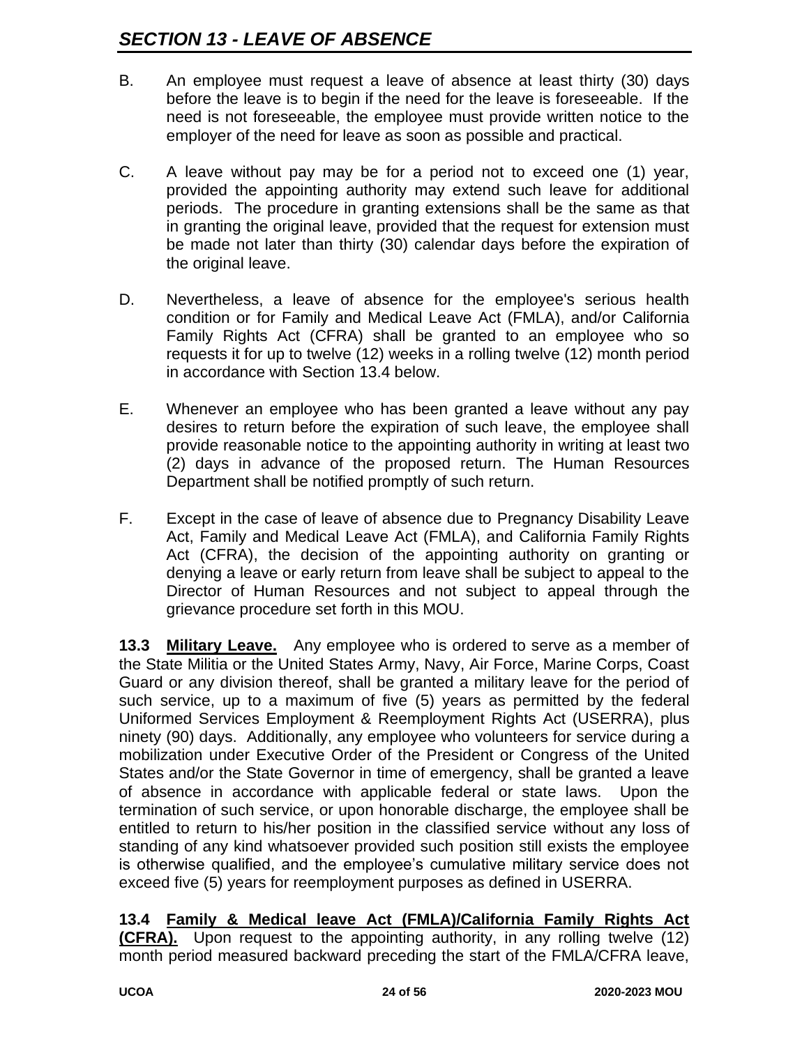B. An employee must request a leave of absence at least thirty (30) days before the leave is to begin if the need for the leave is foreseeable. If the need is not foreseeable, the employee must provide written notice to the employer of the need for leave as soon as possible and practical.

C. A leave without pay may be for a period not to exceed one (1) year, provided the appointing authority may extend such leave for additional periods. The procedure in granting extensions shall be the same as that in granting the original leave, provided that the request for extension must be made not later than thirty (30) calendar days before the expiration of the original leave.

D. Nevertheless, a leave of absence for the employee's serious health condition or for Family and Medical Leave Act (FMLA), and/or California Family Rights Act (CFRA) shall be granted to an employee who so requests it for up to twelve (12) weeks in a rolling twelve (12) month period in accordance with Section 13.4 below.

E. Whenever an employee who has been granted a leave without any pay desires to return before the expiration of such leave, the employee shall provide reasonable notice to the appointing authority in writing at least two (2) days in advance of the proposed return. The Human Resources Department shall be notified promptly of such return.

F. Except in the case of leave of absence due to Pregnancy Disability Leave Act, Family and Medical Leave Act (FMLA), and California Family Rights Act (CFRA), the decision of the appointing authority on granting or denying a leave or early return from leave shall be subject to appeal to the Director of Human Resources and not subject to appeal through the grievance procedure set forth in this MOU.

**13.3 Military Leave.** Any employee who is ordered to serve as a member of the State Militia or the United States Army, Navy, Air Force, Marine Corps, Coast Guard or any division thereof, shall be granted a military leave for the period of such service, up to a maximum of five (5) years as permitted by the federal Uniformed Services Employment & Reemployment Rights Act (USERRA), plus ninety (90) days. Additionally, any employee who volunteers for service during a mobilization under Executive Order of the President or Congress of the United States and/or the State Governor in time of emergency, shall be granted a leave of absence in accordance with applicable federal or state laws. Upon the termination of such service, or upon honorable discharge, the employee shall be entitled to return to his/her position in the classified service without any loss of standing of any kind whatsoever provided such position still exists the employee is otherwise qualified, and the employee's cumulative military service does not exceed five (5) years for reemployment purposes as defined in USERRA.

**13.4 Family & Medical leave Act (FMLA)/California Family Rights Act (CFRA).** Upon request to the appointing authority, in any rolling twelve (12) month period measured backward preceding the start of the FMLA/CFRA leave,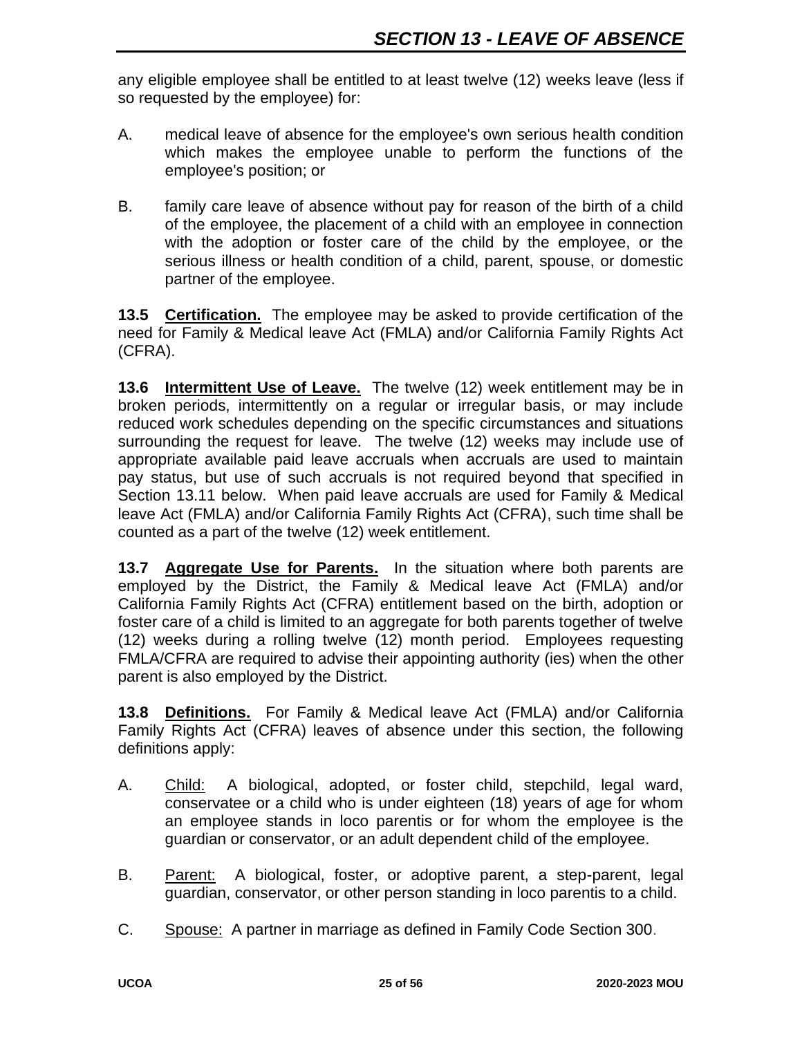any eligible employee shall be entitled to at least twelve (12) weeks leave (less if so requested by the employee) for:

A. medical leave of absence for the employee's own serious health condition which makes the employee unable to perform the functions of the employee's position; or

B. family care leave of absence without pay for reason of the birth of a child of the employee, the placement of a child with an employee in connection with the adoption or foster care of the child by the employee, or the serious illness or health condition of a child, parent, spouse, or domestic partner of the employee.

**13.5 Certification.** The employee may be asked to provide certification of the need for Family & Medical leave Act (FMLA) and/or California Family Rights Act (CFRA).

**13.6 Intermittent Use of Leave.** The twelve (12) week entitlement may be in broken periods, intermittently on a regular or irregular basis, or may include reduced work schedules depending on the specific circumstances and situations surrounding the request for leave. The twelve (12) weeks may include use of appropriate available paid leave accruals when accruals are used to maintain pay status, but use of such accruals is not required beyond that specified in Section 13.11 below. When paid leave accruals are used for Family & Medical leave Act (FMLA) and/or California Family Rights Act (CFRA), such time shall be counted as a part of the twelve (12) week entitlement.

**13.7 Aggregate Use for Parents.** In the situation where both parents are employed by the District, the Family & Medical leave Act (FMLA) and/or California Family Rights Act (CFRA) entitlement based on the birth, adoption or foster care of a child is limited to an aggregate for both parents together of twelve (12) weeks during a rolling twelve (12) month period. Employees requesting FMLA/CFRA are required to advise their appointing authority (ies) when the other parent is also employed by the District.

**13.8 Definitions.** For Family & Medical leave Act (FMLA) and/or California Family Rights Act (CFRA) leaves of absence under this section, the following definitions apply:

A. Child: A biological, adopted, or foster child, stepchild, legal ward, conservatee or a child who is under eighteen (18) years of age for whom an employee stands in loco parentis or for whom the employee is the guardian or conservator, or an adult dependent child of the employee.

B. Parent: A biological, foster, or adoptive parent, a step-parent, legal guardian, conservator, or other person standing in loco parentis to a child.

C. Spouse: A partner in marriage as defined in Family Code Section 300.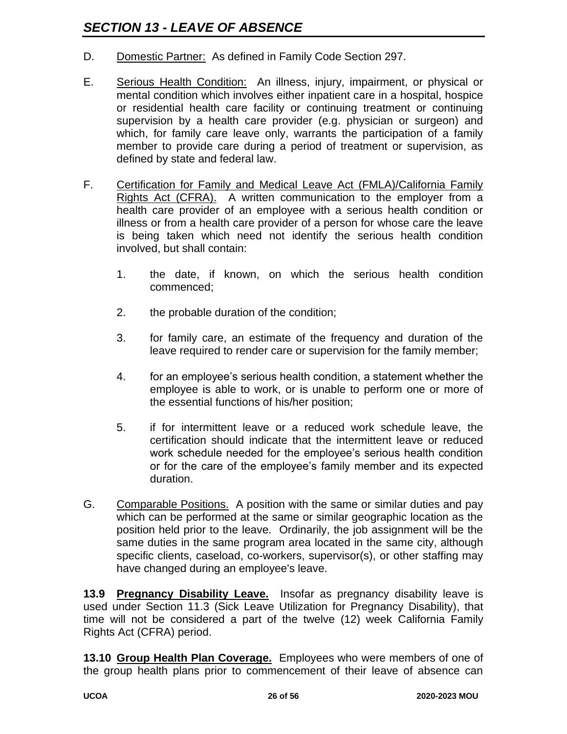## SECTION 13 - LEAVE OF ABSENCE

D. Domestic Partner: As defined in Family Code Section 297.

E. Serious Health Condition: An illness, injury, impairment, or physical or mental condition which involves either inpatient care in a hospital, hospice or residential health care facility or continuing treatment or continuing supervision by a health care provider (e.g. physician or surgeon) and which, for family care leave only, warrants the participation of a family member to provide care during a period of treatment or supervision, as defined by state and federal law.

F. Certification for Family and Medical Leave Act (FMLA)/California Family Rights Act (CFRA). A written communication to the employer from a health care provider of an employee with a serious health condition or illness or from a health care provider of a person for whose care the leave is being taken which need not identify the serious health condition involved, but shall contain:

1. the date, if known, on which the serious health condition commenced;

2. the probable duration of the condition;

3. for family care, an estimate of the frequency and duration of the leave required to render care or supervision for the family member;

4. for an employee's serious health condition, a statement whether the employee is able to work, or is unable to perform one or more of the essential functions of his/her position;

5. if for intermittent leave or a reduced work schedule leave, the certification should indicate that the intermittent leave or reduced work schedule needed for the employee's serious health condition or for the care of the employee's family member and its expected duration.

G. Comparable Positions. A position with the same or similar duties and pay which can be performed at the same or similar geographic location as the position held prior to the leave. Ordinarily, the job assignment will be the same duties in the same program area located in the same city, although specific clients, caseload, co-workers, supervisor(s), or other staffing may have changed during an employee's leave.

**13.9 Pregnancy Disability Leave.** Insofar as pregnancy disability leave is used under Section 11.3 (Sick Leave Utilization for Pregnancy Disability), that time will not be considered a part of the twelve (12) week California Family Rights Act (CFRA) period.

**13.10 Group Health Plan Coverage.** Employees who were members of one of the group health plans prior to commencement of their leave of absence can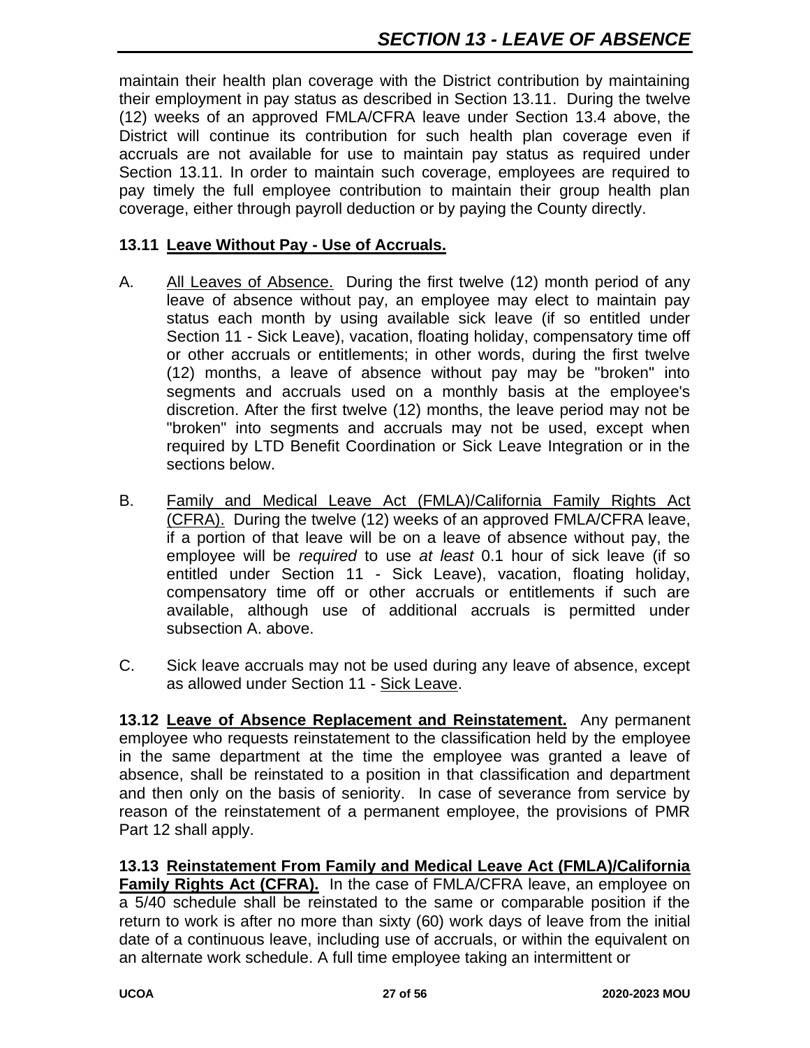maintain their health plan coverage with the District contribution by maintaining their employment in pay status as described in Section 13.11. During the twelve (12) weeks of an approved FMLA/CFRA leave under Section 13.4 above, the District will continue its contribution for such health plan coverage even if accruals are not available for use to maintain pay status as required under Section 13.11. In order to maintain such coverage, employees are required to pay timely the full employee contribution to maintain their group health plan coverage, either through payroll deduction or by paying the County directly.

**13.11 Leave Without Pay - Use of Accruals.**

A. All Leaves of Absence. During the first twelve (12) month period of any leave of absence without pay, an employee may elect to maintain pay status each month by using available sick leave (if so entitled under Section 11 - Sick Leave), vacation, floating holiday, compensatory time off or other accruals or entitlements; in other words, during the first twelve (12) months, a leave of absence without pay may be "broken" into segments and accruals used on a monthly basis at the employee's discretion. After the first twelve (12) months, the leave period may not be "broken" into segments and accruals may not be used, except when required by LTD Benefit Coordination or Sick Leave Integration or in the sections below.

B. Family and Medical Leave Act (FMLA)/California Family Rights Act (CFRA). During the twelve (12) weeks of an approved FMLA/CFRA leave, if a portion of that leave will be on a leave of absence without pay, the employee will be *required* to use *at least* 0.1 hour of sick leave (if so entitled under Section 11 - Sick Leave), vacation, floating holiday, compensatory time off or other accruals or entitlements if such are available, although use of additional accruals is permitted under subsection A. above.

C. Sick leave accruals may not be used during any leave of absence, except as allowed under Section 11 - Sick Leave.

**13.12 Leave of Absence Replacement and Reinstatement.** Any permanent employee who requests reinstatement to the classification held by the employee in the same department at the time the employee was granted a leave of absence, shall be reinstated to a position in that classification and department and then only on the basis of seniority. In case of severance from service by reason of the reinstatement of a permanent employee, the provisions of PMR Part 12 shall apply.

**13.13 Reinstatement From Family and Medical Leave Act (FMLA)/California Family Rights Act (CFRA).** In the case of FMLA/CFRA leave, an employee on a 5/40 schedule shall be reinstated to the same or comparable position if the return to work is after no more than sixty (60) work days of leave from the initial date of a continuous leave, including use of accruals, or within the equivalent on an alternate work schedule. A full time employee taking an intermittent or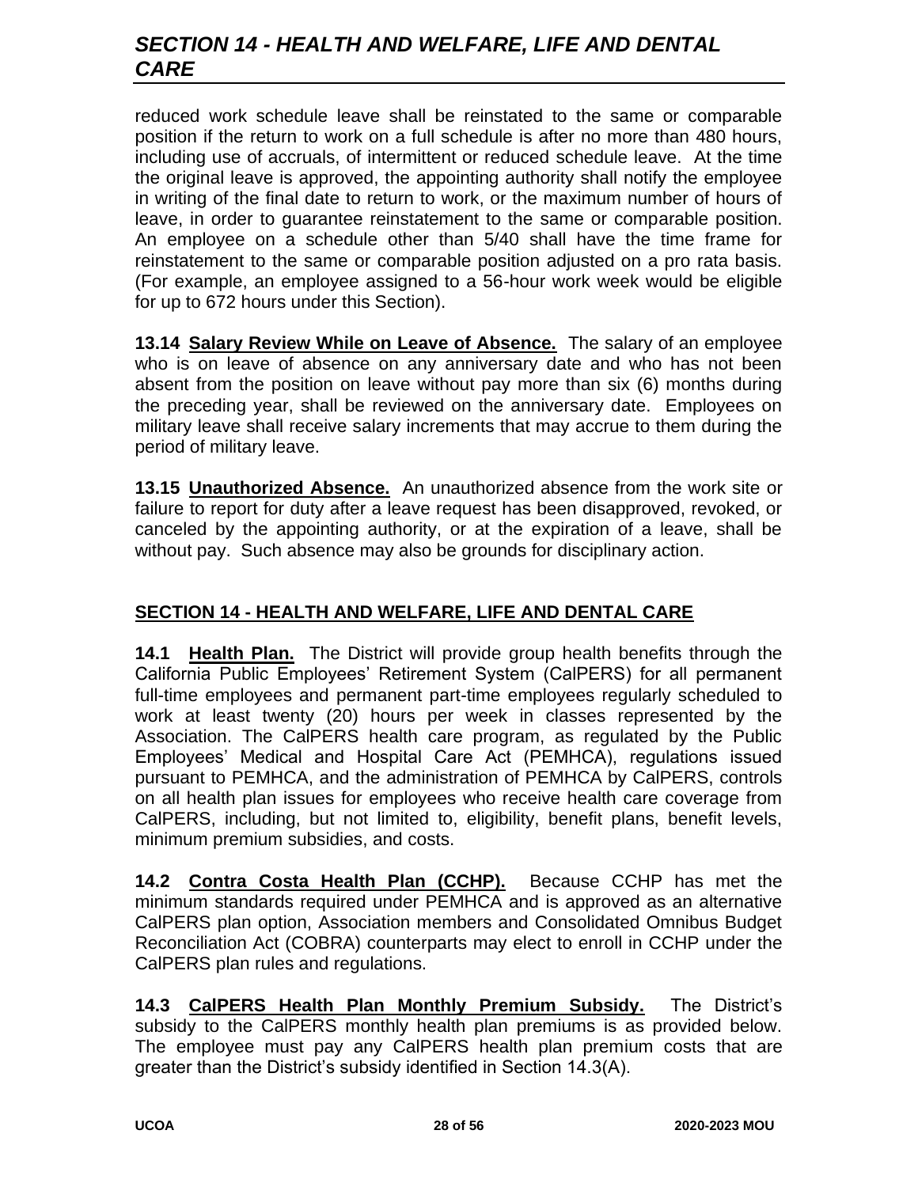reduced work schedule leave shall be reinstated to the same or comparable position if the return to work on a full schedule is after no more than 480 hours, including use of accruals, of intermittent or reduced schedule leave. At the time the original leave is approved, the appointing authority shall notify the employee in writing of the final date to return to work, or the maximum number of hours of leave, in order to guarantee reinstatement to the same or comparable position. An employee on a schedule other than 5/40 shall have the time frame for reinstatement to the same or comparable position adjusted on a pro rata basis. (For example, an employee assigned to a 56-hour work week would be eligible for up to 672 hours under this Section).

**13.14 Salary Review While on Leave of Absence.** The salary of an employee who is on leave of absence on any anniversary date and who has not been absent from the position on leave without pay more than six (6) months during the preceding year, shall be reviewed on the anniversary date. Employees on military leave shall receive salary increments that may accrue to them during the period of military leave.

**13.15 Unauthorized Absence.** An unauthorized absence from the work site or failure to report for duty after a leave request has been disapproved, revoked, or canceled by the appointing authority, or at the expiration of a leave, shall be without pay. Such absence may also be grounds for disciplinary action.

## SECTION 14 - HEALTH AND WELFARE, LIFE AND DENTAL CARE

**14.1 Health Plan.** The District will provide group health benefits through the California Public Employees' Retirement System (CalPERS) for all permanent full-time employees and permanent part-time employees regularly scheduled to work at least twenty (20) hours per week in classes represented by the Association. The CalPERS health care program, as regulated by the Public Employees' Medical and Hospital Care Act (PEMHCA), regulations issued pursuant to PEMHCA, and the administration of PEMHCA by CalPERS, controls on all health plan issues for employees who receive health care coverage from CalPERS, including, but not limited to, eligibility, benefit plans, benefit levels, minimum premium subsidies, and costs.

**14.2 Contra Costa Health Plan (CCHP).** Because CCHP has met the minimum standards required under PEMHCA and is approved as an alternative CalPERS plan option, Association members and Consolidated Omnibus Budget Reconciliation Act (COBRA) counterparts may elect to enroll in CCHP under the CalPERS plan rules and regulations.

**14.3 CalPERS Health Plan Monthly Premium Subsidy.** The District's subsidy to the CalPERS monthly health plan premiums is as provided below. The employee must pay any CalPERS health plan premium costs that are greater than the District's subsidy identified in Section 14.3(A).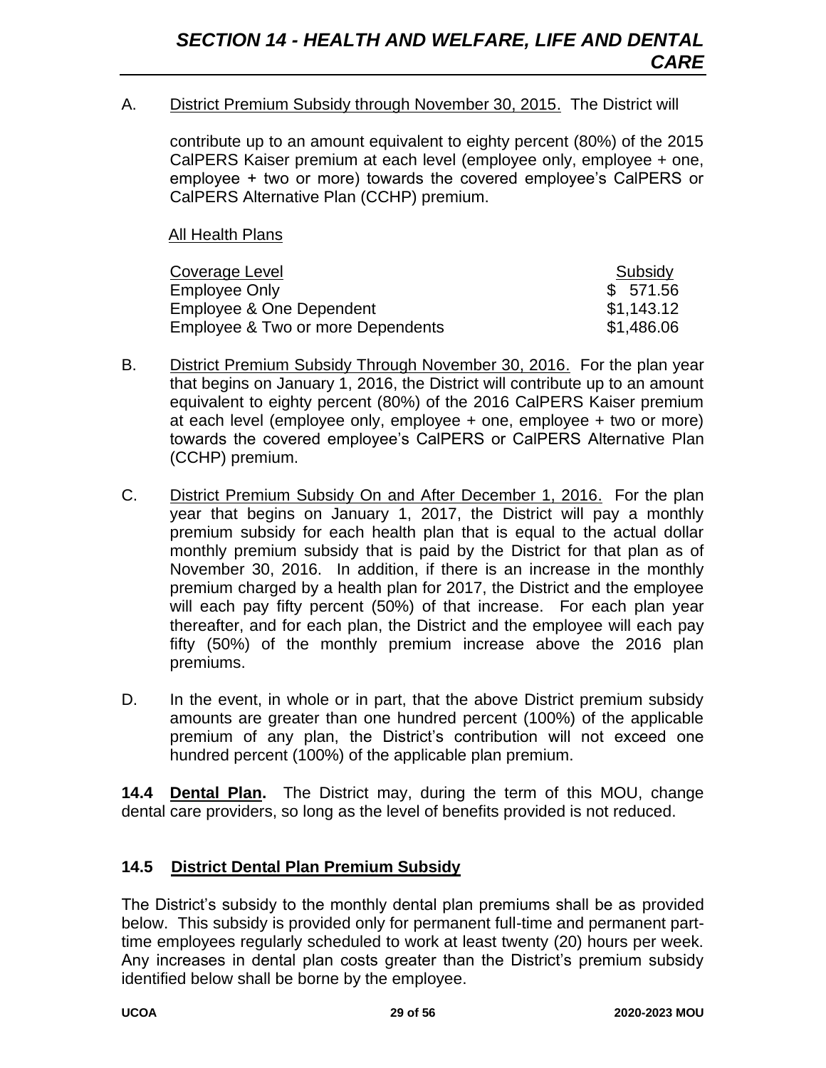# SECTION 14 - HEALTH AND WELFARE, LIFE AND DENTAL CARE

A. District Premium Subsidy through November 30, 2015. The District will

contribute up to an amount equivalent to eighty percent (80%) of the 2015 CalPERS Kaiser premium at each level (employee only, employee + one, employee + two or more) towards the covered employee's CalPERS or CalPERS Alternative Plan (CCHP) premium.

All Health Plans

| Coverage Level | Subsidy |
|---|---|
| Employee Only | $ 571.56 |
| Employee & One Dependent | $1,143.12 |
| Employee & Two or more Dependents | $1,486.06 |

B. District Premium Subsidy Through November 30, 2016. For the plan year that begins on January 1, 2016, the District will contribute up to an amount equivalent to eighty percent (80%) of the 2016 CalPERS Kaiser premium at each level (employee only, employee + one, employee + two or more) towards the covered employee's CalPERS or CalPERS Alternative Plan (CCHP) premium.

C. District Premium Subsidy On and After December 1, 2016. For the plan year that begins on January 1, 2017, the District will pay a monthly premium subsidy for each health plan that is equal to the actual dollar monthly premium subsidy that is paid by the District for that plan as of November 30, 2016. In addition, if there is an increase in the monthly premium charged by a health plan for 2017, the District and the employee will each pay fifty percent (50%) of that increase. For each plan year thereafter, and for each plan, the District and the employee will each pay fifty (50%) of the monthly premium increase above the 2016 plan premiums.

D. In the event, in whole or in part, that the above District premium subsidy amounts are greater than one hundred percent (100%) of the applicable premium of any plan, the District's contribution will not exceed one hundred percent (100%) of the applicable plan premium.

**14.4 Dental Plan.** The District may, during the term of this MOU, change dental care providers, so long as the level of benefits provided is not reduced.

### 14.5 District Dental Plan Premium Subsidy

The District's subsidy to the monthly dental plan premiums shall be as provided below. This subsidy is provided only for permanent full-time and permanent part-time employees regularly scheduled to work at least twenty (20) hours per week. Any increases in dental plan costs greater than the District's premium subsidy identified below shall be borne by the employee.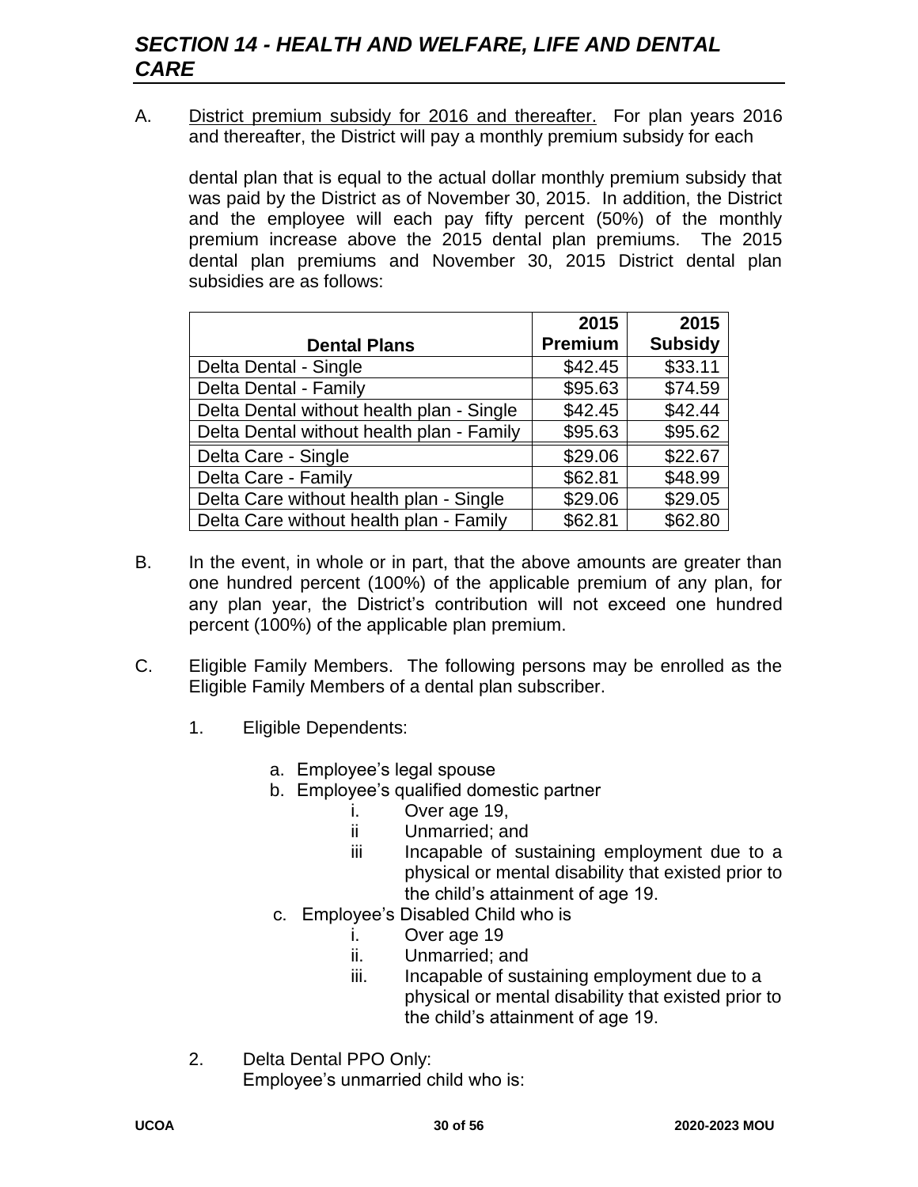## *SECTION 14 - HEALTH AND WELFARE, LIFE AND DENTAL CARE*

A. <u>District premium subsidy for 2016 and thereafter.</u> For plan years 2016 and thereafter, the District will pay a monthly premium subsidy for each

dental plan that is equal to the actual dollar monthly premium subsidy that was paid by the District as of November 30, 2015. In addition, the District and the employee will each pay fifty percent (50%) of the monthly premium increase above the 2015 dental plan premiums. The 2015 dental plan premiums and November 30, 2015 District dental plan subsidies are as follows:

| Dental Plans | 2015 Premium | 2015 Subsidy |
|---|---:|---:|
| Delta Dental - Single | $42.45 | $33.11 |
| Delta Dental - Family | $95.63 | $74.59 |
| Delta Dental without health plan - Single | $42.45 | $42.44 |
| Delta Dental without health plan - Family | $95.63 | $95.62 |
| Delta Care - Single | $29.06 | $22.67 |
| Delta Care - Family | $62.81 | $48.99 |
| Delta Care without health plan - Single | $29.06 | $29.05 |
| Delta Care without health plan - Family | $62.81 | $62.80 |

B. In the event, in whole or in part, that the above amounts are greater than one hundred percent (100%) of the applicable premium of any plan, for any plan year, the District's contribution will not exceed one hundred percent (100%) of the applicable plan premium.

C. Eligible Family Members. The following persons may be enrolled as the Eligible Family Members of a dental plan subscriber.

1. Eligible Dependents:

   a. Employee's legal spouse
   b. Employee's qualified domestic partner
      i. Over age 19,
      ii Unmarried; and
      iii Incapable of sustaining employment due to a physical or mental disability that existed prior to the child's attainment of age 19.
   c. Employee's Disabled Child who is
      i. Over age 19
      ii. Unmarried; and
      iii. Incapable of sustaining employment due to a physical or mental disability that existed prior to the child's attainment of age 19.

2. Delta Dental PPO Only:
   Employee's unmarried child who is: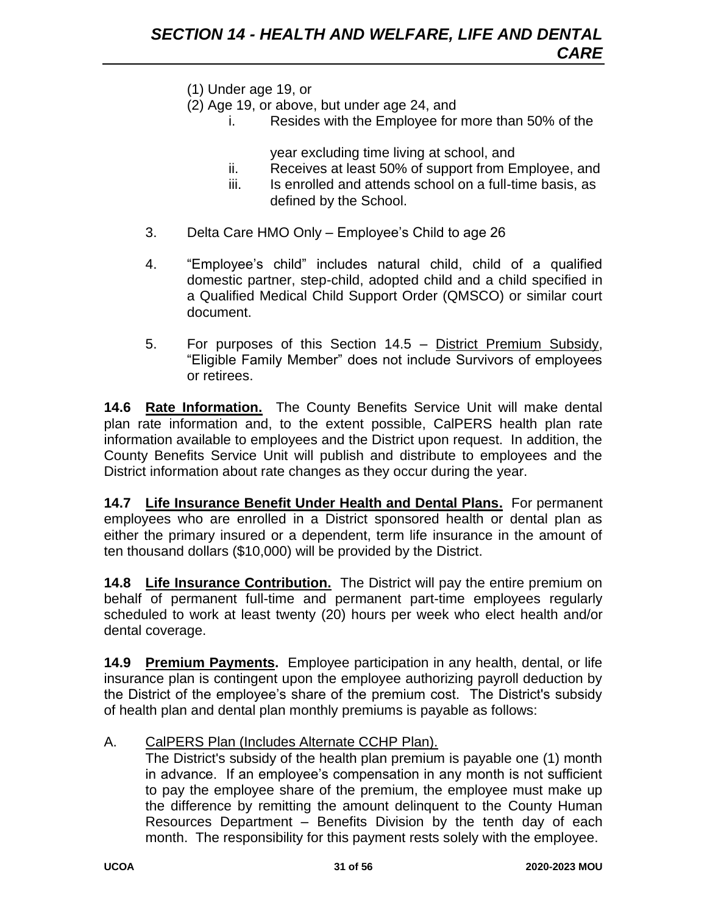(1) Under age 19, or

(2) Age 19, or above, but under age 24, and

i. Resides with the Employee for more than 50% of the year excluding time living at school, and

ii. Receives at least 50% of support from Employee, and

iii. Is enrolled and attends school on a full-time basis, as defined by the School.

3. Delta Care HMO Only – Employee's Child to age 26

4. "Employee's child" includes natural child, child of a qualified domestic partner, step-child, adopted child and a child specified in a Qualified Medical Child Support Order (QMSCO) or similar court document.

5. For purposes of this Section 14.5 – District Premium Subsidy, "Eligible Family Member" does not include Survivors of employees or retirees.

**14.6 Rate Information.** The County Benefits Service Unit will make dental plan rate information and, to the extent possible, CalPERS health plan rate information available to employees and the District upon request. In addition, the County Benefits Service Unit will publish and distribute to employees and the District information about rate changes as they occur during the year.

**14.7 Life Insurance Benefit Under Health and Dental Plans.** For permanent employees who are enrolled in a District sponsored health or dental plan as either the primary insured or a dependent, term life insurance in the amount of ten thousand dollars ($10,000) will be provided by the District.

**14.8 Life Insurance Contribution.** The District will pay the entire premium on behalf of permanent full-time and permanent part-time employees regularly scheduled to work at least twenty (20) hours per week who elect health and/or dental coverage.

**14.9 Premium Payments.** Employee participation in any health, dental, or life insurance plan is contingent upon the employee authorizing payroll deduction by the District of the employee's share of the premium cost. The District's subsidy of health plan and dental plan monthly premiums is payable as follows:

A. CalPERS Plan (Includes Alternate CCHP Plan).
The District's subsidy of the health plan premium is payable one (1) month in advance. If an employee's compensation in any month is not sufficient to pay the employee share of the premium, the employee must make up the difference by remitting the amount delinquent to the County Human Resources Department – Benefits Division by the tenth day of each month. The responsibility for this payment rests solely with the employee.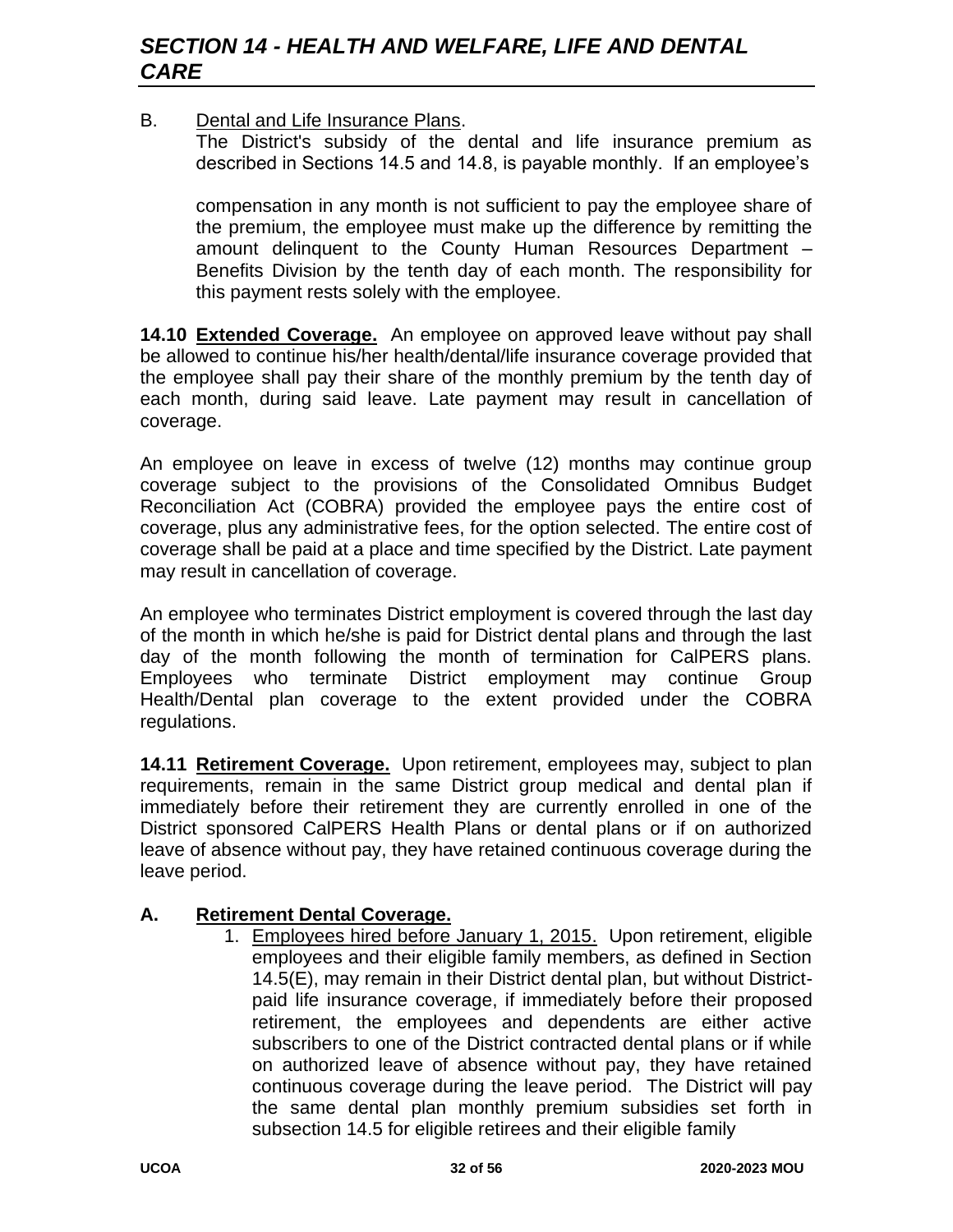B. Dental and Life Insurance Plans.
The District's subsidy of the dental and life insurance premium as described in Sections 14.5 and 14.8, is payable monthly. If an employee's compensation in any month is not sufficient to pay the employee share of the premium, the employee must make up the difference by remitting the amount delinquent to the County Human Resources Department – Benefits Division by the tenth day of each month. The responsibility for this payment rests solely with the employee.

**14.10 Extended Coverage.** An employee on approved leave without pay shall be allowed to continue his/her health/dental/life insurance coverage provided that the employee shall pay their share of the monthly premium by the tenth day of each month, during said leave. Late payment may result in cancellation of coverage.

An employee on leave in excess of twelve (12) months may continue group coverage subject to the provisions of the Consolidated Omnibus Budget Reconciliation Act (COBRA) provided the employee pays the entire cost of coverage, plus any administrative fees, for the option selected. The entire cost of coverage shall be paid at a place and time specified by the District. Late payment may result in cancellation of coverage.

An employee who terminates District employment is covered through the last day of the month in which he/she is paid for District dental plans and through the last day of the month following the month of termination for CalPERS plans. Employees who terminate District employment may continue Group Health/Dental plan coverage to the extent provided under the COBRA regulations.

**14.11 Retirement Coverage.** Upon retirement, employees may, subject to plan requirements, remain in the same District group medical and dental plan if immediately before their retirement they are currently enrolled in one of the District sponsored CalPERS Health Plans or dental plans or if on authorized leave of absence without pay, they have retained continuous coverage during the leave period.

**A. Retirement Dental Coverage.**

1. Employees hired before January 1, 2015. Upon retirement, eligible employees and their eligible family members, as defined in Section 14.5(E), may remain in their District dental plan, but without District-paid life insurance coverage, if immediately before their proposed retirement, the employees and dependents are either active subscribers to one of the District contracted dental plans or if while on authorized leave of absence without pay, they have retained continuous coverage during the leave period. The District will pay the same dental plan monthly premium subsidies set forth in subsection 14.5 for eligible retirees and their eligible family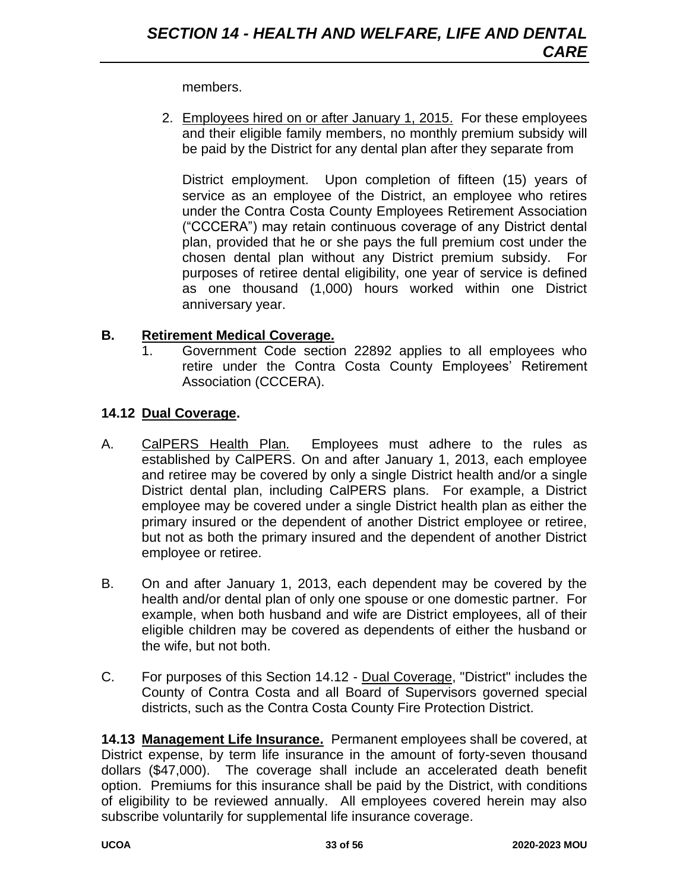members.

2. Employees hired on or after January 1, 2015. For these employees and their eligible family members, no monthly premium subsidy will be paid by the District for any dental plan after they separate from

   District employment. Upon completion of fifteen (15) years of service as an employee of the District, an employee who retires under the Contra Costa County Employees Retirement Association ("CCCERA") may retain continuous coverage of any District dental plan, provided that he or she pays the full premium cost under the chosen dental plan without any District premium subsidy. For purposes of retiree dental eligibility, one year of service is defined as one thousand (1,000) hours worked within one District anniversary year.

**B. Retirement Medical Coverage.**

1. Government Code section 22892 applies to all employees who retire under the Contra Costa County Employees' Retirement Association (CCCERA).

**14.12 Dual Coverage.**

A. CalPERS Health Plan. Employees must adhere to the rules as established by CalPERS. On and after January 1, 2013, each employee and retiree may be covered by only a single District health and/or a single District dental plan, including CalPERS plans. For example, a District employee may be covered under a single District health plan as either the primary insured or the dependent of another District employee or retiree, but not as both the primary insured and the dependent of another District employee or retiree.

B. On and after January 1, 2013, each dependent may be covered by the health and/or dental plan of only one spouse or one domestic partner. For example, when both husband and wife are District employees, all of their eligible children may be covered as dependents of either the husband or the wife, but not both.

C. For purposes of this Section 14.12 - Dual Coverage, "District" includes the County of Contra Costa and all Board of Supervisors governed special districts, such as the Contra Costa County Fire Protection District.

**14.13 Management Life Insurance.** Permanent employees shall be covered, at District expense, by term life insurance in the amount of forty-seven thousand dollars ($47,000). The coverage shall include an accelerated death benefit option. Premiums for this insurance shall be paid by the District, with conditions of eligibility to be reviewed annually. All employees covered herein may also subscribe voluntarily for supplemental life insurance coverage.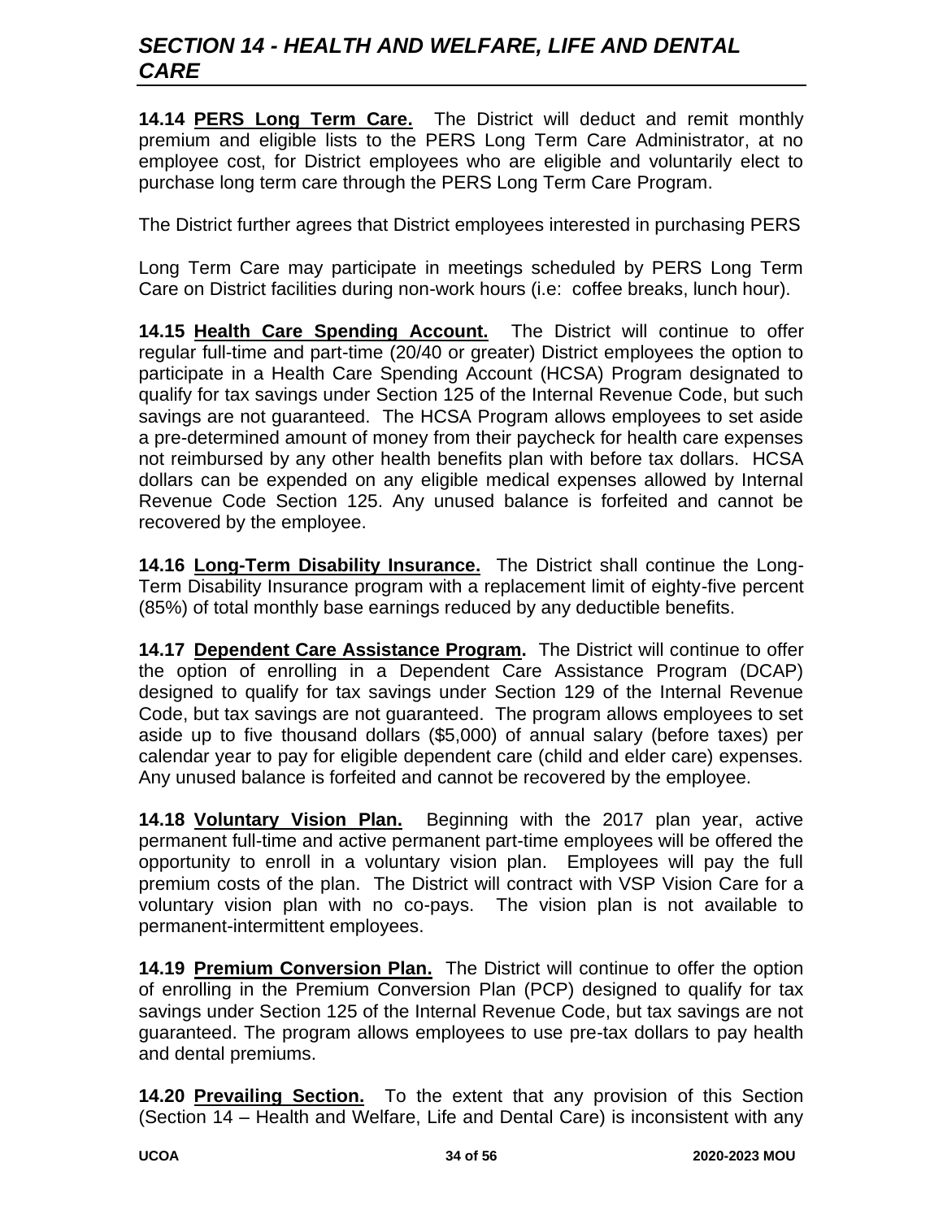## SECTION 14 - HEALTH AND WELFARE, LIFE AND DENTAL CARE

**14.14 PERS Long Term Care.** The District will deduct and remit monthly premium and eligible lists to the PERS Long Term Care Administrator, at no employee cost, for District employees who are eligible and voluntarily elect to purchase long term care through the PERS Long Term Care Program.

The District further agrees that District employees interested in purchasing PERS

Long Term Care may participate in meetings scheduled by PERS Long Term Care on District facilities during non-work hours (i.e: coffee breaks, lunch hour).

**14.15 Health Care Spending Account.** The District will continue to offer regular full-time and part-time (20/40 or greater) District employees the option to participate in a Health Care Spending Account (HCSA) Program designated to qualify for tax savings under Section 125 of the Internal Revenue Code, but such savings are not guaranteed. The HCSA Program allows employees to set aside a pre-determined amount of money from their paycheck for health care expenses not reimbursed by any other health benefits plan with before tax dollars. HCSA dollars can be expended on any eligible medical expenses allowed by Internal Revenue Code Section 125. Any unused balance is forfeited and cannot be recovered by the employee.

**14.16 Long-Term Disability Insurance.** The District shall continue the Long-Term Disability Insurance program with a replacement limit of eighty-five percent (85%) of total monthly base earnings reduced by any deductible benefits.

**14.17 Dependent Care Assistance Program.** The District will continue to offer the option of enrolling in a Dependent Care Assistance Program (DCAP) designed to qualify for tax savings under Section 129 of the Internal Revenue Code, but tax savings are not guaranteed. The program allows employees to set aside up to five thousand dollars ($5,000) of annual salary (before taxes) per calendar year to pay for eligible dependent care (child and elder care) expenses. Any unused balance is forfeited and cannot be recovered by the employee.

**14.18 Voluntary Vision Plan.** Beginning with the 2017 plan year, active permanent full-time and active permanent part-time employees will be offered the opportunity to enroll in a voluntary vision plan. Employees will pay the full premium costs of the plan. The District will contract with VSP Vision Care for a voluntary vision plan with no co-pays. The vision plan is not available to permanent-intermittent employees.

**14.19 Premium Conversion Plan.** The District will continue to offer the option of enrolling in the Premium Conversion Plan (PCP) designed to qualify for tax savings under Section 125 of the Internal Revenue Code, but tax savings are not guaranteed. The program allows employees to use pre-tax dollars to pay health and dental premiums.

**14.20 Prevailing Section.** To the extent that any provision of this Section (Section 14 – Health and Welfare, Life and Dental Care) is inconsistent with any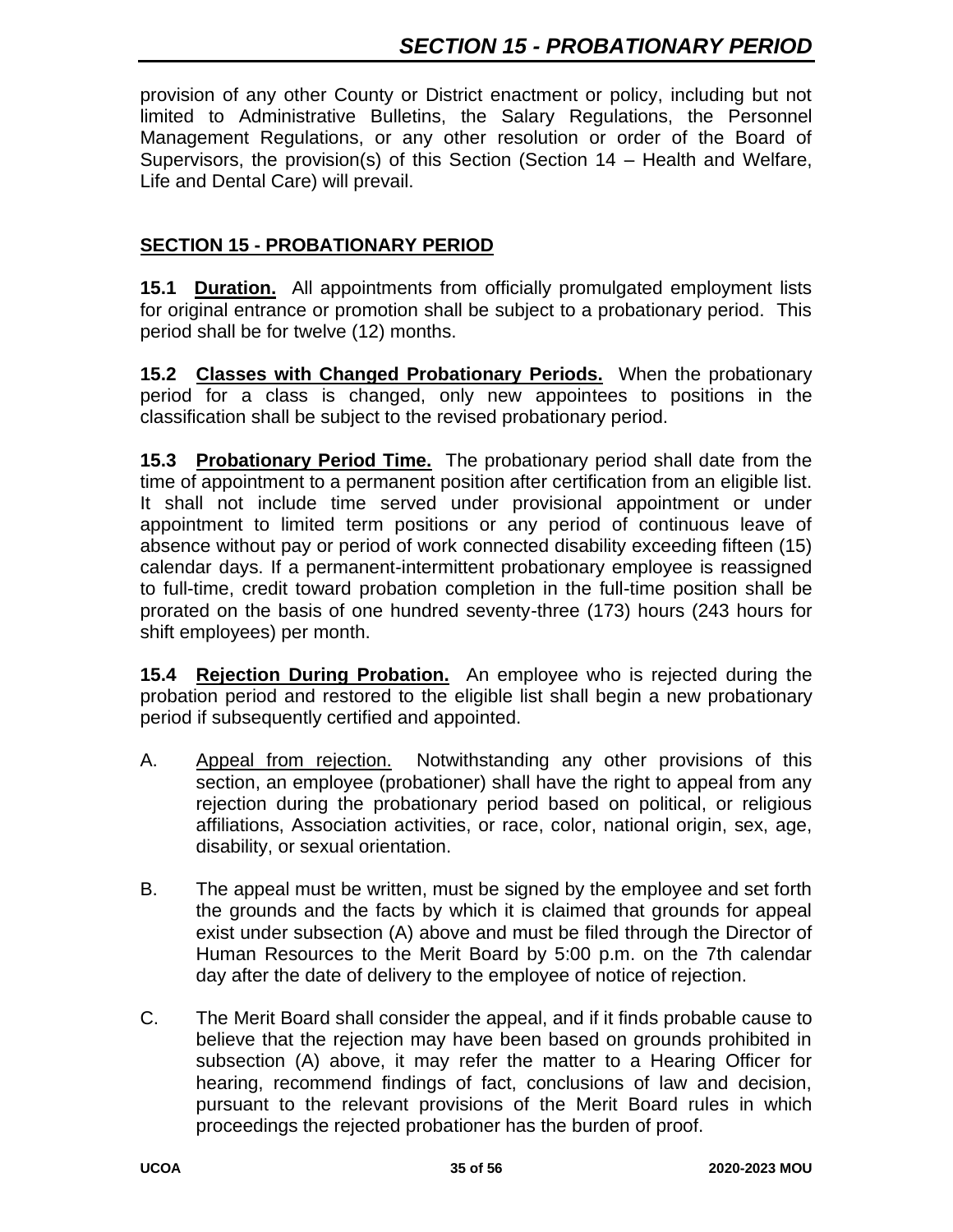provision of any other County or District enactment or policy, including but not limited to Administrative Bulletins, the Salary Regulations, the Personnel Management Regulations, or any other resolution or order of the Board of Supervisors, the provision(s) of this Section (Section 14 – Health and Welfare, Life and Dental Care) will prevail.

## SECTION 15 - PROBATIONARY PERIOD

**15.1 Duration.** All appointments from officially promulgated employment lists for original entrance or promotion shall be subject to a probationary period. This period shall be for twelve (12) months.

**15.2 Classes with Changed Probationary Periods.** When the probationary period for a class is changed, only new appointees to positions in the classification shall be subject to the revised probationary period.

**15.3 Probationary Period Time.** The probationary period shall date from the time of appointment to a permanent position after certification from an eligible list. It shall not include time served under provisional appointment or under appointment to limited term positions or any period of continuous leave of absence without pay or period of work connected disability exceeding fifteen (15) calendar days. If a permanent-intermittent probationary employee is reassigned to full-time, credit toward probation completion in the full-time position shall be prorated on the basis of one hundred seventy-three (173) hours (243 hours for shift employees) per month.

**15.4 Rejection During Probation.** An employee who is rejected during the probation period and restored to the eligible list shall begin a new probationary period if subsequently certified and appointed.

A. Appeal from rejection. Notwithstanding any other provisions of this section, an employee (probationer) shall have the right to appeal from any rejection during the probationary period based on political, or religious affiliations, Association activities, or race, color, national origin, sex, age, disability, or sexual orientation.

B. The appeal must be written, must be signed by the employee and set forth the grounds and the facts by which it is claimed that grounds for appeal exist under subsection (A) above and must be filed through the Director of Human Resources to the Merit Board by 5:00 p.m. on the 7th calendar day after the date of delivery to the employee of notice of rejection.

C. The Merit Board shall consider the appeal, and if it finds probable cause to believe that the rejection may have been based on grounds prohibited in subsection (A) above, it may refer the matter to a Hearing Officer for hearing, recommend findings of fact, conclusions of law and decision, pursuant to the relevant provisions of the Merit Board rules in which proceedings the rejected probationer has the burden of proof.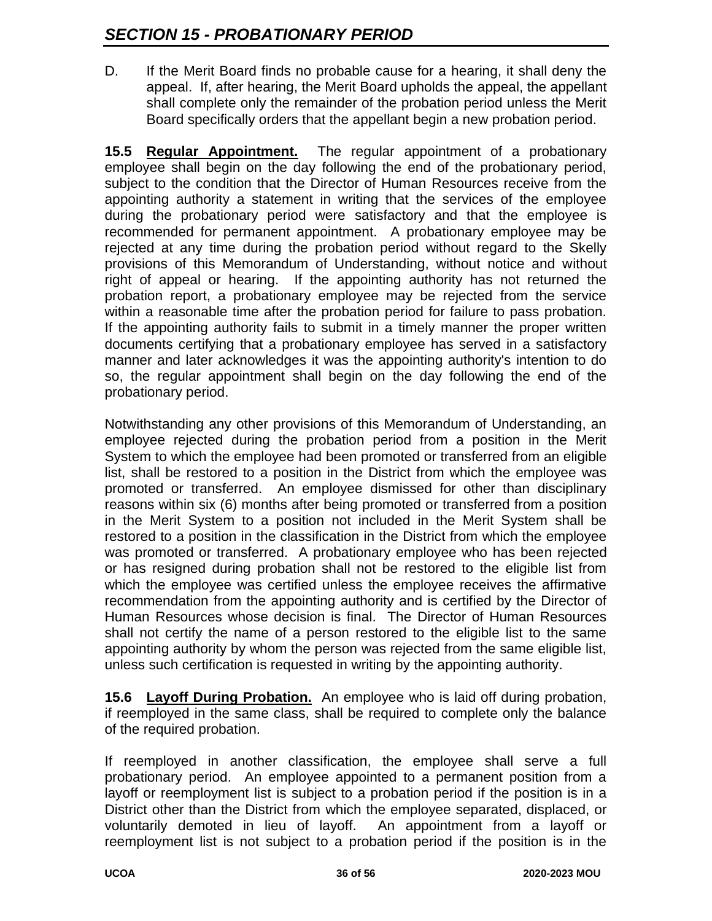D. If the Merit Board finds no probable cause for a hearing, it shall deny the appeal. If, after hearing, the Merit Board upholds the appeal, the appellant shall complete only the remainder of the probation period unless the Merit Board specifically orders that the appellant begin a new probation period.

**15.5 Regular Appointment.** The regular appointment of a probationary employee shall begin on the day following the end of the probationary period, subject to the condition that the Director of Human Resources receive from the appointing authority a statement in writing that the services of the employee during the probationary period were satisfactory and that the employee is recommended for permanent appointment. A probationary employee may be rejected at any time during the probation period without regard to the Skelly provisions of this Memorandum of Understanding, without notice and without right of appeal or hearing. If the appointing authority has not returned the probation report, a probationary employee may be rejected from the service within a reasonable time after the probation period for failure to pass probation. If the appointing authority fails to submit in a timely manner the proper written documents certifying that a probationary employee has served in a satisfactory manner and later acknowledges it was the appointing authority's intention to do so, the regular appointment shall begin on the day following the end of the probationary period.

Notwithstanding any other provisions of this Memorandum of Understanding, an employee rejected during the probation period from a position in the Merit System to which the employee had been promoted or transferred from an eligible list, shall be restored to a position in the District from which the employee was promoted or transferred. An employee dismissed for other than disciplinary reasons within six (6) months after being promoted or transferred from a position in the Merit System to a position not included in the Merit System shall be restored to a position in the classification in the District from which the employee was promoted or transferred. A probationary employee who has been rejected or has resigned during probation shall not be restored to the eligible list from which the employee was certified unless the employee receives the affirmative recommendation from the appointing authority and is certified by the Director of Human Resources whose decision is final. The Director of Human Resources shall not certify the name of a person restored to the eligible list to the same appointing authority by whom the person was rejected from the same eligible list, unless such certification is requested in writing by the appointing authority.

**15.6 Layoff During Probation.** An employee who is laid off during probation, if reemployed in the same class, shall be required to complete only the balance of the required probation.

If reemployed in another classification, the employee shall serve a full probationary period. An employee appointed to a permanent position from a layoff or reemployment list is subject to a probation period if the position is in a District other than the District from which the employee separated, displaced, or voluntarily demoted in lieu of layoff. An appointment from a layoff or reemployment list is not subject to a probation period if the position is in the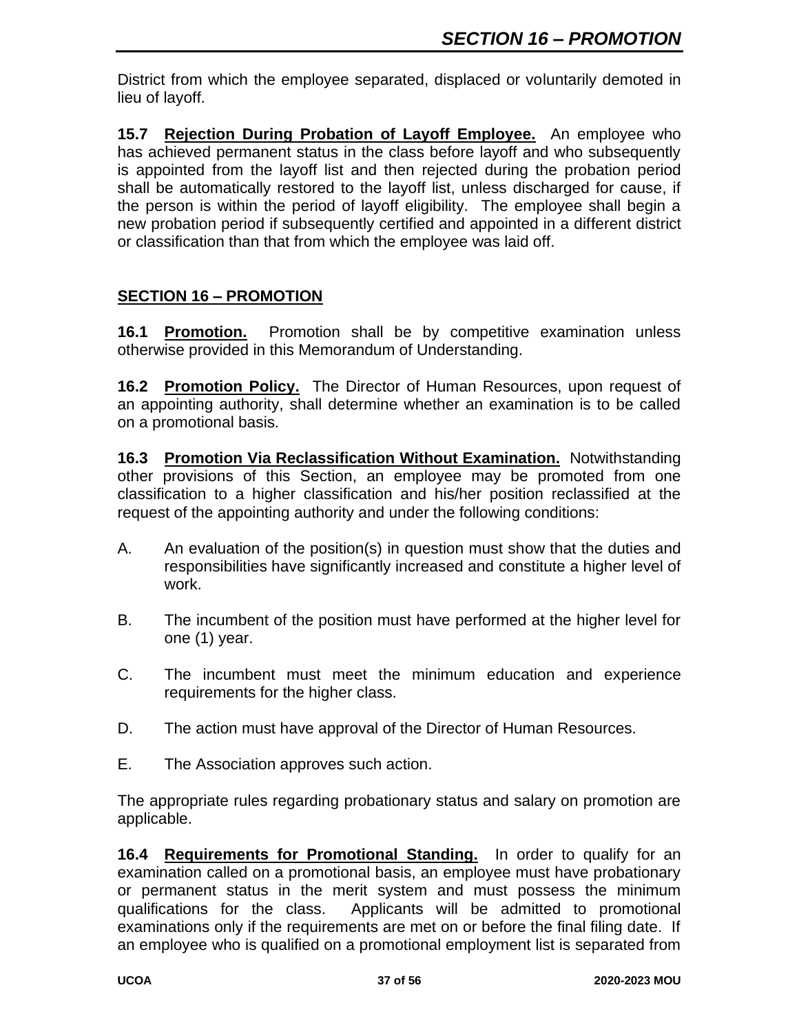District from which the employee separated, displaced or voluntarily demoted in lieu of layoff.

**15.7 Rejection During Probation of Layoff Employee.** An employee who has achieved permanent status in the class before layoff and who subsequently is appointed from the layoff list and then rejected during the probation period shall be automatically restored to the layoff list, unless discharged for cause, if the person is within the period of layoff eligibility. The employee shall begin a new probation period if subsequently certified and appointed in a different district or classification than that from which the employee was laid off.

## SECTION 16 – PROMOTION

**16.1 Promotion.** Promotion shall be by competitive examination unless otherwise provided in this Memorandum of Understanding.

**16.2 Promotion Policy.** The Director of Human Resources, upon request of an appointing authority, shall determine whether an examination is to be called on a promotional basis.

**16.3 Promotion Via Reclassification Without Examination.** Notwithstanding other provisions of this Section, an employee may be promoted from one classification to a higher classification and his/her position reclassified at the request of the appointing authority and under the following conditions:

A. An evaluation of the position(s) in question must show that the duties and responsibilities have significantly increased and constitute a higher level of work.

B. The incumbent of the position must have performed at the higher level for one (1) year.

C. The incumbent must meet the minimum education and experience requirements for the higher class.

D. The action must have approval of the Director of Human Resources.

E. The Association approves such action.

The appropriate rules regarding probationary status and salary on promotion are applicable.

**16.4 Requirements for Promotional Standing.** In order to qualify for an examination called on a promotional basis, an employee must have probationary or permanent status in the merit system and must possess the minimum qualifications for the class. Applicants will be admitted to promotional examinations only if the requirements are met on or before the final filing date. If an employee who is qualified on a promotional employment list is separated from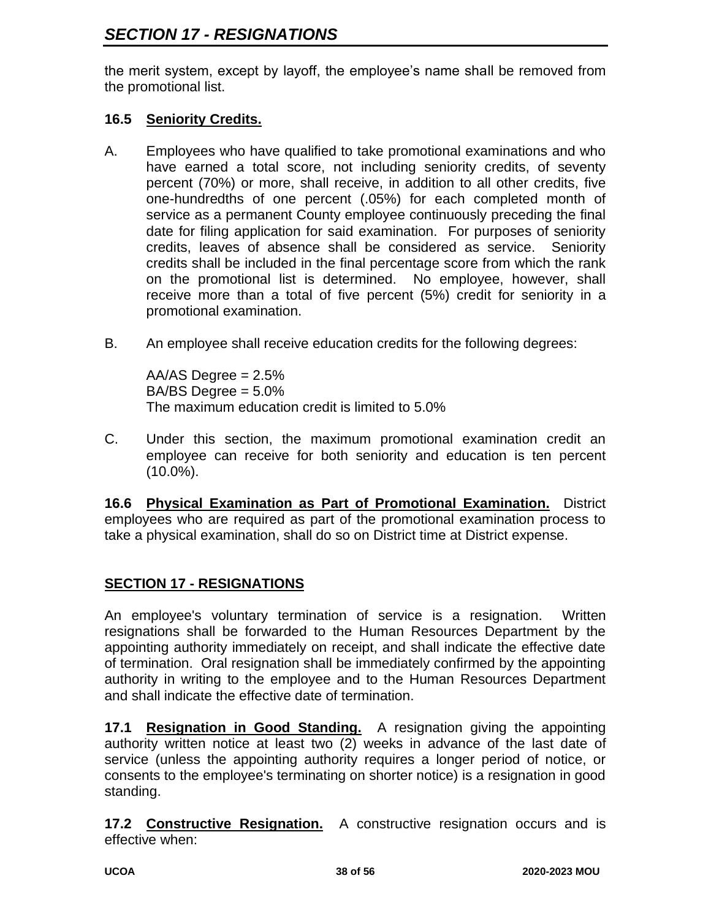the merit system, except by layoff, the employee's name shall be removed from the promotional list.

### 16.5 Seniority Credits.

A. Employees who have qualified to take promotional examinations and who have earned a total score, not including seniority credits, of seventy percent (70%) or more, shall receive, in addition to all other credits, five one-hundredths of one percent (.05%) for each completed month of service as a permanent County employee continuously preceding the final date for filing application for said examination. For purposes of seniority credits, leaves of absence shall be considered as service. Seniority credits shall be included in the final percentage score from which the rank on the promotional list is determined. No employee, however, shall receive more than a total of five percent (5%) credit for seniority in a promotional examination.

B. An employee shall receive education credits for the following degrees:

AA/AS Degree = 2.5%
BA/BS Degree = 5.0%
The maximum education credit is limited to 5.0%

C. Under this section, the maximum promotional examination credit an employee can receive for both seniority and education is ten percent (10.0%).

**16.6 Physical Examination as Part of Promotional Examination.** District employees who are required as part of the promotional examination process to take a physical examination, shall do so on District time at District expense.

## SECTION 17 - RESIGNATIONS

An employee's voluntary termination of service is a resignation. Written resignations shall be forwarded to the Human Resources Department by the appointing authority immediately on receipt, and shall indicate the effective date of termination. Oral resignation shall be immediately confirmed by the appointing authority in writing to the employee and to the Human Resources Department and shall indicate the effective date of termination.

**17.1 Resignation in Good Standing.** A resignation giving the appointing authority written notice at least two (2) weeks in advance of the last date of service (unless the appointing authority requires a longer period of notice, or consents to the employee's terminating on shorter notice) is a resignation in good standing.

**17.2 Constructive Resignation.** A constructive resignation occurs and is effective when: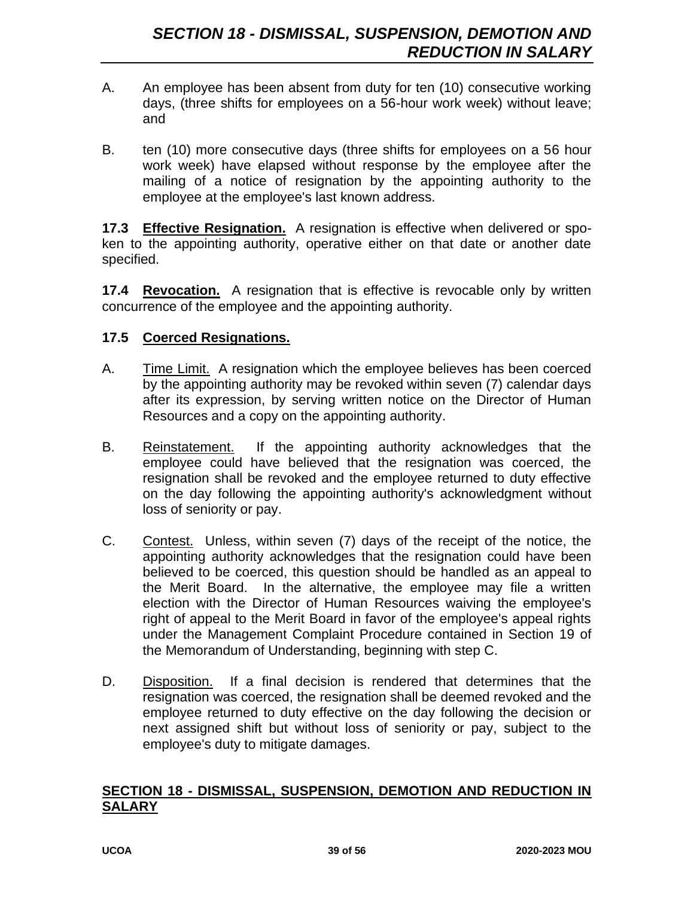A. An employee has been absent from duty for ten (10) consecutive working days, (three shifts for employees on a 56-hour work week) without leave; and

B. ten (10) more consecutive days (three shifts for employees on a 56 hour work week) have elapsed without response by the employee after the mailing of a notice of resignation by the appointing authority to the employee at the employee's last known address.

**17.3 Effective Resignation.** A resignation is effective when delivered or spoken to the appointing authority, operative either on that date or another date specified.

**17.4 Revocation.** A resignation that is effective is revocable only by written concurrence of the employee and the appointing authority.

**17.5 Coerced Resignations.**

A. Time Limit. A resignation which the employee believes has been coerced by the appointing authority may be revoked within seven (7) calendar days after its expression, by serving written notice on the Director of Human Resources and a copy on the appointing authority.

B. Reinstatement. If the appointing authority acknowledges that the employee could have believed that the resignation was coerced, the resignation shall be revoked and the employee returned to duty effective on the day following the appointing authority's acknowledgment without loss of seniority or pay.

C. Contest. Unless, within seven (7) days of the receipt of the notice, the appointing authority acknowledges that the resignation could have been believed to be coerced, this question should be handled as an appeal to the Merit Board. In the alternative, the employee may file a written election with the Director of Human Resources waiving the employee's right of appeal to the Merit Board in favor of the employee's appeal rights under the Management Complaint Procedure contained in Section 19 of the Memorandum of Understanding, beginning with step C.

D. Disposition. If a final decision is rendered that determines that the resignation was coerced, the resignation shall be deemed revoked and the employee returned to duty effective on the day following the decision or next assigned shift but without loss of seniority or pay, subject to the employee's duty to mitigate damages.

## SECTION 18 - DISMISSAL, SUSPENSION, DEMOTION AND REDUCTION IN SALARY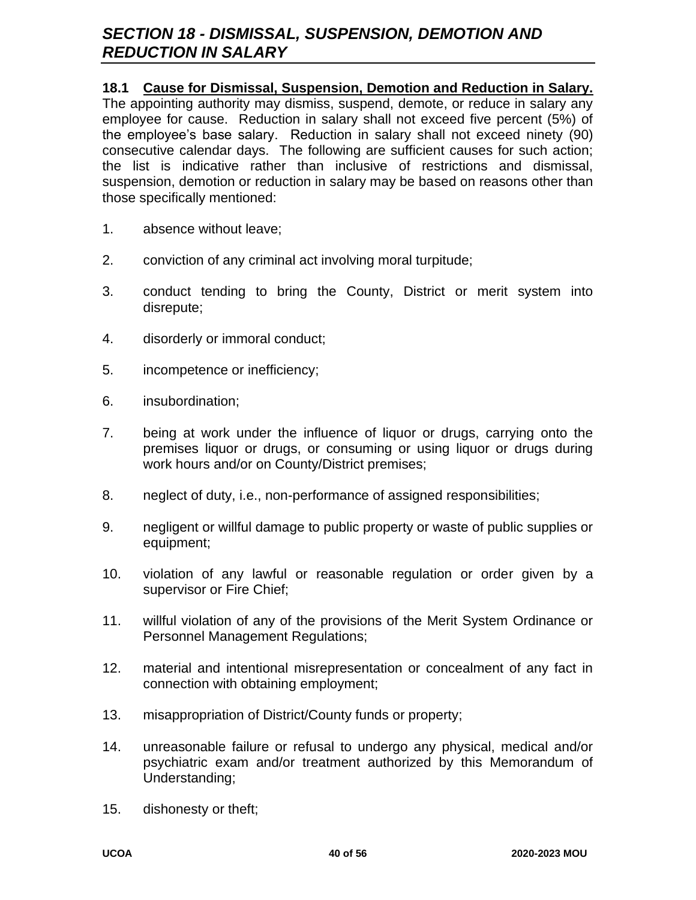## *SECTION 18 - DISMISSAL, SUSPENSION, DEMOTION AND REDUCTION IN SALARY*

**18.1 <u>Cause for Dismissal, Suspension, Demotion and Reduction in Salary.</u>** The appointing authority may dismiss, suspend, demote, or reduce in salary any employee for cause. Reduction in salary shall not exceed five percent (5%) of the employee's base salary. Reduction in salary shall not exceed ninety (90) consecutive calendar days. The following are sufficient causes for such action; the list is indicative rather than inclusive of restrictions and dismissal, suspension, demotion or reduction in salary may be based on reasons other than those specifically mentioned:

1. absence without leave;
2. conviction of any criminal act involving moral turpitude;
3. conduct tending to bring the County, District or merit system into disrepute;
4. disorderly or immoral conduct;
5. incompetence or inefficiency;
6. insubordination;
7. being at work under the influence of liquor or drugs, carrying onto the premises liquor or drugs, or consuming or using liquor or drugs during work hours and/or on County/District premises;
8. neglect of duty, i.e., non-performance of assigned responsibilities;
9. negligent or willful damage to public property or waste of public supplies or equipment;
10. violation of any lawful or reasonable regulation or order given by a supervisor or Fire Chief;
11. willful violation of any of the provisions of the Merit System Ordinance or Personnel Management Regulations;
12. material and intentional misrepresentation or concealment of any fact in connection with obtaining employment;
13. misappropriation of District/County funds or property;
14. unreasonable failure or refusal to undergo any physical, medical and/or psychiatric exam and/or treatment authorized by this Memorandum of Understanding;
15. dishonesty or theft;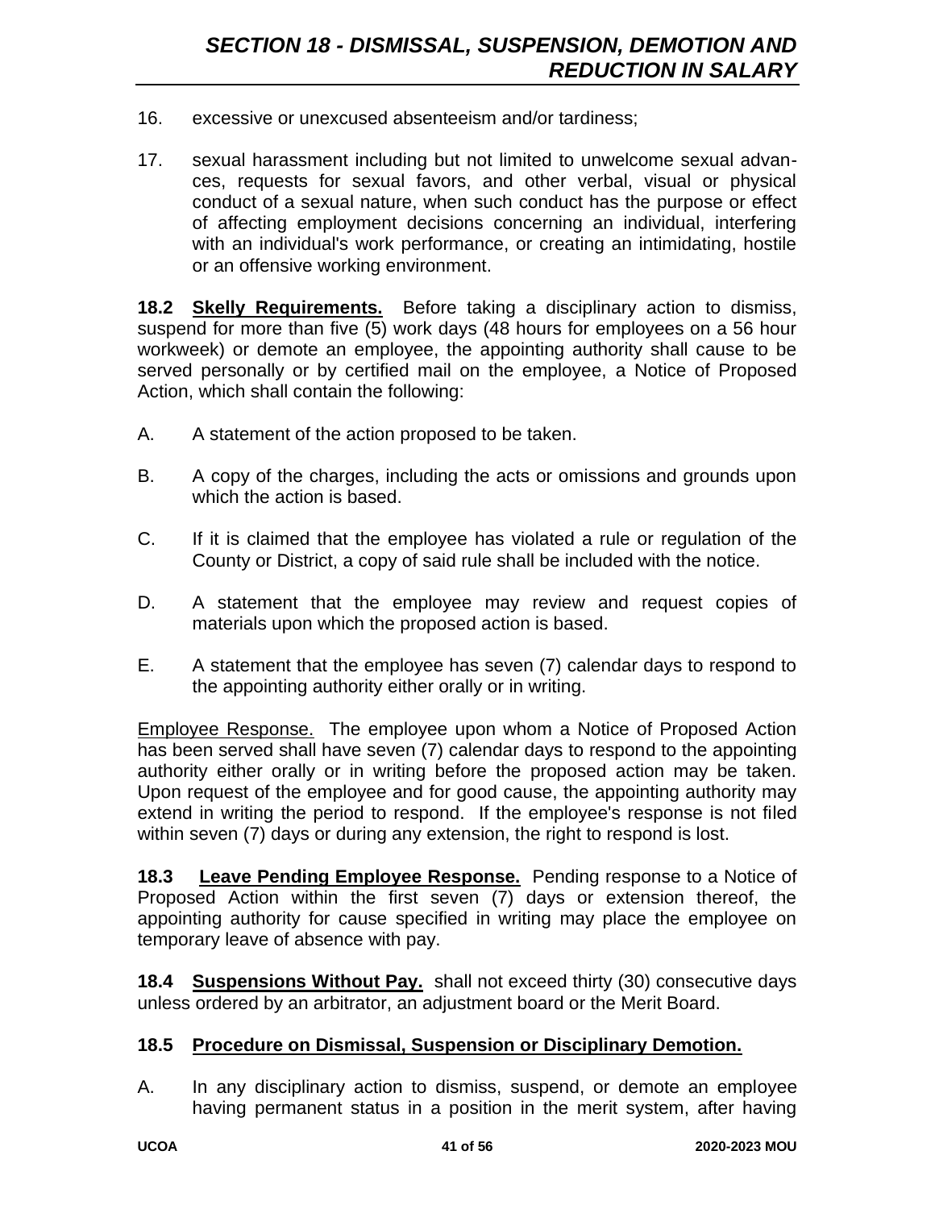16. excessive or unexcused absenteeism and/or tardiness;

17. sexual harassment including but not limited to unwelcome sexual advances, requests for sexual favors, and other verbal, visual or physical conduct of a sexual nature, when such conduct has the purpose or effect of affecting employment decisions concerning an individual, interfering with an individual's work performance, or creating an intimidating, hostile or an offensive working environment.

**18.2 Skelly Requirements.** Before taking a disciplinary action to dismiss, suspend for more than five (5) work days (48 hours for employees on a 56 hour workweek) or demote an employee, the appointing authority shall cause to be served personally or by certified mail on the employee, a Notice of Proposed Action, which shall contain the following:

A. A statement of the action proposed to be taken.

B. A copy of the charges, including the acts or omissions and grounds upon which the action is based.

C. If it is claimed that the employee has violated a rule or regulation of the County or District, a copy of said rule shall be included with the notice.

D. A statement that the employee may review and request copies of materials upon which the proposed action is based.

E. A statement that the employee has seven (7) calendar days to respond to the appointing authority either orally or in writing.

Employee Response. The employee upon whom a Notice of Proposed Action has been served shall have seven (7) calendar days to respond to the appointing authority either orally or in writing before the proposed action may be taken. Upon request of the employee and for good cause, the appointing authority may extend in writing the period to respond. If the employee's response is not filed within seven (7) days or during any extension, the right to respond is lost.

**18.3 Leave Pending Employee Response.** Pending response to a Notice of Proposed Action within the first seven (7) days or extension thereof, the appointing authority for cause specified in writing may place the employee on temporary leave of absence with pay.

**18.4 Suspensions Without Pay.** shall not exceed thirty (30) consecutive days unless ordered by an arbitrator, an adjustment board or the Merit Board.

**18.5 Procedure on Dismissal, Suspension or Disciplinary Demotion.**

A. In any disciplinary action to dismiss, suspend, or demote an employee having permanent status in a position in the merit system, after having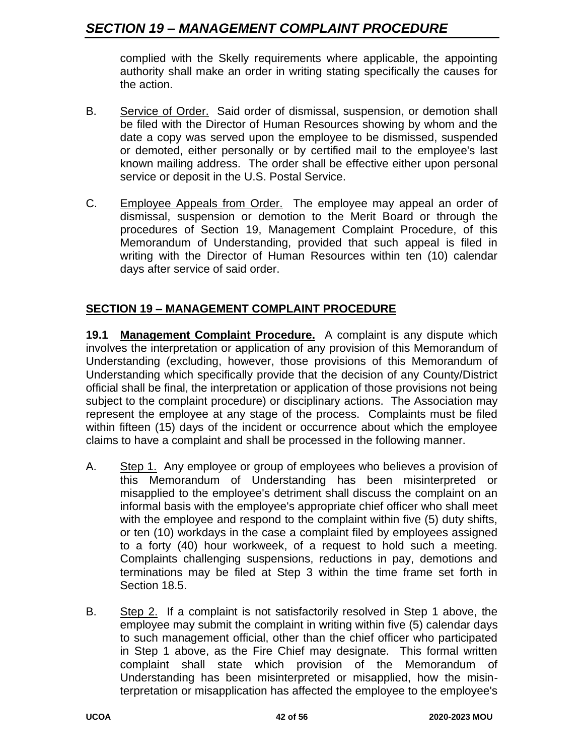complied with the Skelly requirements where applicable, the appointing authority shall make an order in writing stating specifically the causes for the action.

B. Service of Order. Said order of dismissal, suspension, or demotion shall be filed with the Director of Human Resources showing by whom and the date a copy was served upon the employee to be dismissed, suspended or demoted, either personally or by certified mail to the employee's last known mailing address. The order shall be effective either upon personal service or deposit in the U.S. Postal Service.

C. Employee Appeals from Order. The employee may appeal an order of dismissal, suspension or demotion to the Merit Board or through the procedures of Section 19, Management Complaint Procedure, of this Memorandum of Understanding, provided that such appeal is filed in writing with the Director of Human Resources within ten (10) calendar days after service of said order.

## SECTION 19 – MANAGEMENT COMPLAINT PROCEDURE

**19.1 Management Complaint Procedure.** A complaint is any dispute which involves the interpretation or application of any provision of this Memorandum of Understanding (excluding, however, those provisions of this Memorandum of Understanding which specifically provide that the decision of any County/District official shall be final, the interpretation or application of those provisions not being subject to the complaint procedure) or disciplinary actions. The Association may represent the employee at any stage of the process. Complaints must be filed within fifteen (15) days of the incident or occurrence about which the employee claims to have a complaint and shall be processed in the following manner.

A. Step 1. Any employee or group of employees who believes a provision of this Memorandum of Understanding has been misinterpreted or misapplied to the employee's detriment shall discuss the complaint on an informal basis with the employee's appropriate chief officer who shall meet with the employee and respond to the complaint within five (5) duty shifts, or ten (10) workdays in the case a complaint filed by employees assigned to a forty (40) hour workweek, of a request to hold such a meeting. Complaints challenging suspensions, reductions in pay, demotions and terminations may be filed at Step 3 within the time frame set forth in Section 18.5.

B. Step 2. If a complaint is not satisfactorily resolved in Step 1 above, the employee may submit the complaint in writing within five (5) calendar days to such management official, other than the chief officer who participated in Step 1 above, as the Fire Chief may designate. This formal written complaint shall state which provision of the Memorandum of Understanding has been misinterpreted or misapplied, how the misinterpretation or misapplication has affected the employee to the employee's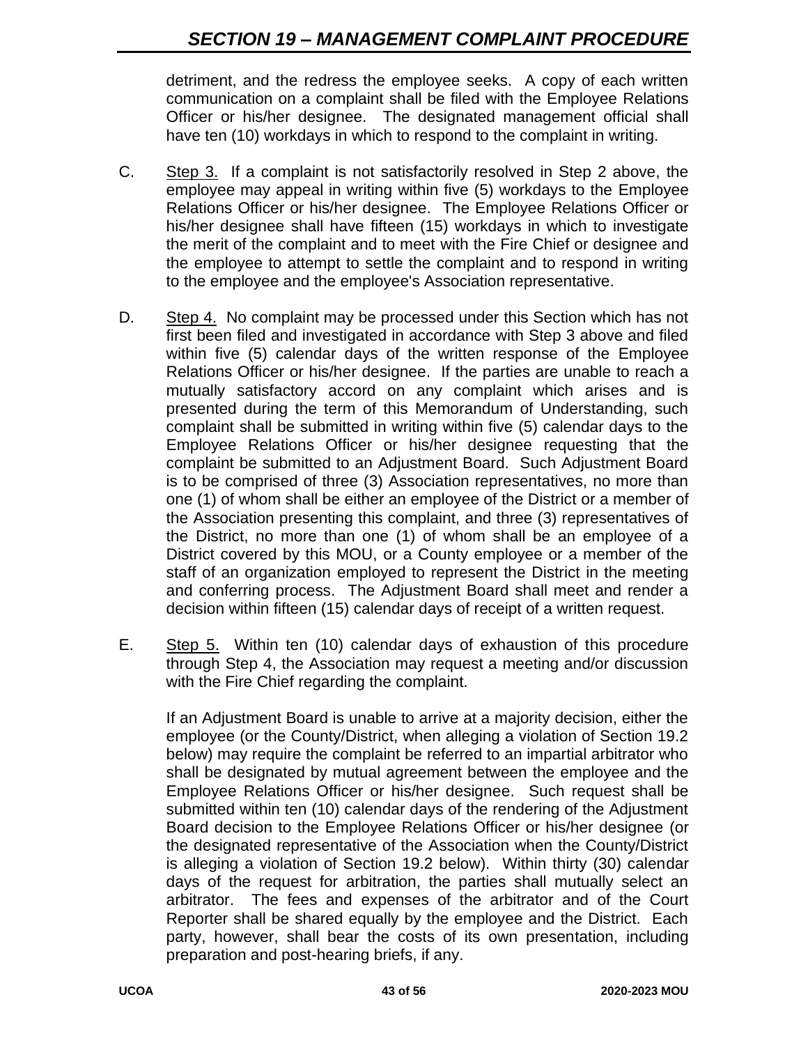detriment, and the redress the employee seeks. A copy of each written communication on a complaint shall be filed with the Employee Relations Officer or his/her designee. The designated management official shall have ten (10) workdays in which to respond to the complaint in writing.

C. Step 3. If a complaint is not satisfactorily resolved in Step 2 above, the employee may appeal in writing within five (5) workdays to the Employee Relations Officer or his/her designee. The Employee Relations Officer or his/her designee shall have fifteen (15) workdays in which to investigate the merit of the complaint and to meet with the Fire Chief or designee and the employee to attempt to settle the complaint and to respond in writing to the employee and the employee's Association representative.

D. Step 4. No complaint may be processed under this Section which has not first been filed and investigated in accordance with Step 3 above and filed within five (5) calendar days of the written response of the Employee Relations Officer or his/her designee. If the parties are unable to reach a mutually satisfactory accord on any complaint which arises and is presented during the term of this Memorandum of Understanding, such complaint shall be submitted in writing within five (5) calendar days to the Employee Relations Officer or his/her designee requesting that the complaint be submitted to an Adjustment Board. Such Adjustment Board is to be comprised of three (3) Association representatives, no more than one (1) of whom shall be either an employee of the District or a member of the Association presenting this complaint, and three (3) representatives of the District, no more than one (1) of whom shall be an employee of a District covered by this MOU, or a County employee or a member of the staff of an organization employed to represent the District in the meeting and conferring process. The Adjustment Board shall meet and render a decision within fifteen (15) calendar days of receipt of a written request.

E. Step 5. Within ten (10) calendar days of exhaustion of this procedure through Step 4, the Association may request a meeting and/or discussion with the Fire Chief regarding the complaint.

If an Adjustment Board is unable to arrive at a majority decision, either the employee (or the County/District, when alleging a violation of Section 19.2 below) may require the complaint be referred to an impartial arbitrator who shall be designated by mutual agreement between the employee and the Employee Relations Officer or his/her designee. Such request shall be submitted within ten (10) calendar days of the rendering of the Adjustment Board decision to the Employee Relations Officer or his/her designee (or the designated representative of the Association when the County/District is alleging a violation of Section 19.2 below). Within thirty (30) calendar days of the request for arbitration, the parties shall mutually select an arbitrator. The fees and expenses of the arbitrator and of the Court Reporter shall be shared equally by the employee and the District. Each party, however, shall bear the costs of its own presentation, including preparation and post-hearing briefs, if any.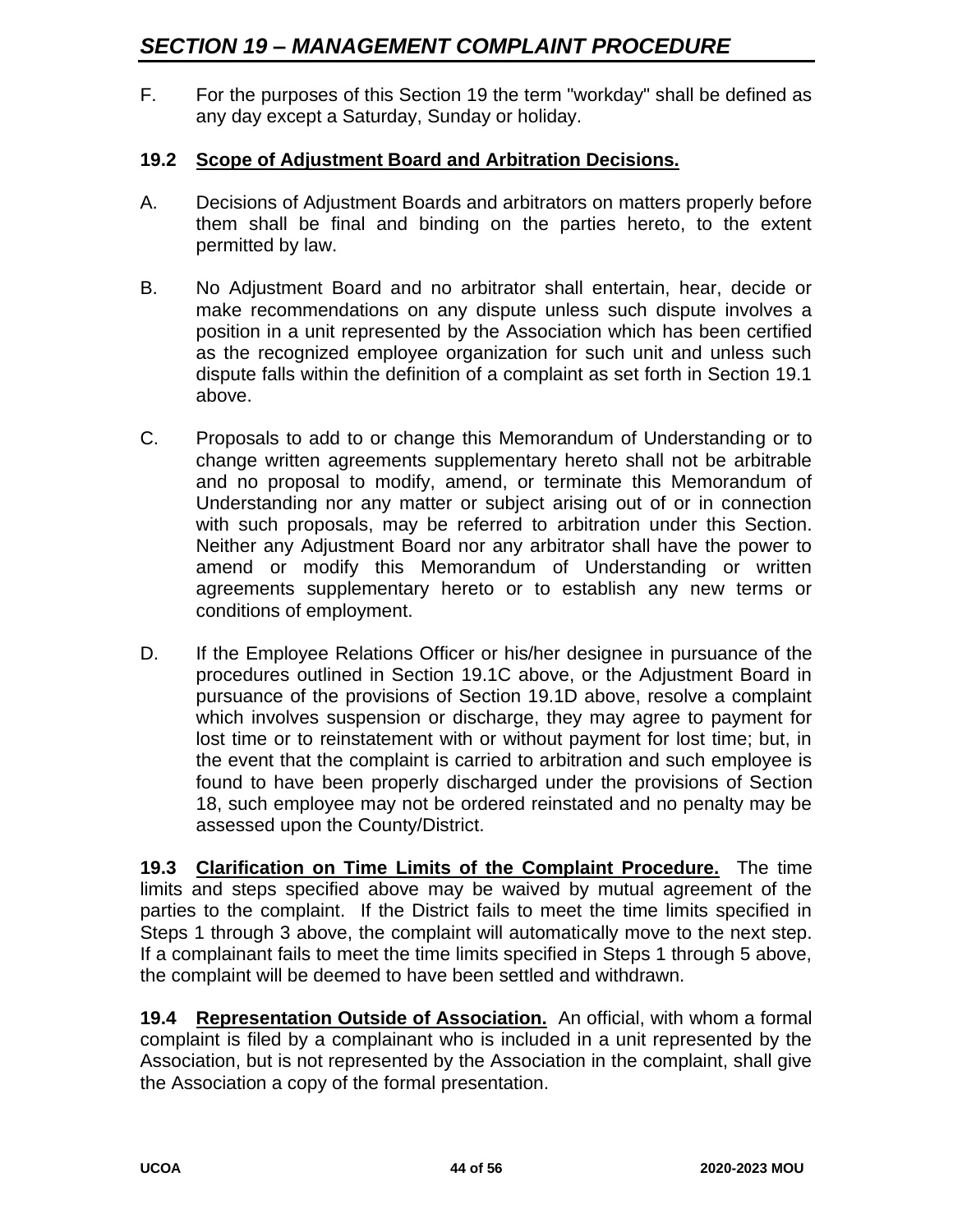# SECTION 19 – MANAGEMENT COMPLAINT PROCEDURE

F. For the purposes of this Section 19 the term "workday" shall be defined as any day except a Saturday, Sunday or holiday.

### 19.2 Scope of Adjustment Board and Arbitration Decisions.

A. Decisions of Adjustment Boards and arbitrators on matters properly before them shall be final and binding on the parties hereto, to the extent permitted by law.

B. No Adjustment Board and no arbitrator shall entertain, hear, decide or make recommendations on any dispute unless such dispute involves a position in a unit represented by the Association which has been certified as the recognized employee organization for such unit and unless such dispute falls within the definition of a complaint as set forth in Section 19.1 above.

C. Proposals to add to or change this Memorandum of Understanding or to change written agreements supplementary hereto shall not be arbitrable and no proposal to modify, amend, or terminate this Memorandum of Understanding nor any matter or subject arising out of or in connection with such proposals, may be referred to arbitration under this Section. Neither any Adjustment Board nor any arbitrator shall have the power to amend or modify this Memorandum of Understanding or written agreements supplementary hereto or to establish any new terms or conditions of employment.

D. If the Employee Relations Officer or his/her designee in pursuance of the procedures outlined in Section 19.1C above, or the Adjustment Board in pursuance of the provisions of Section 19.1D above, resolve a complaint which involves suspension or discharge, they may agree to payment for lost time or to reinstatement with or without payment for lost time; but, in the event that the complaint is carried to arbitration and such employee is found to have been properly discharged under the provisions of Section 18, such employee may not be ordered reinstated and no penalty may be assessed upon the County/District.

**19.3 Clarification on Time Limits of the Complaint Procedure.** The time limits and steps specified above may be waived by mutual agreement of the parties to the complaint. If the District fails to meet the time limits specified in Steps 1 through 3 above, the complaint will automatically move to the next step. If a complainant fails to meet the time limits specified in Steps 1 through 5 above, the complaint will be deemed to have been settled and withdrawn.

**19.4 Representation Outside of Association.** An official, with whom a formal complaint is filed by a complainant who is included in a unit represented by the Association, but is not represented by the Association in the complaint, shall give the Association a copy of the formal presentation.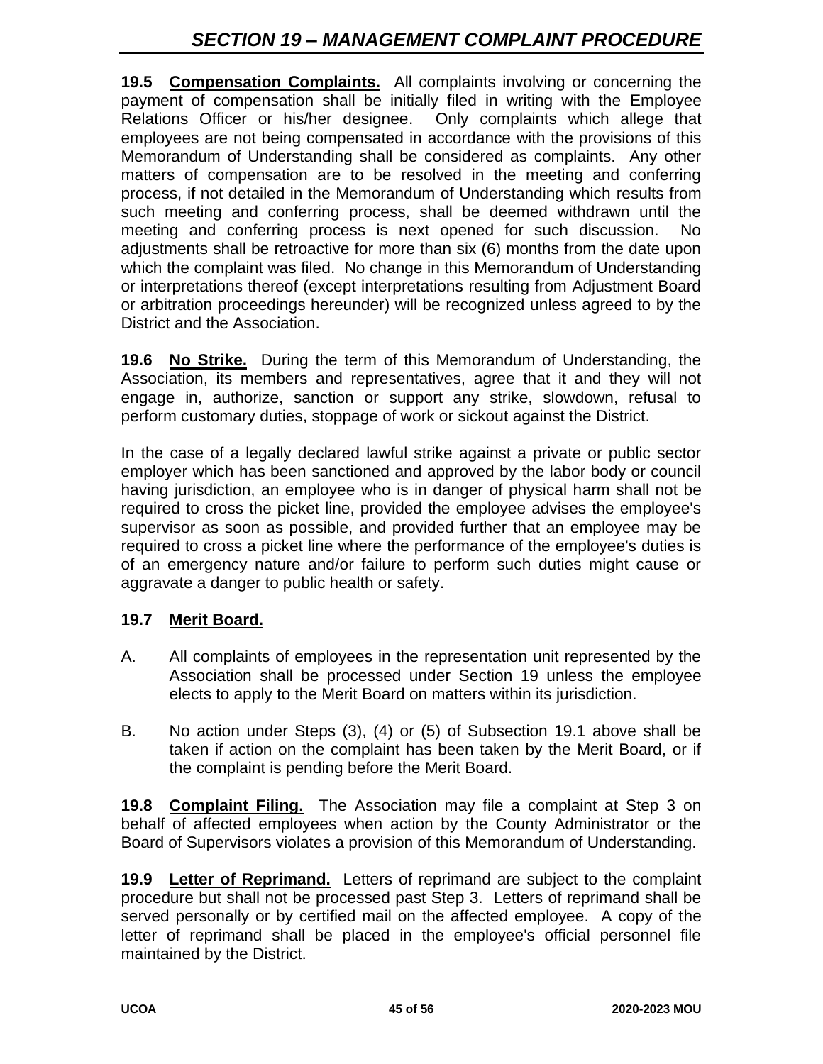## SECTION 19 – MANAGEMENT COMPLAINT PROCEDURE

**19.5 Compensation Complaints.** All complaints involving or concerning the payment of compensation shall be initially filed in writing with the Employee Relations Officer or his/her designee. Only complaints which allege that employees are not being compensated in accordance with the provisions of this Memorandum of Understanding shall be considered as complaints. Any other matters of compensation are to be resolved in the meeting and conferring process, if not detailed in the Memorandum of Understanding which results from such meeting and conferring process, shall be deemed withdrawn until the meeting and conferring process is next opened for such discussion. No adjustments shall be retroactive for more than six (6) months from the date upon which the complaint was filed. No change in this Memorandum of Understanding or interpretations thereof (except interpretations resulting from Adjustment Board or arbitration proceedings hereunder) will be recognized unless agreed to by the District and the Association.

**19.6 No Strike.** During the term of this Memorandum of Understanding, the Association, its members and representatives, agree that it and they will not engage in, authorize, sanction or support any strike, slowdown, refusal to perform customary duties, stoppage of work or sickout against the District.

In the case of a legally declared lawful strike against a private or public sector employer which has been sanctioned and approved by the labor body or council having jurisdiction, an employee who is in danger of physical harm shall not be required to cross the picket line, provided the employee advises the employee's supervisor as soon as possible, and provided further that an employee may be required to cross a picket line where the performance of the employee's duties is of an emergency nature and/or failure to perform such duties might cause or aggravate a danger to public health or safety.

**19.7 Merit Board.**

A. All complaints of employees in the representation unit represented by the Association shall be processed under Section 19 unless the employee elects to apply to the Merit Board on matters within its jurisdiction.

B. No action under Steps (3), (4) or (5) of Subsection 19.1 above shall be taken if action on the complaint has been taken by the Merit Board, or if the complaint is pending before the Merit Board.

**19.8 Complaint Filing.** The Association may file a complaint at Step 3 on behalf of affected employees when action by the County Administrator or the Board of Supervisors violates a provision of this Memorandum of Understanding.

**19.9 Letter of Reprimand.** Letters of reprimand are subject to the complaint procedure but shall not be processed past Step 3. Letters of reprimand shall be served personally or by certified mail on the affected employee. A copy of the letter of reprimand shall be placed in the employee's official personnel file maintained by the District.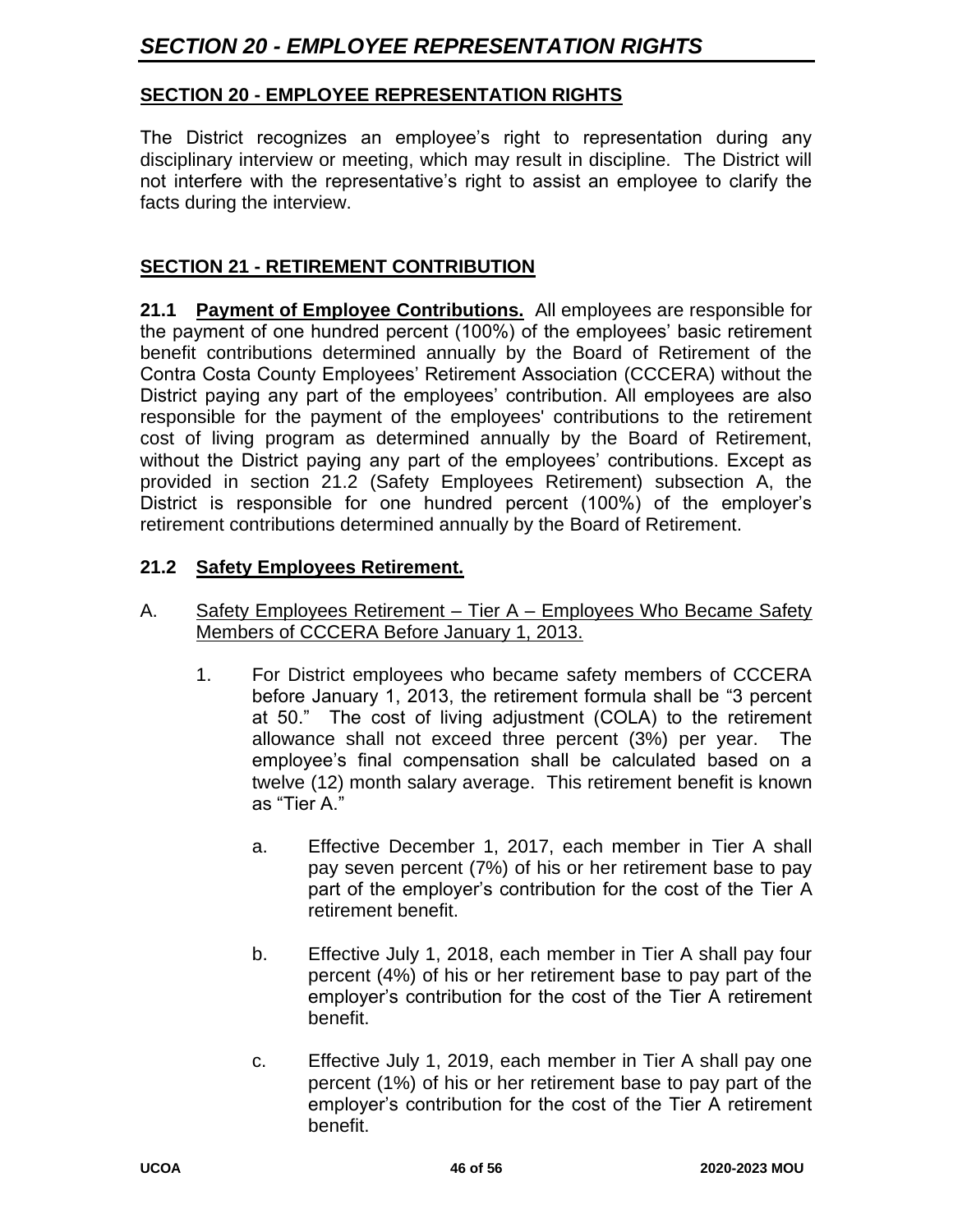## SECTION 20 - EMPLOYEE REPRESENTATION RIGHTS

The District recognizes an employee's right to representation during any disciplinary interview or meeting, which may result in discipline. The District will not interfere with the representative's right to assist an employee to clarify the facts during the interview.

## SECTION 21 - RETIREMENT CONTRIBUTION

**21.1 Payment of Employee Contributions.** All employees are responsible for the payment of one hundred percent (100%) of the employees' basic retirement benefit contributions determined annually by the Board of Retirement of the Contra Costa County Employees' Retirement Association (CCCERA) without the District paying any part of the employees' contribution. All employees are also responsible for the payment of the employees' contributions to the retirement cost of living program as determined annually by the Board of Retirement, without the District paying any part of the employees' contributions. Except as provided in section 21.2 (Safety Employees Retirement) subsection A, the District is responsible for one hundred percent (100%) of the employer's retirement contributions determined annually by the Board of Retirement.

**21.2 Safety Employees Retirement.**

A. Safety Employees Retirement – Tier A – Employees Who Became Safety Members of CCCERA Before January 1, 2013.

1. For District employees who became safety members of CCCERA before January 1, 2013, the retirement formula shall be "3 percent at 50." The cost of living adjustment (COLA) to the retirement allowance shall not exceed three percent (3%) per year. The employee's final compensation shall be calculated based on a twelve (12) month salary average. This retirement benefit is known as "Tier A."

   a. Effective December 1, 2017, each member in Tier A shall pay seven percent (7%) of his or her retirement base to pay part of the employer's contribution for the cost of the Tier A retirement benefit.

   b. Effective July 1, 2018, each member in Tier A shall pay four percent (4%) of his or her retirement base to pay part of the employer's contribution for the cost of the Tier A retirement benefit.

   c. Effective July 1, 2019, each member in Tier A shall pay one percent (1%) of his or her retirement base to pay part of the employer's contribution for the cost of the Tier A retirement benefit.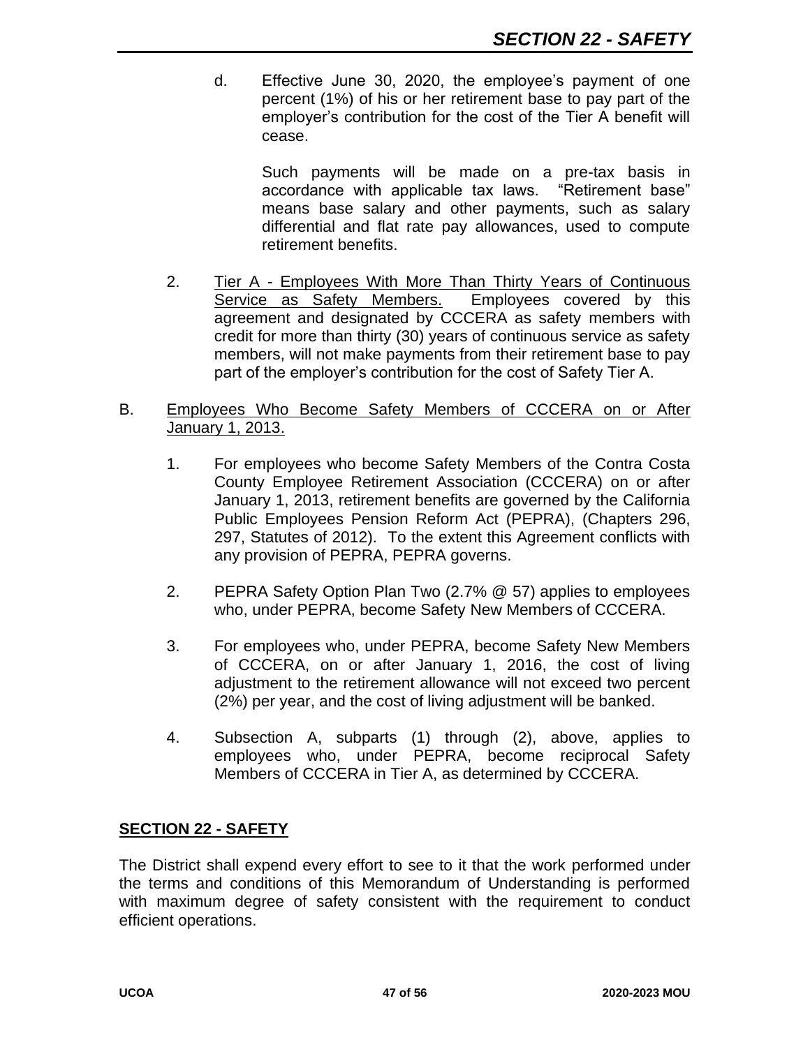d. Effective June 30, 2020, the employee's payment of one percent (1%) of his or her retirement base to pay part of the employer's contribution for the cost of the Tier A benefit will cease.

   Such payments will be made on a pre-tax basis in accordance with applicable tax laws. "Retirement base" means base salary and other payments, such as salary differential and flat rate pay allowances, used to compute retirement benefits.

2. Tier A - Employees With More Than Thirty Years of Continuous Service as Safety Members. Employees covered by this agreement and designated by CCCERA as safety members with credit for more than thirty (30) years of continuous service as safety members, will not make payments from their retirement base to pay part of the employer's contribution for the cost of Safety Tier A.

B. Employees Who Become Safety Members of CCCERA on or After January 1, 2013.

1. For employees who become Safety Members of the Contra Costa County Employee Retirement Association (CCCERA) on or after January 1, 2013, retirement benefits are governed by the California Public Employees Pension Reform Act (PEPRA), (Chapters 296, 297, Statutes of 2012). To the extent this Agreement conflicts with any provision of PEPRA, PEPRA governs.

2. PEPRA Safety Option Plan Two (2.7% @ 57) applies to employees who, under PEPRA, become Safety New Members of CCCERA.

3. For employees who, under PEPRA, become Safety New Members of CCCERA, on or after January 1, 2016, the cost of living adjustment to the retirement allowance will not exceed two percent (2%) per year, and the cost of living adjustment will be banked.

4. Subsection A, subparts (1) through (2), above, applies to employees who, under PEPRA, become reciprocal Safety Members of CCCERA in Tier A, as determined by CCCERA.

## SECTION 22 - SAFETY

The District shall expend every effort to see to it that the work performed under the terms and conditions of this Memorandum of Understanding is performed with maximum degree of safety consistent with the requirement to conduct efficient operations.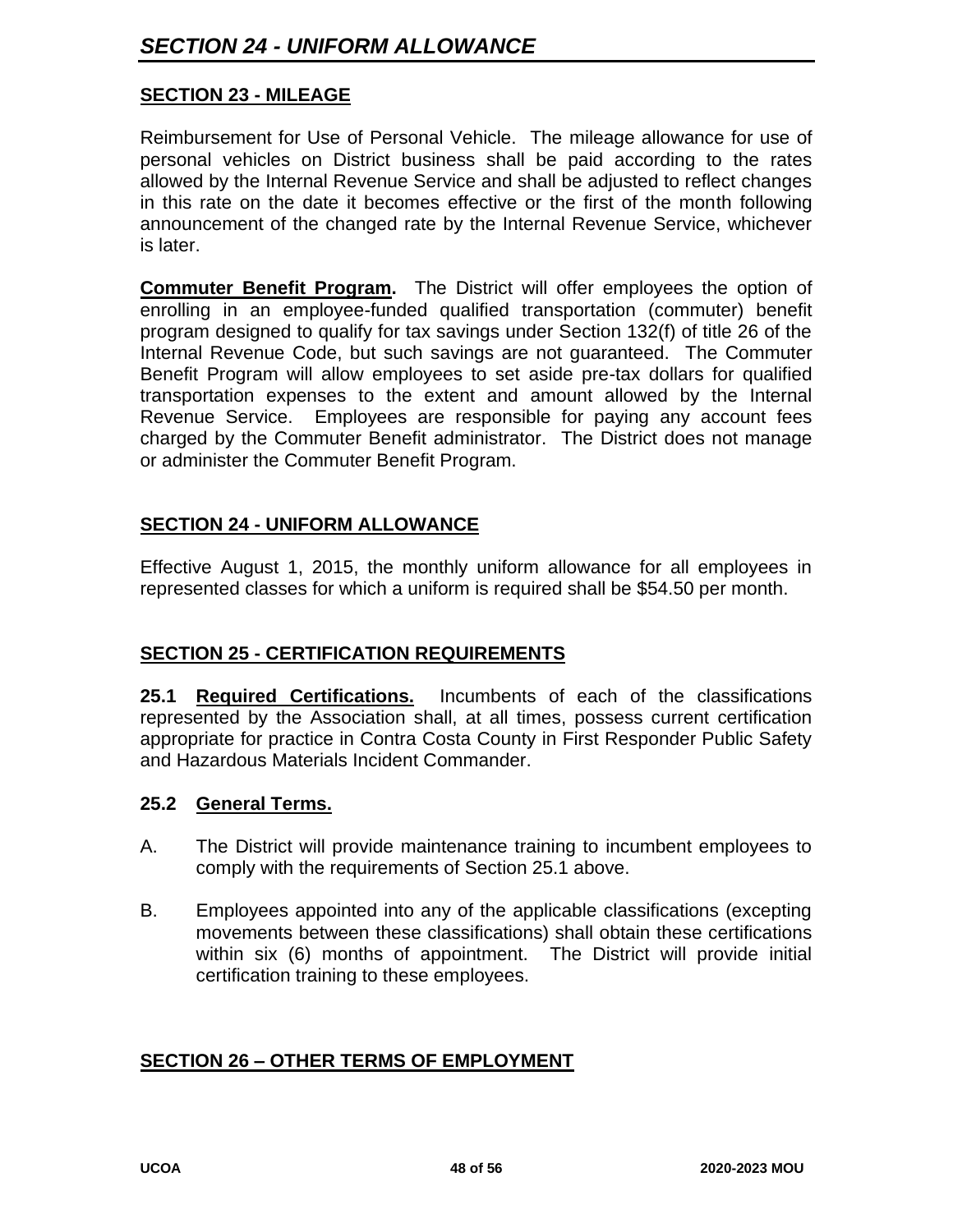## SECTION 23 - MILEAGE

Reimbursement for Use of Personal Vehicle. The mileage allowance for use of personal vehicles on District business shall be paid according to the rates allowed by the Internal Revenue Service and shall be adjusted to reflect changes in this rate on the date it becomes effective or the first of the month following announcement of the changed rate by the Internal Revenue Service, whichever is later.

**Commuter Benefit Program.** The District will offer employees the option of enrolling in an employee-funded qualified transportation (commuter) benefit program designed to qualify for tax savings under Section 132(f) of title 26 of the Internal Revenue Code, but such savings are not guaranteed. The Commuter Benefit Program will allow employees to set aside pre-tax dollars for qualified transportation expenses to the extent and amount allowed by the Internal Revenue Service. Employees are responsible for paying any account fees charged by the Commuter Benefit administrator. The District does not manage or administer the Commuter Benefit Program.

## SECTION 24 - UNIFORM ALLOWANCE

Effective August 1, 2015, the monthly uniform allowance for all employees in represented classes for which a uniform is required shall be $54.50 per month.

## SECTION 25 - CERTIFICATION REQUIREMENTS

**25.1 Required Certifications.** Incumbents of each of the classifications represented by the Association shall, at all times, possess current certification appropriate for practice in Contra Costa County in First Responder Public Safety and Hazardous Materials Incident Commander.

### 25.2 General Terms.

A. The District will provide maintenance training to incumbent employees to comply with the requirements of Section 25.1 above.

B. Employees appointed into any of the applicable classifications (excepting movements between these classifications) shall obtain these certifications within six (6) months of appointment. The District will provide initial certification training to these employees.

## SECTION 26 – OTHER TERMS OF EMPLOYMENT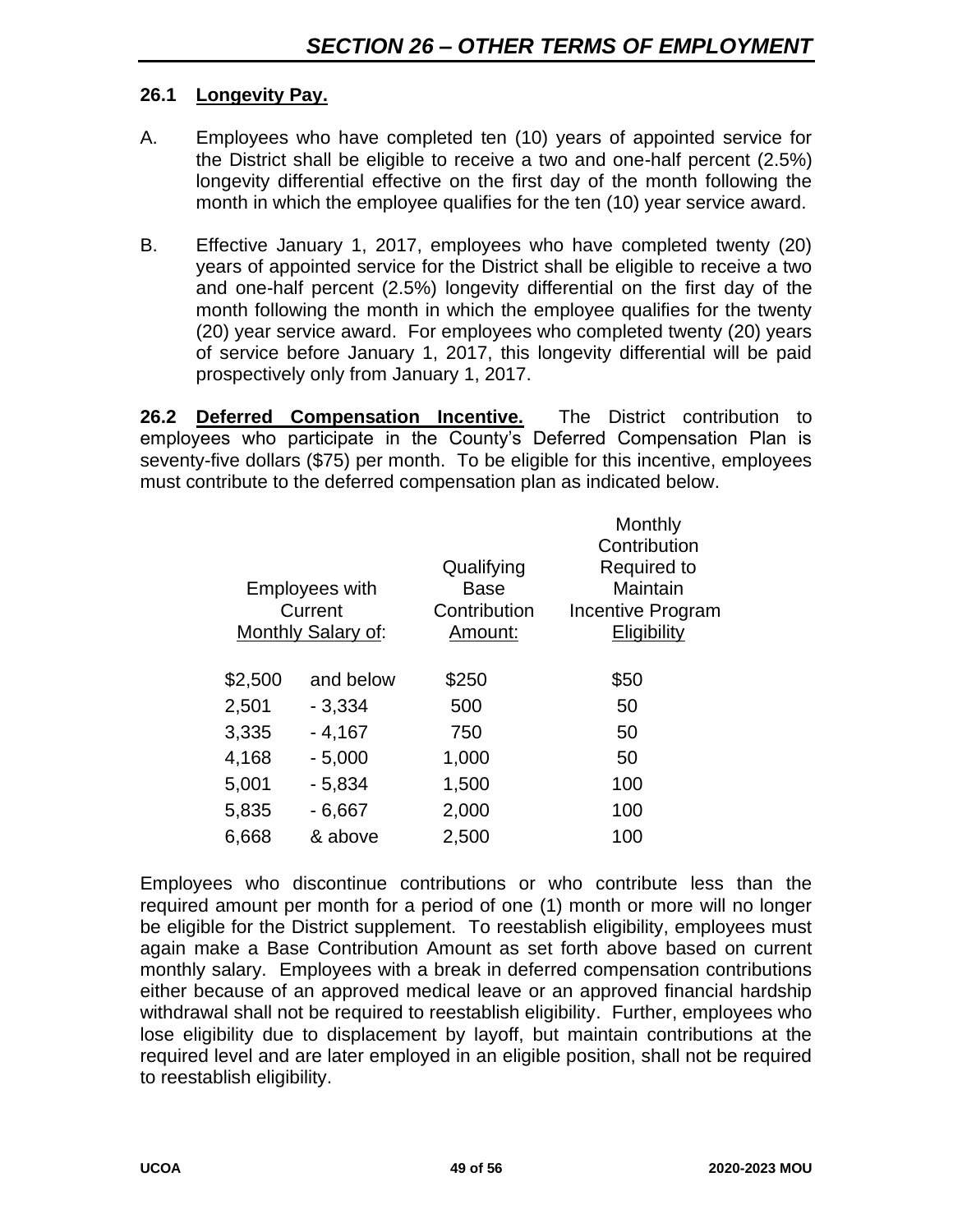## SECTION 26 – OTHER TERMS OF EMPLOYMENT

### 26.1 Longevity Pay.

A. Employees who have completed ten (10) years of appointed service for the District shall be eligible to receive a two and one-half percent (2.5%) longevity differential effective on the first day of the month following the month in which the employee qualifies for the ten (10) year service award.

B. Effective January 1, 2017, employees who have completed twenty (20) years of appointed service for the District shall be eligible to receive a two and one-half percent (2.5%) longevity differential on the first day of the month following the month in which the employee qualifies for the twenty (20) year service award. For employees who completed twenty (20) years of service before January 1, 2017, this longevity differential will be paid prospectively only from January 1, 2017.

**26.2 Deferred Compensation Incentive.** The District contribution to employees who participate in the County's Deferred Compensation Plan is seventy-five dollars ($75) per month. To be eligible for this incentive, employees must contribute to the deferred compensation plan as indicated below.

| Employees with Current Monthly Salary of: | | Qualifying Base Contribution Amount: | Monthly Contribution Required to Maintain Incentive Program Eligibility |
|---|---|---|---|
| $2,500 | and below | $250 | $50 |
| 2,501 | - 3,334 | 500 | 50 |
| 3,335 | - 4,167 | 750 | 50 |
| 4,168 | - 5,000 | 1,000 | 50 |
| 5,001 | - 5,834 | 1,500 | 100 |
| 5,835 | - 6,667 | 2,000 | 100 |
| 6,668 | & above | 2,500 | 100 |

Employees who discontinue contributions or who contribute less than the required amount per month for a period of one (1) month or more will no longer be eligible for the District supplement. To reestablish eligibility, employees must again make a Base Contribution Amount as set forth above based on current monthly salary. Employees with a break in deferred compensation contributions either because of an approved medical leave or an approved financial hardship withdrawal shall not be required to reestablish eligibility. Further, employees who lose eligibility due to displacement by layoff, but maintain contributions at the required level and are later employed in an eligible position, shall not be required to reestablish eligibility.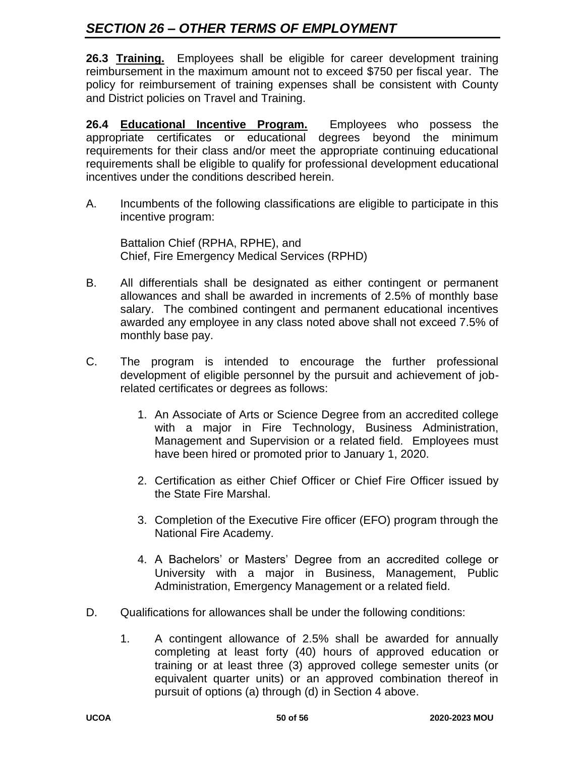## SECTION 26 – OTHER TERMS OF EMPLOYMENT

**26.3 Training.** Employees shall be eligible for career development training reimbursement in the maximum amount not to exceed $750 per fiscal year. The policy for reimbursement of training expenses shall be consistent with County and District policies on Travel and Training.

**26.4 Educational Incentive Program.** Employees who possess the appropriate certificates or educational degrees beyond the minimum requirements for their class and/or meet the appropriate continuing educational requirements shall be eligible to qualify for professional development educational incentives under the conditions described herein.

A. Incumbents of the following classifications are eligible to participate in this incentive program:

   Battalion Chief (RPHA, RPHE), and
   Chief, Fire Emergency Medical Services (RPHD)

B. All differentials shall be designated as either contingent or permanent allowances and shall be awarded in increments of 2.5% of monthly base salary. The combined contingent and permanent educational incentives awarded any employee in any class noted above shall not exceed 7.5% of monthly base pay.

C. The program is intended to encourage the further professional development of eligible personnel by the pursuit and achievement of job-related certificates or degrees as follows:

   1. An Associate of Arts or Science Degree from an accredited college with a major in Fire Technology, Business Administration, Management and Supervision or a related field. Employees must have been hired or promoted prior to January 1, 2020.

   2. Certification as either Chief Officer or Chief Fire Officer issued by the State Fire Marshal.

   3. Completion of the Executive Fire officer (EFO) program through the National Fire Academy.

   4. A Bachelors' or Masters' Degree from an accredited college or University with a major in Business, Management, Public Administration, Emergency Management or a related field.

D. Qualifications for allowances shall be under the following conditions:

   1. A contingent allowance of 2.5% shall be awarded for annually completing at least forty (40) hours of approved education or training or at least three (3) approved college semester units (or equivalent quarter units) or an approved combination thereof in pursuit of options (a) through (d) in Section 4 above.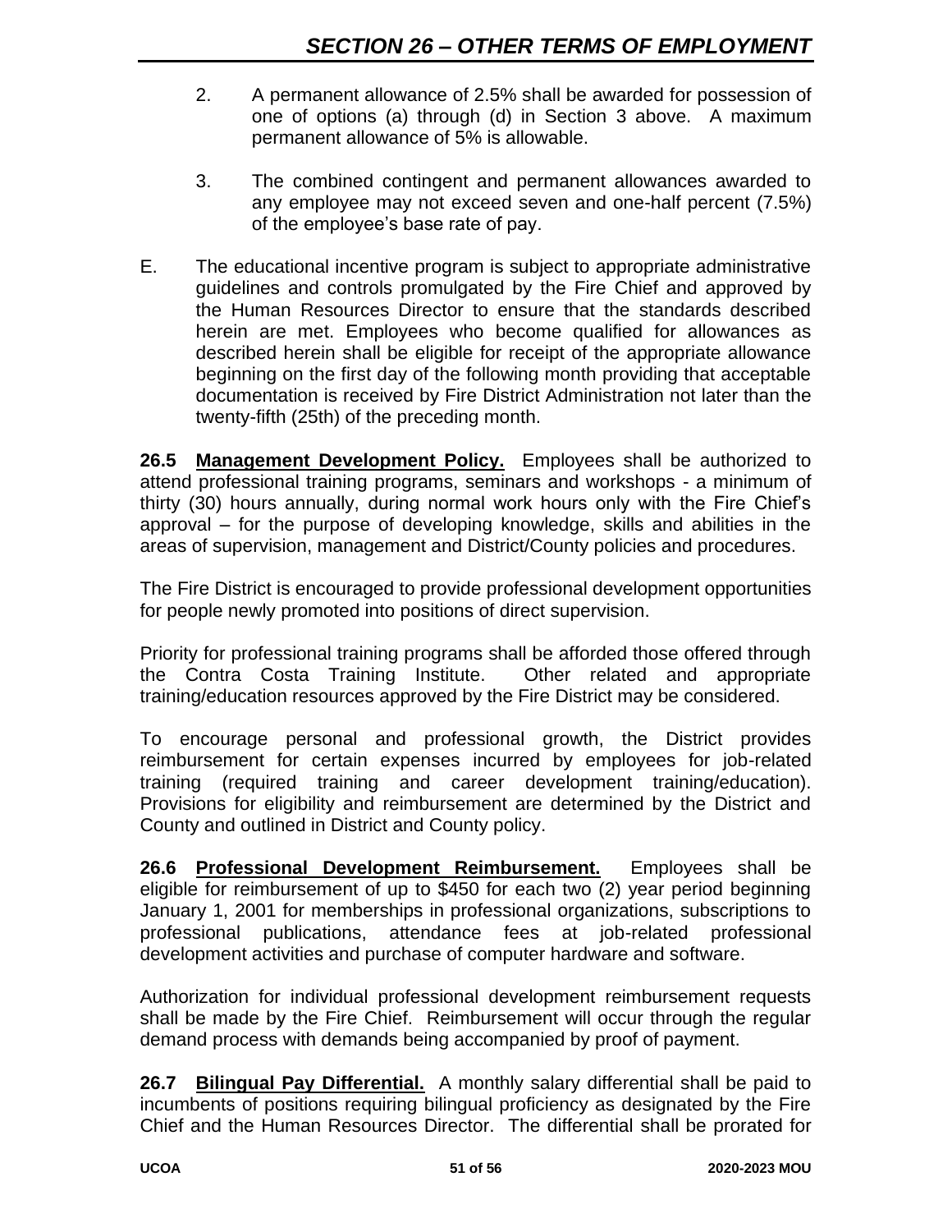2. A permanent allowance of 2.5% shall be awarded for possession of one of options (a) through (d) in Section 3 above. A maximum permanent allowance of 5% is allowable.

3. The combined contingent and permanent allowances awarded to any employee may not exceed seven and one-half percent (7.5%) of the employee's base rate of pay.

E. The educational incentive program is subject to appropriate administrative guidelines and controls promulgated by the Fire Chief and approved by the Human Resources Director to ensure that the standards described herein are met. Employees who become qualified for allowances as described herein shall be eligible for receipt of the appropriate allowance beginning on the first day of the following month providing that acceptable documentation is received by Fire District Administration not later than the twenty-fifth (25th) of the preceding month.

**26.5 Management Development Policy.** Employees shall be authorized to attend professional training programs, seminars and workshops - a minimum of thirty (30) hours annually, during normal work hours only with the Fire Chief's approval – for the purpose of developing knowledge, skills and abilities in the areas of supervision, management and District/County policies and procedures.

The Fire District is encouraged to provide professional development opportunities for people newly promoted into positions of direct supervision.

Priority for professional training programs shall be afforded those offered through the Contra Costa Training Institute. Other related and appropriate training/education resources approved by the Fire District may be considered.

To encourage personal and professional growth, the District provides reimbursement for certain expenses incurred by employees for job-related training (required training and career development training/education). Provisions for eligibility and reimbursement are determined by the District and County and outlined in District and County policy.

**26.6 Professional Development Reimbursement.** Employees shall be eligible for reimbursement of up to $450 for each two (2) year period beginning January 1, 2001 for memberships in professional organizations, subscriptions to professional publications, attendance fees at job-related professional development activities and purchase of computer hardware and software.

Authorization for individual professional development reimbursement requests shall be made by the Fire Chief. Reimbursement will occur through the regular demand process with demands being accompanied by proof of payment.

**26.7 Bilingual Pay Differential.** A monthly salary differential shall be paid to incumbents of positions requiring bilingual proficiency as designated by the Fire Chief and the Human Resources Director. The differential shall be prorated for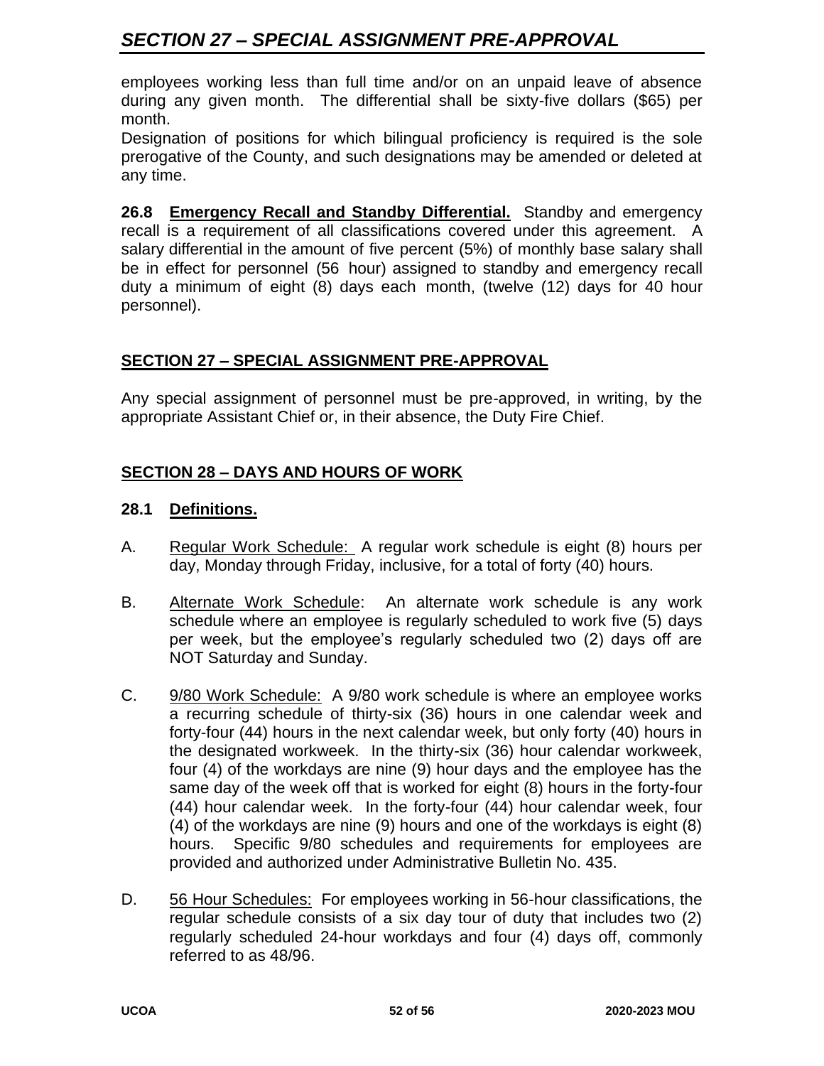employees working less than full time and/or on an unpaid leave of absence during any given month. The differential shall be sixty-five dollars ($65) per month.

Designation of positions for which bilingual proficiency is required is the sole prerogative of the County, and such designations may be amended or deleted at any time.

**26.8 <u>Emergency Recall and Standby Differential.</u>** Standby and emergency recall is a requirement of all classifications covered under this agreement. A salary differential in the amount of five percent (5%) of monthly base salary shall be in effect for personnel (56 hour) assigned to standby and emergency recall duty a minimum of eight (8) days each month, (twelve (12) days for 40 hour personnel).

## SECTION 27 – SPECIAL ASSIGNMENT PRE-APPROVAL

Any special assignment of personnel must be pre-approved, in writing, by the appropriate Assistant Chief or, in their absence, the Duty Fire Chief.

## SECTION 28 – DAYS AND HOURS OF WORK

### 28.1 Definitions.

A. <u>Regular Work Schedule:</u> A regular work schedule is eight (8) hours per day, Monday through Friday, inclusive, for a total of forty (40) hours.

B. <u>Alternate Work Schedule</u>: An alternate work schedule is any work schedule where an employee is regularly scheduled to work five (5) days per week, but the employee's regularly scheduled two (2) days off are NOT Saturday and Sunday.

C. <u>9/80 Work Schedule:</u> A 9/80 work schedule is where an employee works a recurring schedule of thirty-six (36) hours in one calendar week and forty-four (44) hours in the next calendar week, but only forty (40) hours in the designated workweek. In the thirty-six (36) hour calendar workweek, four (4) of the workdays are nine (9) hour days and the employee has the same day of the week off that is worked for eight (8) hours in the forty-four (44) hour calendar week. In the forty-four (44) hour calendar week, four (4) of the workdays are nine (9) hours and one of the workdays is eight (8) hours. Specific 9/80 schedules and requirements for employees are provided and authorized under Administrative Bulletin No. 435.

D. <u>56 Hour Schedules:</u> For employees working in 56-hour classifications, the regular schedule consists of a six day tour of duty that includes two (2) regularly scheduled 24-hour workdays and four (4) days off, commonly referred to as 48/96.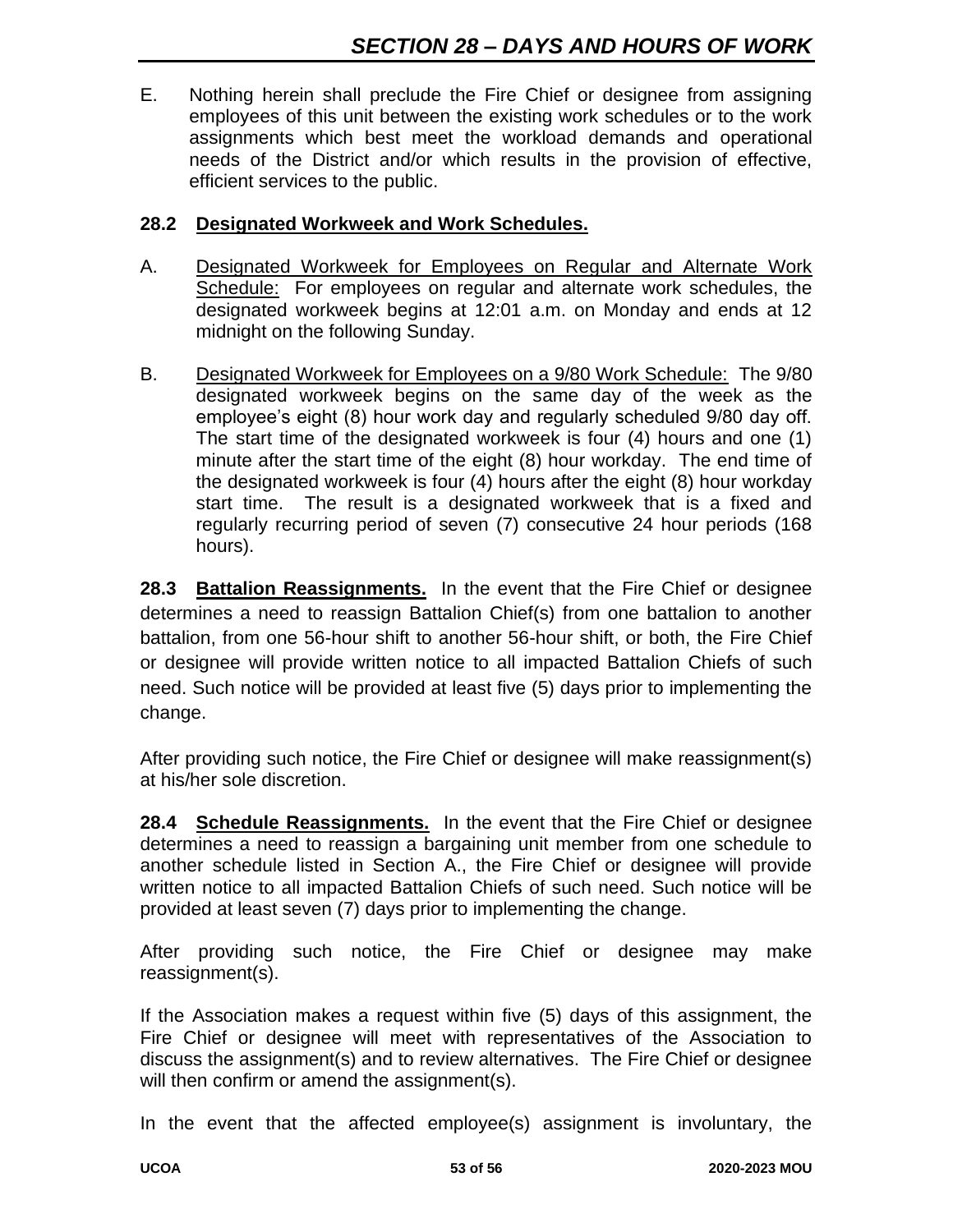E. Nothing herein shall preclude the Fire Chief or designee from assigning employees of this unit between the existing work schedules or to the work assignments which best meet the workload demands and operational needs of the District and/or which results in the provision of effective, efficient services to the public.

### 28.2 Designated Workweek and Work Schedules.

A. Designated Workweek for Employees on Regular and Alternate Work Schedule: For employees on regular and alternate work schedules, the designated workweek begins at 12:01 a.m. on Monday and ends at 12 midnight on the following Sunday.

B. Designated Workweek for Employees on a 9/80 Work Schedule: The 9/80 designated workweek begins on the same day of the week as the employee's eight (8) hour work day and regularly scheduled 9/80 day off. The start time of the designated workweek is four (4) hours and one (1) minute after the start time of the eight (8) hour workday. The end time of the designated workweek is four (4) hours after the eight (8) hour workday start time. The result is a designated workweek that is a fixed and regularly recurring period of seven (7) consecutive 24 hour periods (168 hours).

**28.3 Battalion Reassignments.** In the event that the Fire Chief or designee determines a need to reassign Battalion Chief(s) from one battalion to another battalion, from one 56-hour shift to another 56-hour shift, or both, the Fire Chief or designee will provide written notice to all impacted Battalion Chiefs of such need. Such notice will be provided at least five (5) days prior to implementing the change.

After providing such notice, the Fire Chief or designee will make reassignment(s) at his/her sole discretion.

**28.4 Schedule Reassignments.** In the event that the Fire Chief or designee determines a need to reassign a bargaining unit member from one schedule to another schedule listed in Section A., the Fire Chief or designee will provide written notice to all impacted Battalion Chiefs of such need. Such notice will be provided at least seven (7) days prior to implementing the change.

After providing such notice, the Fire Chief or designee may make reassignment(s).

If the Association makes a request within five (5) days of this assignment, the Fire Chief or designee will meet with representatives of the Association to discuss the assignment(s) and to review alternatives. The Fire Chief or designee will then confirm or amend the assignment(s).

In the event that the affected employee(s) assignment is involuntary, the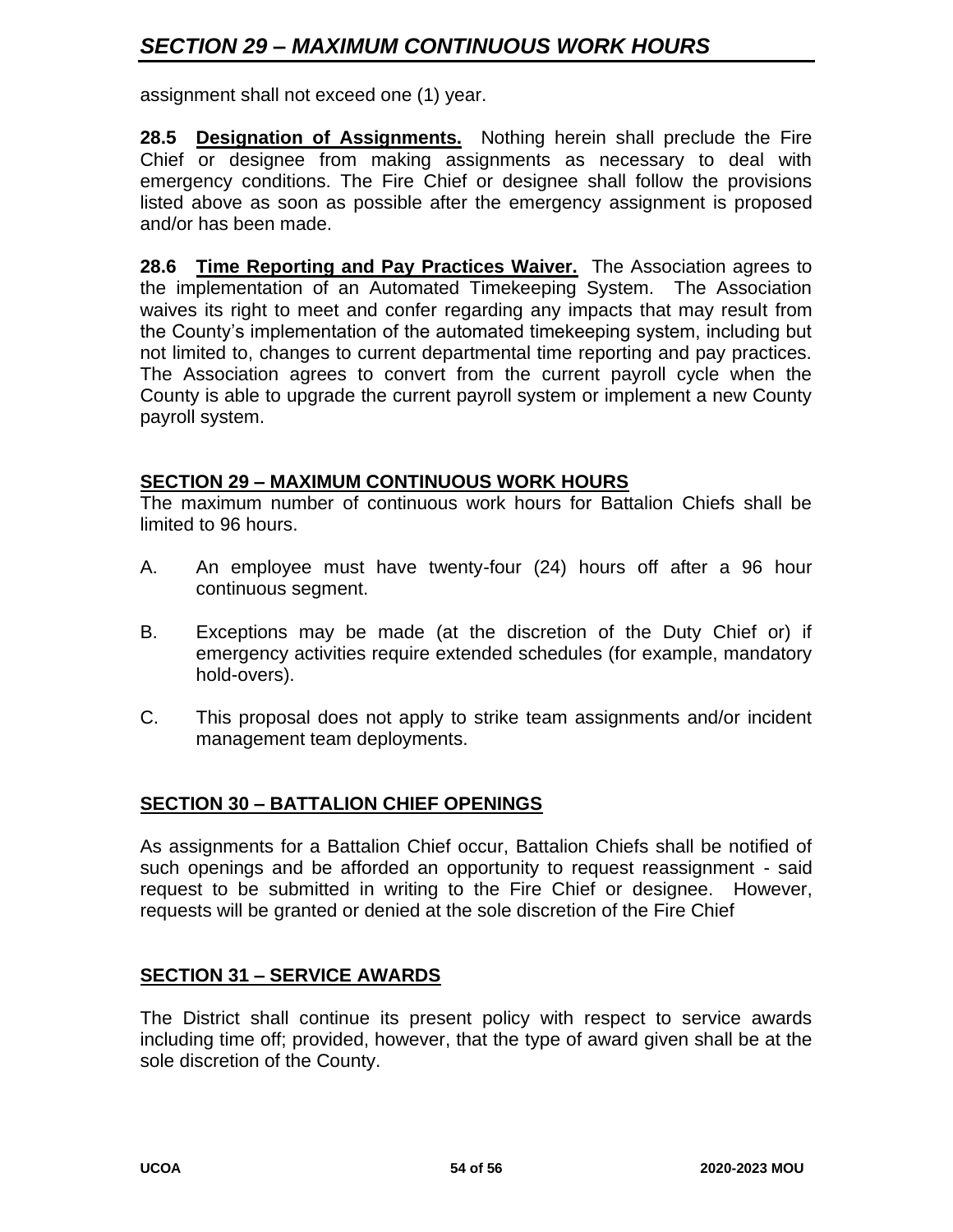assignment shall not exceed one (1) year.

**28.5 Designation of Assignments.** Nothing herein shall preclude the Fire Chief or designee from making assignments as necessary to deal with emergency conditions. The Fire Chief or designee shall follow the provisions listed above as soon as possible after the emergency assignment is proposed and/or has been made.

**28.6 Time Reporting and Pay Practices Waiver.** The Association agrees to the implementation of an Automated Timekeeping System. The Association waives its right to meet and confer regarding any impacts that may result from the County's implementation of the automated timekeeping system, including but not limited to, changes to current departmental time reporting and pay practices. The Association agrees to convert from the current payroll cycle when the County is able to upgrade the current payroll system or implement a new County payroll system.

## SECTION 29 – MAXIMUM CONTINUOUS WORK HOURS

The maximum number of continuous work hours for Battalion Chiefs shall be limited to 96 hours.

A. An employee must have twenty-four (24) hours off after a 96 hour continuous segment.

B. Exceptions may be made (at the discretion of the Duty Chief or) if emergency activities require extended schedules (for example, mandatory hold-overs).

C. This proposal does not apply to strike team assignments and/or incident management team deployments.

## SECTION 30 – BATTALION CHIEF OPENINGS

As assignments for a Battalion Chief occur, Battalion Chiefs shall be notified of such openings and be afforded an opportunity to request reassignment - said request to be submitted in writing to the Fire Chief or designee. However, requests will be granted or denied at the sole discretion of the Fire Chief

## SECTION 31 – SERVICE AWARDS

The District shall continue its present policy with respect to service awards including time off; provided, however, that the type of award given shall be at the sole discretion of the County.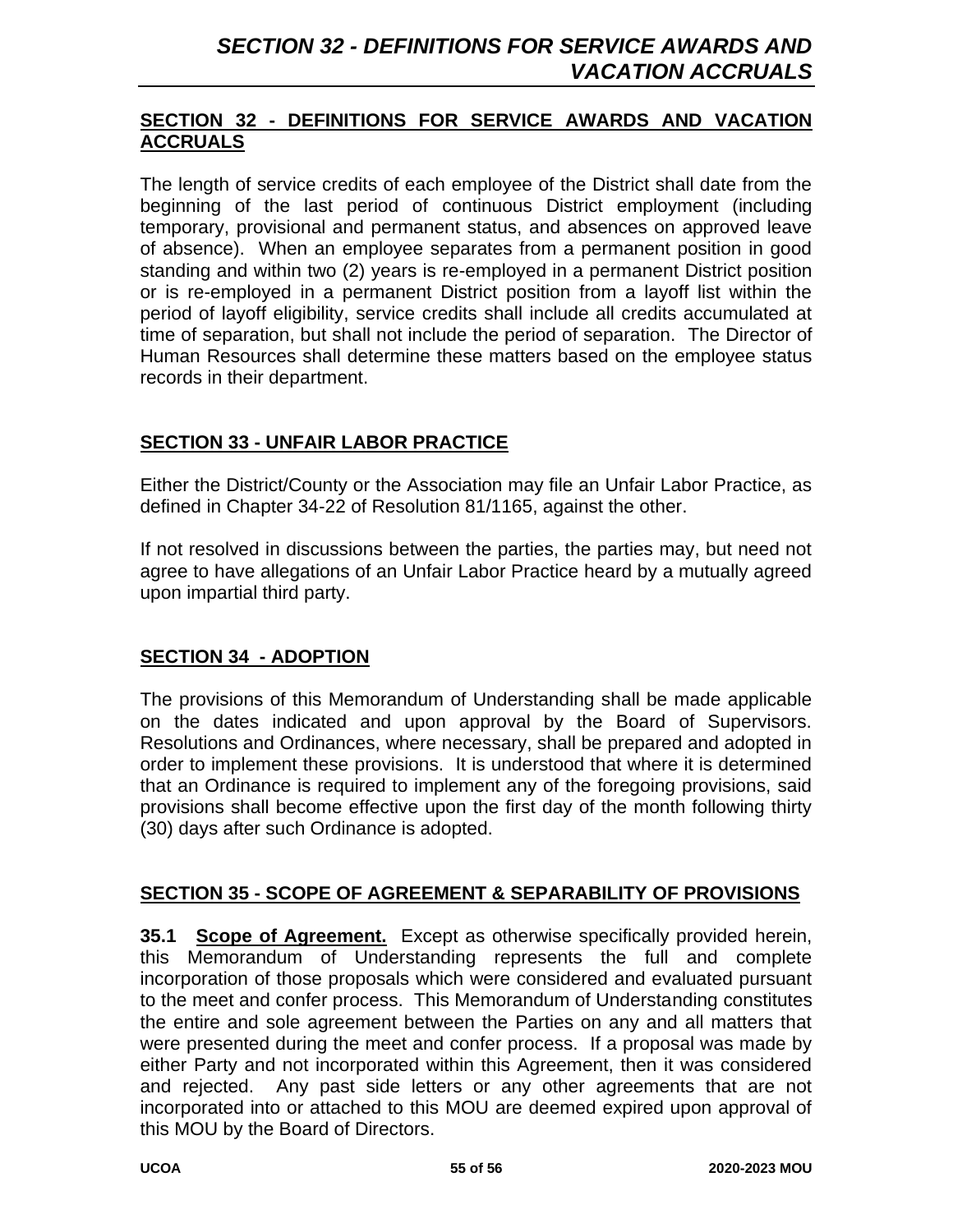## SECTION 32 - DEFINITIONS FOR SERVICE AWARDS AND VACATION ACCRUALS

The length of service credits of each employee of the District shall date from the beginning of the last period of continuous District employment (including temporary, provisional and permanent status, and absences on approved leave of absence). When an employee separates from a permanent position in good standing and within two (2) years is re-employed in a permanent District position or is re-employed in a permanent District position from a layoff list within the period of layoff eligibility, service credits shall include all credits accumulated at time of separation, but shall not include the period of separation. The Director of Human Resources shall determine these matters based on the employee status records in their department.

## SECTION 33 - UNFAIR LABOR PRACTICE

Either the District/County or the Association may file an Unfair Labor Practice, as defined in Chapter 34-22 of Resolution 81/1165, against the other.

If not resolved in discussions between the parties, the parties may, but need not agree to have allegations of an Unfair Labor Practice heard by a mutually agreed upon impartial third party.

## SECTION 34 - ADOPTION

The provisions of this Memorandum of Understanding shall be made applicable on the dates indicated and upon approval by the Board of Supervisors. Resolutions and Ordinances, where necessary, shall be prepared and adopted in order to implement these provisions. It is understood that where it is determined that an Ordinance is required to implement any of the foregoing provisions, said provisions shall become effective upon the first day of the month following thirty (30) days after such Ordinance is adopted.

## SECTION 35 - SCOPE OF AGREEMENT & SEPARABILITY OF PROVISIONS

**35.1 Scope of Agreement.** Except as otherwise specifically provided herein, this Memorandum of Understanding represents the full and complete incorporation of those proposals which were considered and evaluated pursuant to the meet and confer process. This Memorandum of Understanding constitutes the entire and sole agreement between the Parties on any and all matters that were presented during the meet and confer process. If a proposal was made by either Party and not incorporated within this Agreement, then it was considered and rejected. Any past side letters or any other agreements that are not incorporated into or attached to this MOU are deemed expired upon approval of this MOU by the Board of Directors.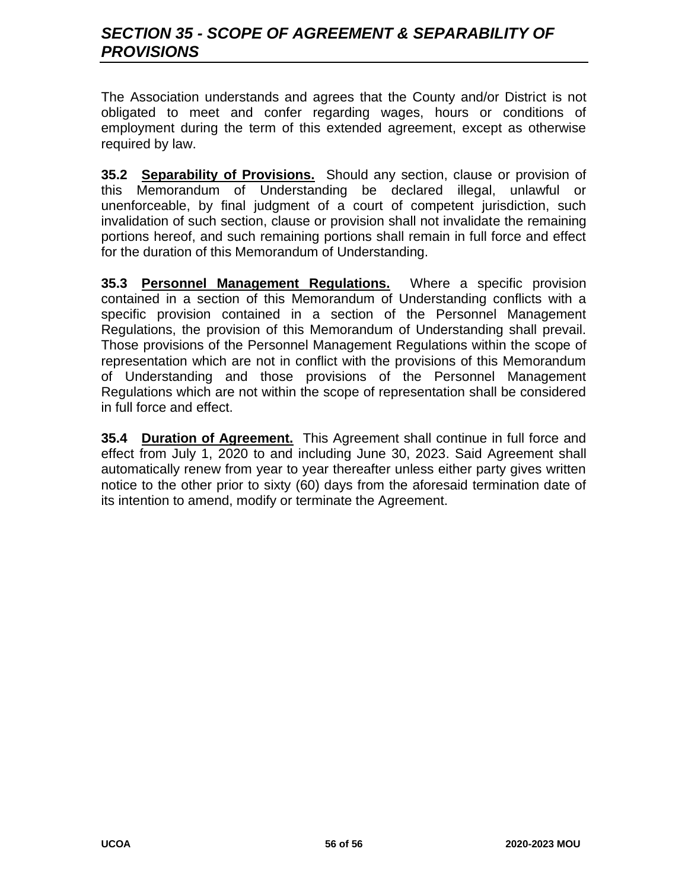## *SECTION 35 - SCOPE OF AGREEMENT & SEPARABILITY OF PROVISIONS*

The Association understands and agrees that the County and/or District is not obligated to meet and confer regarding wages, hours or conditions of employment during the term of this extended agreement, except as otherwise required by law.

**35.2 Separability of Provisions.** Should any section, clause or provision of this Memorandum of Understanding be declared illegal, unlawful or unenforceable, by final judgment of a court of competent jurisdiction, such invalidation of such section, clause or provision shall not invalidate the remaining portions hereof, and such remaining portions shall remain in full force and effect for the duration of this Memorandum of Understanding.

**35.3 Personnel Management Regulations.** Where a specific provision contained in a section of this Memorandum of Understanding conflicts with a specific provision contained in a section of the Personnel Management Regulations, the provision of this Memorandum of Understanding shall prevail. Those provisions of the Personnel Management Regulations within the scope of representation which are not in conflict with the provisions of this Memorandum of Understanding and those provisions of the Personnel Management Regulations which are not within the scope of representation shall be considered in full force and effect.

**35.4 Duration of Agreement.** This Agreement shall continue in full force and effect from July 1, 2020 to and including June 30, 2023. Said Agreement shall automatically renew from year to year thereafter unless either party gives written notice to the other prior to sixty (60) days from the aforesaid termination date of its intention to amend, modify or terminate the Agreement.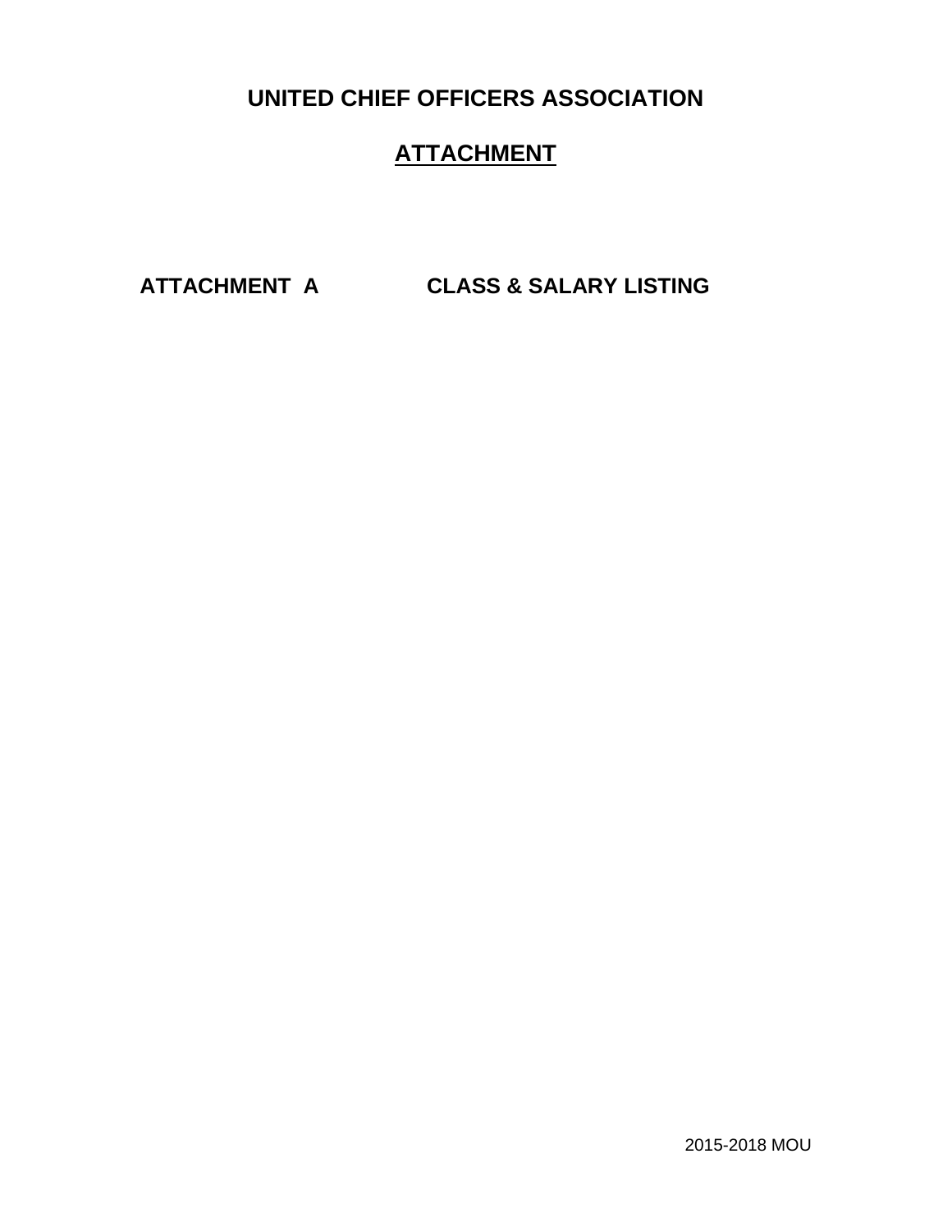# UNITED CHIEF OFFICERS ASSOCIATION

## ATTACHMENT

**ATTACHMENT A** **CLASS & SALARY LISTING**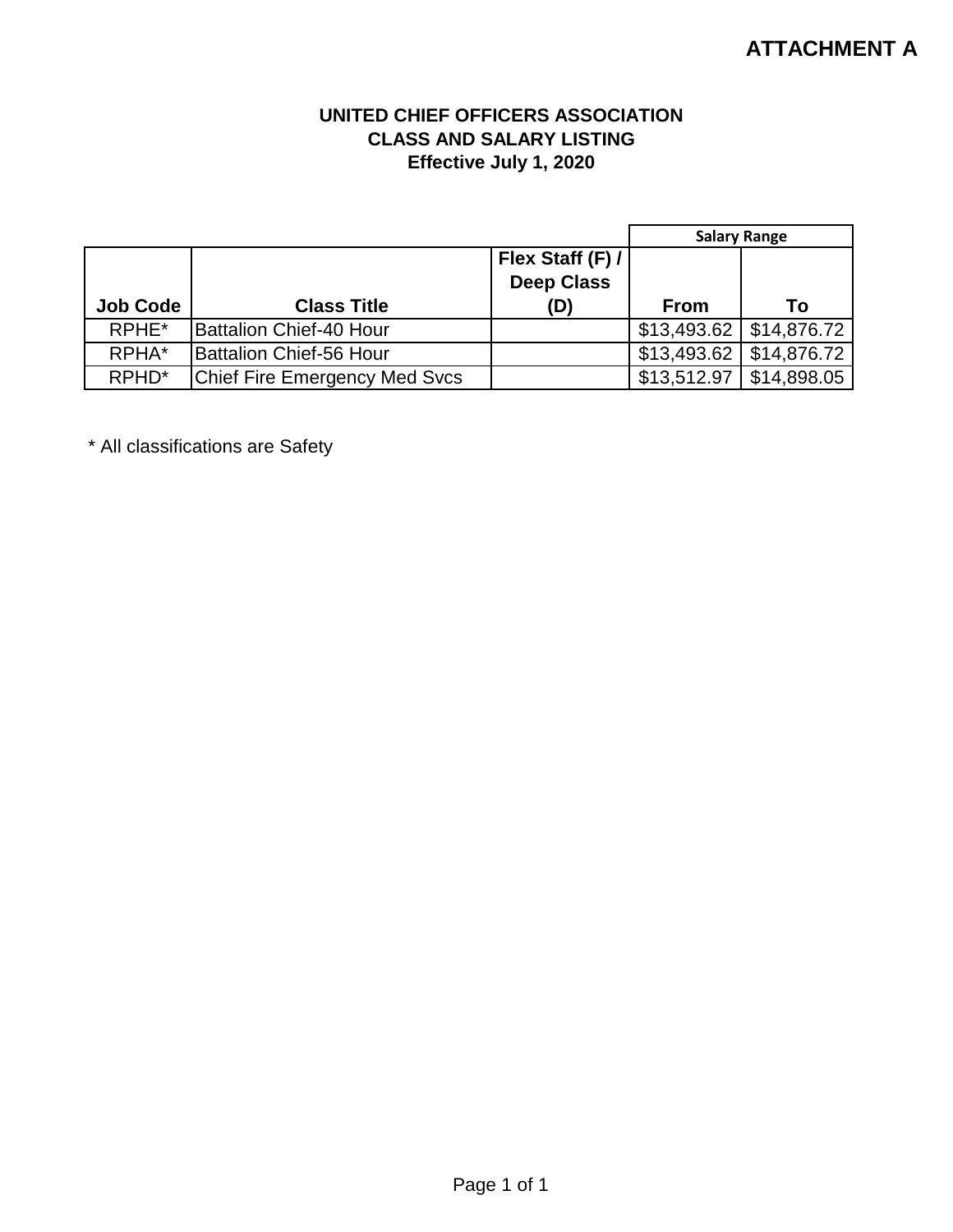# ATTACHMENT A

**UNITED CHIEF OFFICERS ASSOCIATION**
**CLASS AND SALARY LISTING**
**Effective July 1, 2020**

| | | | Salary Range | |
|---|---|---|---|---|
| **Job Code** | **Class Title** | **Flex Staff (F) / Deep Class (D)** | **From** | **To** |
| RPHE* | Battalion Chief-40 Hour | | $13,493.62 | $14,876.72 |
| RPHA* | Battalion Chief-56 Hour | | $13,493.62 | $14,876.72 |
| RPHD* | Chief Fire Emergency Med Svcs | | $13,512.97 | $14,898.05 |

* All classifications are Safety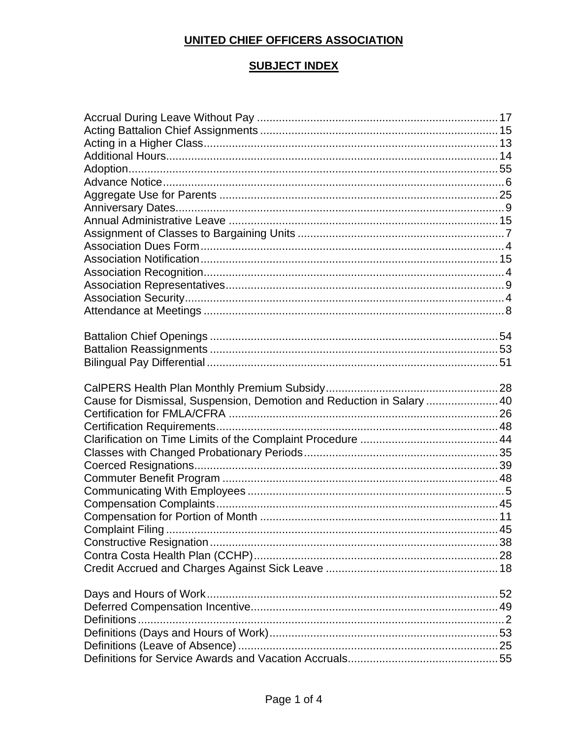# UNITED CHIEF OFFICERS ASSOCIATION

## SUBJECT INDEX

Accrual During Leave Without Pay .......... 17
Acting Battalion Chief Assignments .......... 15
Acting in a Higher Class .......... 13
Additional Hours .......... 14
Adoption .......... 55
Advance Notice .......... 6
Aggregate Use for Parents .......... 25
Anniversary Dates .......... 9
Annual Administrative Leave .......... 15
Assignment of Classes to Bargaining Units .......... 7
Association Dues Form .......... 4
Association Notification .......... 15
Association Recognition .......... 4
Association Representatives .......... 9
Association Security .......... 4
Attendance at Meetings .......... 8

Battalion Chief Openings .......... 54
Battalion Reassignments .......... 53
Bilingual Pay Differential .......... 51

CalPERS Health Plan Monthly Premium Subsidy .......... 28
Cause for Dismissal, Suspension, Demotion and Reduction in Salary .......... 40
Certification for FMLA/CFRA .......... 26
Certification Requirements .......... 48
Clarification on Time Limits of the Complaint Procedure .......... 44
Classes with Changed Probationary Periods .......... 35
Coerced Resignations .......... 39
Commuter Benefit Program .......... 48
Communicating With Employees .......... 5
Compensation Complaints .......... 45
Compensation for Portion of Month .......... 11
Complaint Filing .......... 45
Constructive Resignation .......... 38
Contra Costa Health Plan (CCHP) .......... 28
Credit Accrued and Charges Against Sick Leave .......... 18

Days and Hours of Work .......... 52
Deferred Compensation Incentive .......... 49
Definitions .......... 2
Definitions (Days and Hours of Work) .......... 53
Definitions (Leave of Absence) .......... 25
Definitions for Service Awards and Vacation Accruals .......... 55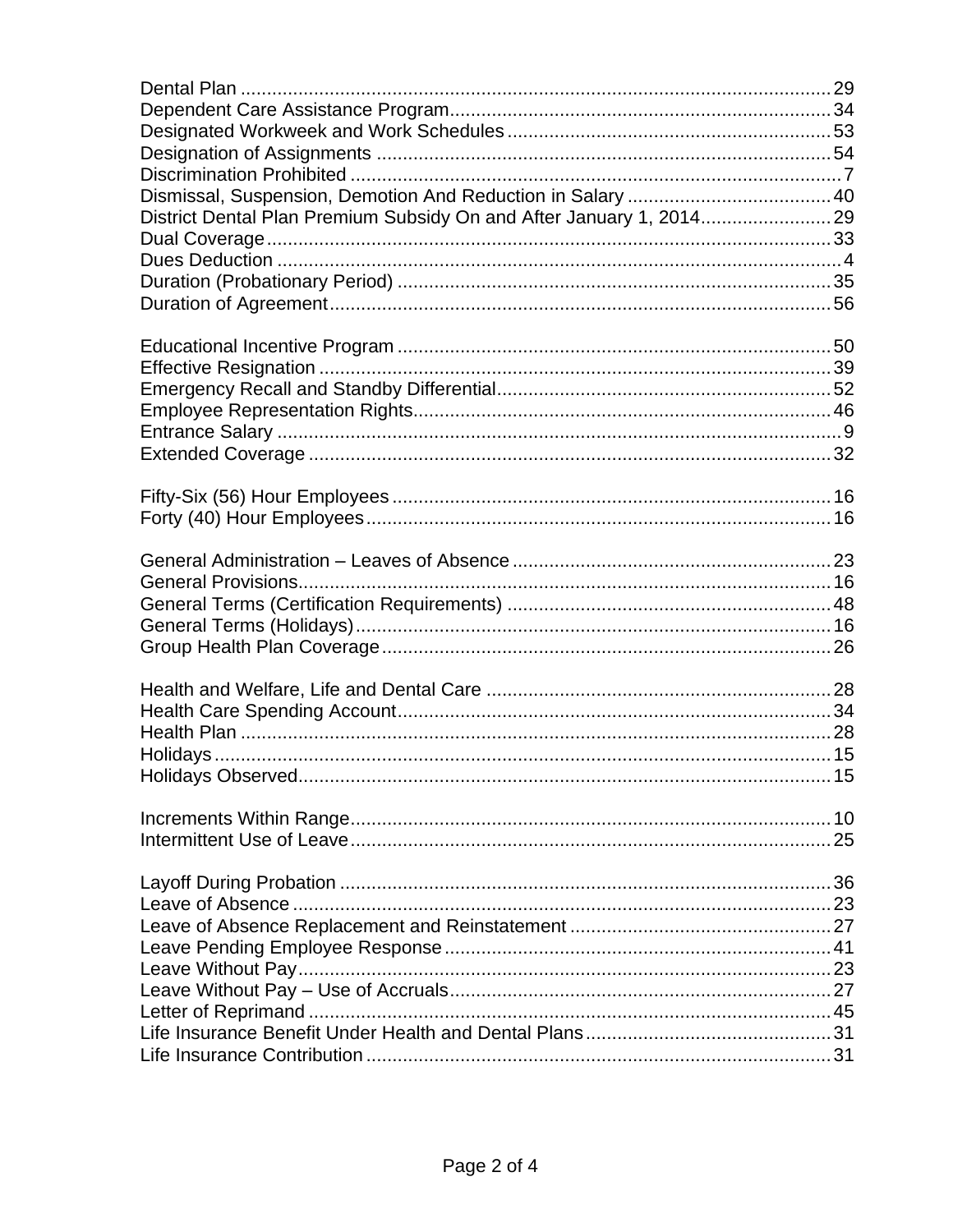Dental Plan ........................................................................................................ 29
Dependent Care Assistance Program......................................................................... 34
Designated Workweek and Work Schedules ............................................................... 53
Designation of Assignments ........................................................................................ 54
Discrimination Prohibited ............................................................................................... 7
Dismissal, Suspension, Demotion And Reduction in Salary ....................................... 40
District Dental Plan Premium Subsidy On and After January 1, 2014......................... 29
Dual Coverage............................................................................................................. 33
Dues Deduction ............................................................................................................. 4
Duration (Probationary Period) .................................................................................... 35
Duration of Agreement................................................................................................. 56

Educational Incentive Program ................................................................................... 50
Effective Resignation ................................................................................................... 39
Emergency Recall and Standby Differential................................................................ 52
Employee Representation Rights................................................................................ 46
Entrance Salary ............................................................................................................. 9
Extended Coverage ..................................................................................................... 32

Fifty-Six (56) Hour Employees .................................................................................... 16
Forty (40) Hour Employees.......................................................................................... 16

General Administration – Leaves of Absence ............................................................. 23
General Provisions....................................................................................................... 16
General Terms (Certification Requirements) .............................................................. 48
General Terms (Holidays)............................................................................................ 16
Group Health Plan Coverage....................................................................................... 26

Health and Welfare, Life and Dental Care .................................................................. 28
Health Care Spending Account.................................................................................... 34
Health Plan .................................................................................................................. 28
Holidays ....................................................................................................................... 15
Holidays Observed....................................................................................................... 15

Increments Within Range............................................................................................. 10
Intermittent Use of Leave............................................................................................. 25

Layoff During Probation ............................................................................................... 36
Leave of Absence ........................................................................................................ 23
Leave of Absence Replacement and Reinstatement ................................................... 27
Leave Pending Employee Response........................................................................... 41
Leave Without Pay....................................................................................................... 23
Leave Without Pay – Use of Accruals.......................................................................... 27
Letter of Reprimand ..................................................................................................... 45
Life Insurance Benefit Under Health and Dental Plans................................................ 31
Life Insurance Contribution.......................................................................................... 31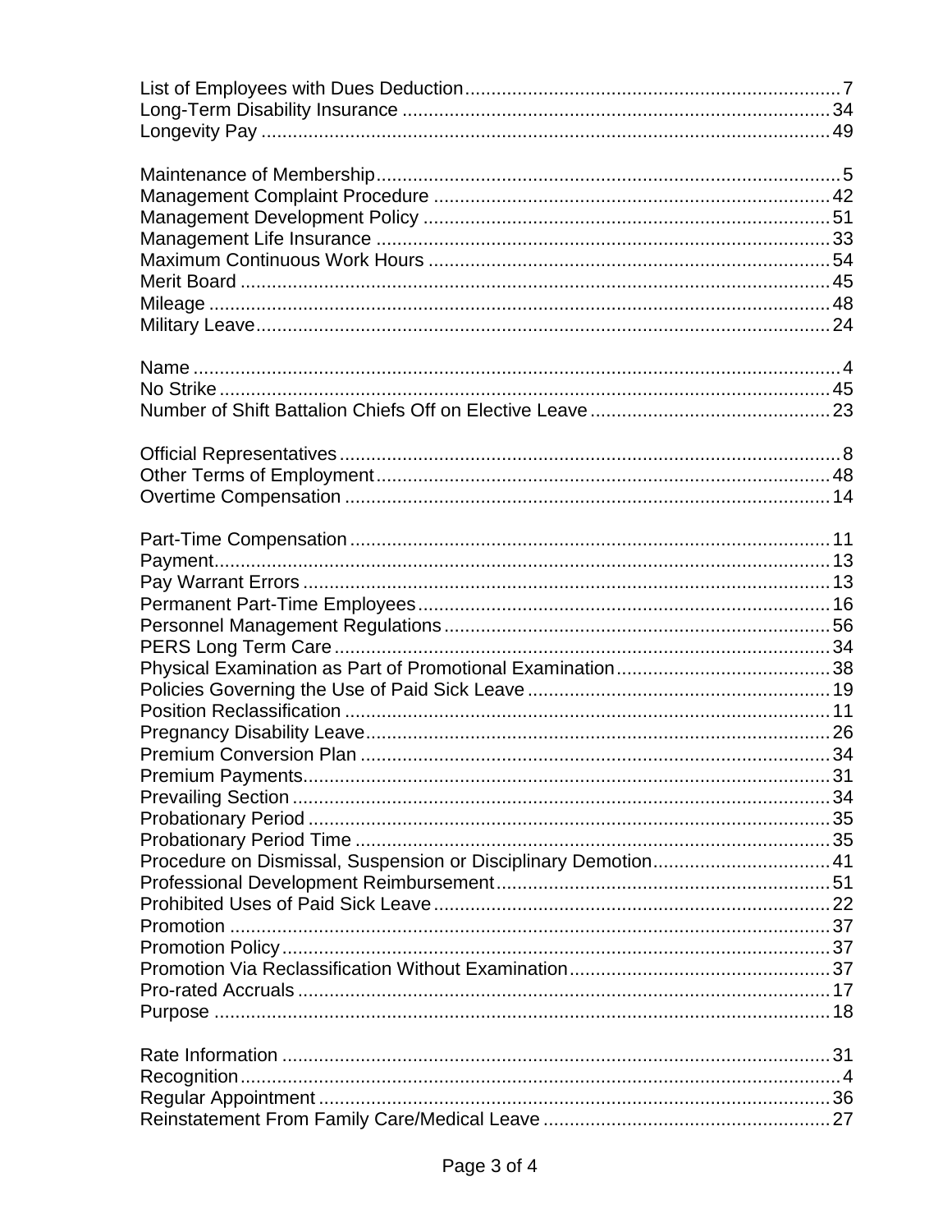List of Employees with Dues Deduction........................................................................7
Long-Term Disability Insurance ....................................................................................34
Longevity Pay ................................................................................................................49

Maintenance of Membership..........................................................................................5
Management Complaint Procedure ..............................................................................42
Management Development Policy ................................................................................51
Management Life Insurance ..........................................................................................33
Maximum Continuous Work Hours ...............................................................................54
Merit Board ....................................................................................................................45
Mileage ..........................................................................................................................48
Military Leave.................................................................................................................24

Name ...............................................................................................................................4
No Strike ........................................................................................................................45
Number of Shift Battalion Chiefs Off on Elective Leave ..............................................23

Official Representatives ..................................................................................................8
Other Terms of Employment..........................................................................................48
Overtime Compensation ...............................................................................................14

Part-Time Compensation ..............................................................................................11
Payment.........................................................................................................................13
Pay Warrant Errors ........................................................................................................13
Permanent Part-Time Employees..................................................................................16
Personnel Management Regulations ............................................................................56
PERS Long Term Care ..................................................................................................34
Physical Examination as Part of Promotional Examination...........................................38
Policies Governing the Use of Paid Sick Leave .............................................................19
Position Reclassification ................................................................................................11
Pregnancy Disability Leave............................................................................................26
Premium Conversion Plan .............................................................................................34
Premium Payments........................................................................................................31
Prevailing Section ..........................................................................................................34
Probationary Period .......................................................................................................35
Probationary Period Time ..............................................................................................35
Procedure on Dismissal, Suspension or Disciplinary Demotion....................................41
Professional Development Reimbursement...................................................................51
Prohibited Uses of Paid Sick Leave ...............................................................................22
Promotion ......................................................................................................................37
Promotion Policy.............................................................................................................37
Promotion Via Reclassification Without Examination....................................................37
Pro-rated Accruals .........................................................................................................17
Purpose .........................................................................................................................18

Rate Information ............................................................................................................31
Recognition......................................................................................................................4
Regular Appointment .....................................................................................................36
Reinstatement From Family Care/Medical Leave .........................................................27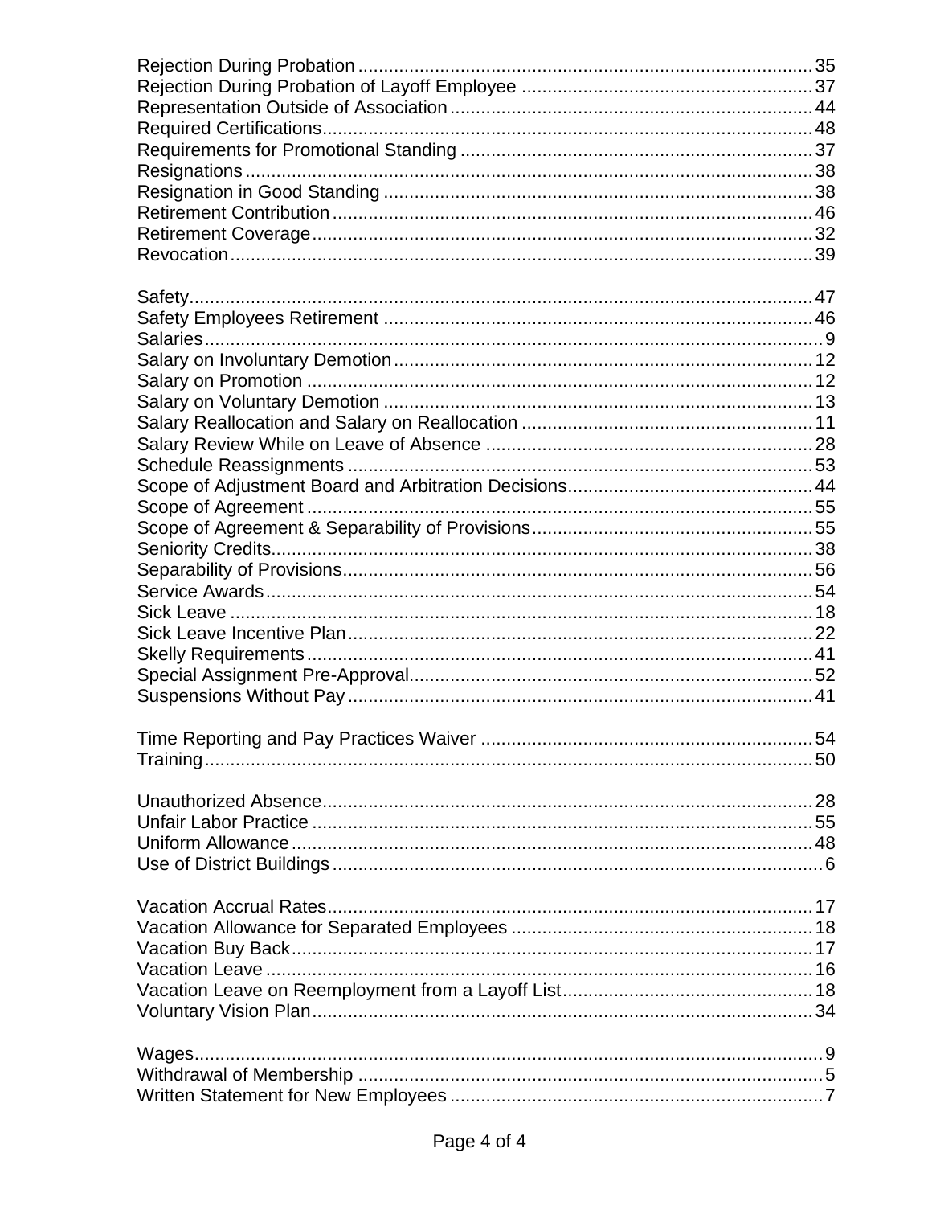Rejection During Probation ........................................................................................ 35
Rejection During Probation of Layoff Employee ........................................................ 37
Representation Outside of Association ...................................................................... 44
Required Certifications................................................................................................ 48
Requirements for Promotional Standing ..................................................................... 37
Resignations ............................................................................................................... 38
Resignation in Good Standing ..................................................................................... 38
Retirement Contribution ............................................................................................. 46
Retirement Coverage .................................................................................................. 32
Revocation ................................................................................................................. 39

Safety.......................................................................................................................... 47
Safety Employees Retirement .................................................................................... 46
Salaries ......................................................................................................................... 9
Salary on Involuntary Demotion .................................................................................. 12
Salary on Promotion ................................................................................................... 12
Salary on Voluntary Demotion .................................................................................... 13
Salary Reallocation and Salary on Reallocation ......................................................... 11
Salary Review While on Leave of Absence ................................................................ 28
Schedule Reassignments ........................................................................................... 53
Scope of Adjustment Board and Arbitration Decisions................................................ 44
Scope of Agreement ................................................................................................... 55
Scope of Agreement & Separability of Provisions....................................................... 55
Seniority Credits.......................................................................................................... 38
Separability of Provisions............................................................................................ 56
Service Awards ........................................................................................................... 54
Sick Leave .................................................................................................................. 18
Sick Leave Incentive Plan ........................................................................................... 22
Skelly Requirements ................................................................................................... 41
Special Assignment Pre-Approval............................................................................... 52
Suspensions Without Pay ........................................................................................... 41

Time Reporting and Pay Practices Waiver ................................................................. 54
Training ....................................................................................................................... 50

Unauthorized Absence................................................................................................ 28
Unfair Labor Practice .................................................................................................. 55
Uniform Allowance ...................................................................................................... 48
Use of District Buildings ................................................................................................ 6

Vacation Accrual Rates............................................................................................... 17
Vacation Allowance for Separated Employees ........................................................... 18
Vacation Buy Back...................................................................................................... 17
Vacation Leave ........................................................................................................... 16
Vacation Leave on Reemployment from a Layoff List................................................. 18
Voluntary Vision Plan .................................................................................................. 34

Wages........................................................................................................................... 9
Withdrawal of Membership ........................................................................................... 5
Written Statement for New Employees ......................................................................... 7